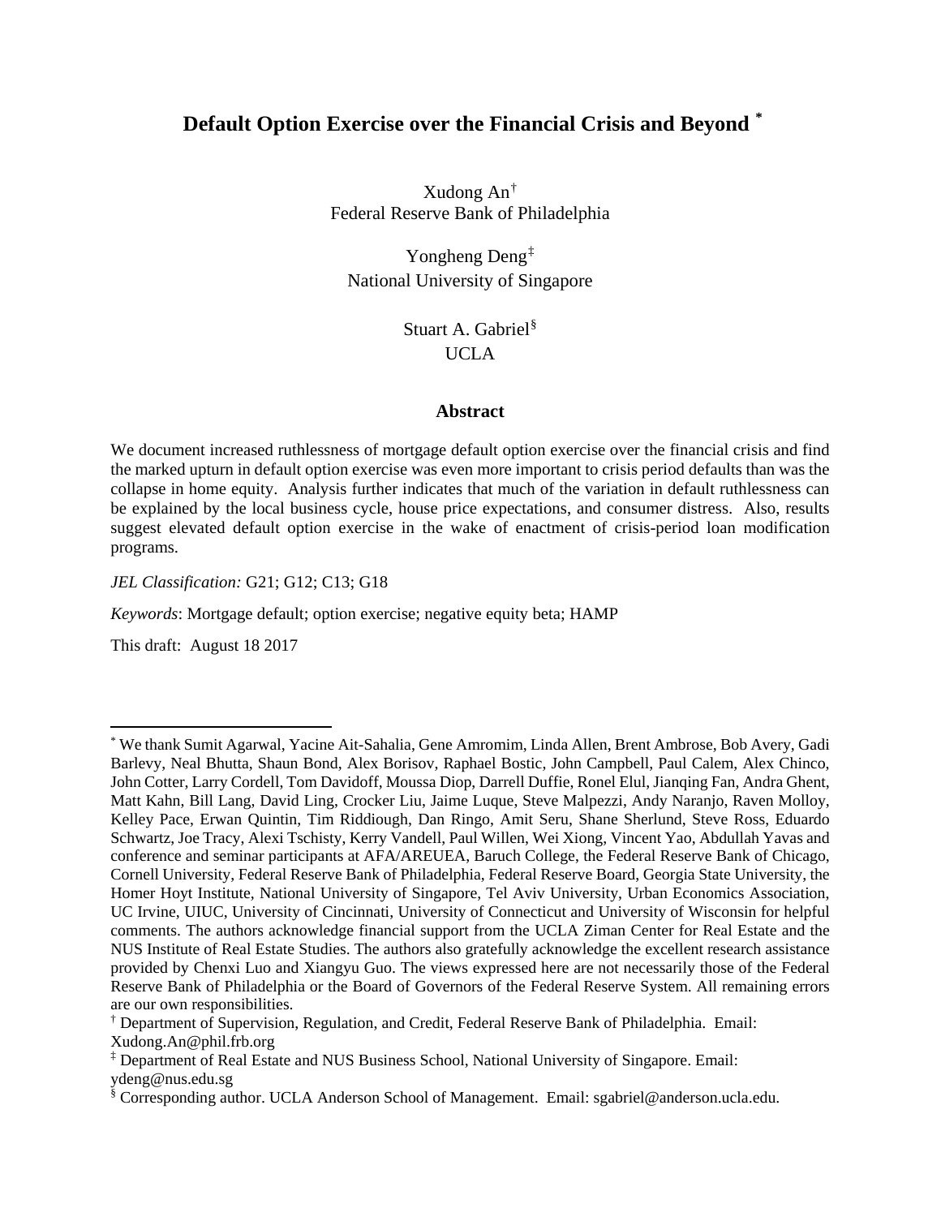# Default Option Exercise over the Financial Crisis and Beyond [*]

Xudong An[†]
Federal Reserve Bank of Philadelphia

Yongheng Deng[‡]
National University of Singapore

Stuart A. Gabriel[§]
UCLA

## Abstract

We document increased ruthlessness of mortgage default option exercise over the financial crisis and find the marked upturn in default option exercise was even more important to crisis period defaults than was the collapse in home equity. Analysis further indicates that much of the variation in default ruthlessness can be explained by the local business cycle, house price expectations, and consumer distress. Also, results suggest elevated default option exercise in the wake of enactment of crisis-period loan modification programs.

*JEL Classification:* G21; G12; C13; G18

*Keywords*: Mortgage default; option exercise; negative equity beta; HAMP

This draft: August 18 2017

---

[*] We thank Sumit Agarwal, Yacine Ait-Sahalia, Gene Amromim, Linda Allen, Brent Ambrose, Bob Avery, Gadi Barlevy, Neal Bhutta, Shaun Bond, Alex Borisov, Raphael Bostic, John Campbell, Paul Calem, Alex Chinco, John Cotter, Larry Cordell, Tom Davidoff, Moussa Diop, Darrell Duffie, Ronel Elul, Jianqing Fan, Andra Ghent, Matt Kahn, Bill Lang, David Ling, Crocker Liu, Jaime Luque, Steve Malpezzi, Andy Naranjo, Raven Molloy, Kelley Pace, Erwan Quintin, Tim Riddiough, Dan Ringo, Amit Seru, Shane Sherlund, Steve Ross, Eduardo Schwartz, Joe Tracy, Alexi Tschisty, Kerry Vandell, Paul Willen, Wei Xiong, Vincent Yao, Abdullah Yavas and conference and seminar participants at AFA/AREUEA, Baruch College, the Federal Reserve Bank of Chicago, Cornell University, Federal Reserve Bank of Philadelphia, Federal Reserve Board, Georgia State University, the Homer Hoyt Institute, National University of Singapore, Tel Aviv University, Urban Economics Association, UC Irvine, UIUC, University of Cincinnati, University of Connecticut and University of Wisconsin for helpful comments. The authors acknowledge financial support from the UCLA Ziman Center for Real Estate and the NUS Institute of Real Estate Studies. The authors also gratefully acknowledge the excellent research assistance provided by Chenxi Luo and Xiangyu Guo. The views expressed here are not necessarily those of the Federal Reserve Bank of Philadelphia or the Board of Governors of the Federal Reserve System. All remaining errors are our own responsibilities.

[†] Department of Supervision, Regulation, and Credit, Federal Reserve Bank of Philadelphia. Email: Xudong.An@phil.frb.org

[‡] Department of Real Estate and NUS Business School, National University of Singapore. Email: ydeng@nus.edu.sg

[§] Corresponding author. UCLA Anderson School of Management. Email: sgabriel@anderson.ucla.edu.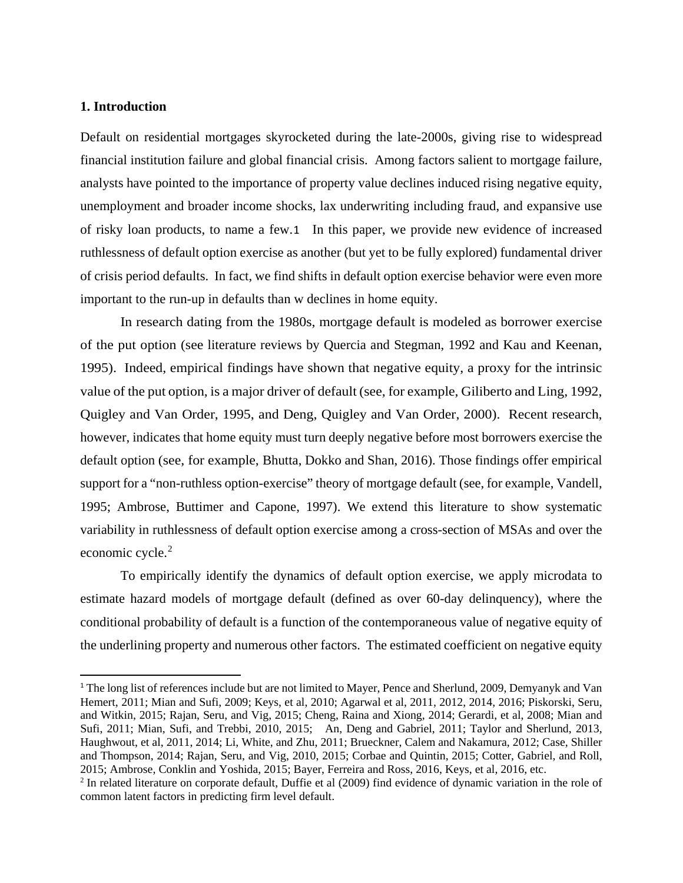## 1. Introduction

Default on residential mortgages skyrocketed during the late-2000s, giving rise to widespread financial institution failure and global financial crisis. Among factors salient to mortgage failure, analysts have pointed to the importance of property value declines induced rising negative equity, unemployment and broader income shocks, lax underwriting including fraud, and expansive use of risky loan products, to name a few.[1] In this paper, we provide new evidence of increased ruthlessness of default option exercise as another (but yet to be fully explored) fundamental driver of crisis period defaults. In fact, we find shifts in default option exercise behavior were even more important to the run-up in defaults than w declines in home equity.

In research dating from the 1980s, mortgage default is modeled as borrower exercise of the put option (see literature reviews by Quercia and Stegman, 1992 and Kau and Keenan, 1995). Indeed, empirical findings have shown that negative equity, a proxy for the intrinsic value of the put option, is a major driver of default (see, for example, Giliberto and Ling, 1992, Quigley and Van Order, 1995, and Deng, Quigley and Van Order, 2000). Recent research, however, indicates that home equity must turn deeply negative before most borrowers exercise the default option (see, for example, Bhutta, Dokko and Shan, 2016). Those findings offer empirical support for a "non-ruthless option-exercise" theory of mortgage default (see, for example, Vandell, 1995; Ambrose, Buttimer and Capone, 1997). We extend this literature to show systematic variability in ruthlessness of default option exercise among a cross-section of MSAs and over the economic cycle.[2]

To empirically identify the dynamics of default option exercise, we apply microdata to estimate hazard models of mortgage default (defined as over 60-day delinquency), where the conditional probability of default is a function of the contemporaneous value of negative equity of the underlining property and numerous other factors. The estimated coefficient on negative equity

---

[1] The long list of references include but are not limited to Mayer, Pence and Sherlund, 2009, Demyanyk and Van Hemert, 2011; Mian and Sufi, 2009; Keys, et al, 2010; Agarwal et al, 2011, 2012, 2014, 2016; Piskorski, Seru, and Witkin, 2015; Rajan, Seru, and Vig, 2015; Cheng, Raina and Xiong, 2014; Gerardi, et al, 2008; Mian and Sufi, 2011; Mian, Sufi, and Trebbi, 2010, 2015; An, Deng and Gabriel, 2011; Taylor and Sherlund, 2013, Haughwout, et al, 2011, 2014; Li, White, and Zhu, 2011; Brueckner, Calem and Nakamura, 2012; Case, Shiller and Thompson, 2014; Rajan, Seru, and Vig, 2010, 2015; Corbae and Quintin, 2015; Cotter, Gabriel, and Roll, 2015; Ambrose, Conklin and Yoshida, 2015; Bayer, Ferreira and Ross, 2016, Keys, et al, 2016, etc.

[2] In related literature on corporate default, Duffie et al (2009) find evidence of dynamic variation in the role of common latent factors in predicting firm level default.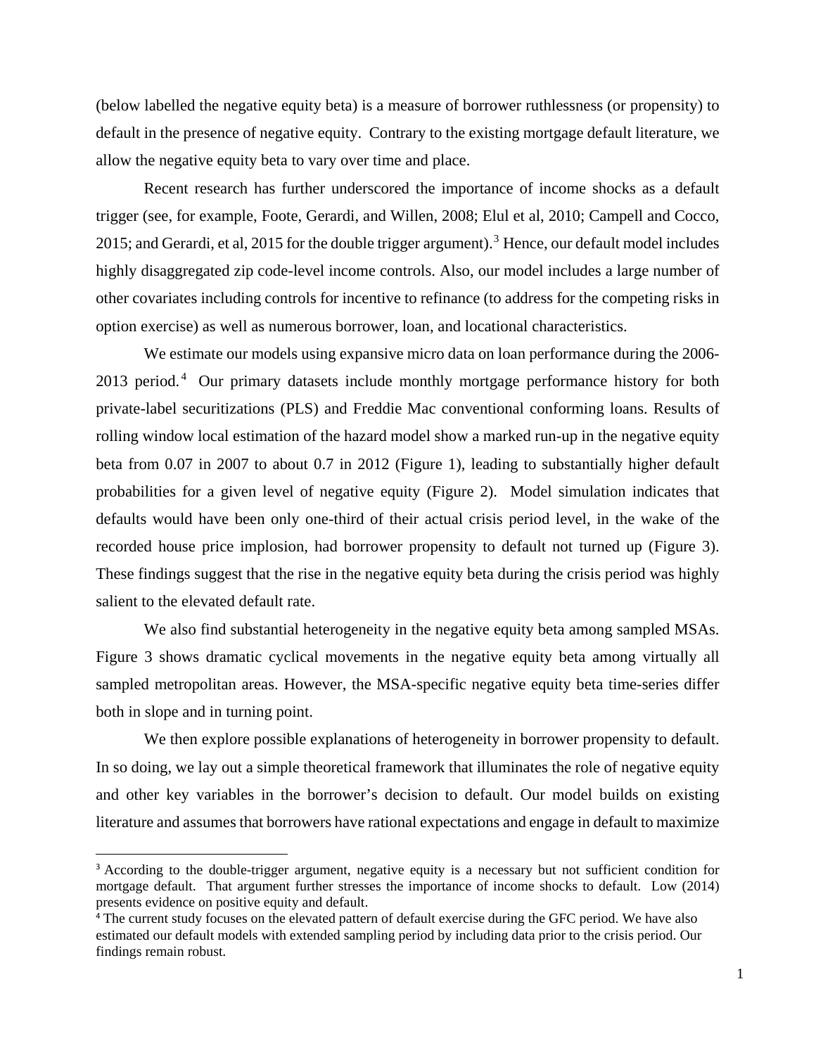(below labelled the negative equity beta) is a measure of borrower ruthlessness (or propensity) to default in the presence of negative equity. Contrary to the existing mortgage default literature, we allow the negative equity beta to vary over time and place.

Recent research has further underscored the importance of income shocks as a default trigger (see, for example, Foote, Gerardi, and Willen, 2008; Elul et al, 2010; Campell and Cocco, 2015; and Gerardi, et al, 2015 for the double trigger argument).[3] Hence, our default model includes highly disaggregated zip code-level income controls. Also, our model includes a large number of other covariates including controls for incentive to refinance (to address for the competing risks in option exercise) as well as numerous borrower, loan, and locational characteristics.

We estimate our models using expansive micro data on loan performance during the 2006-2013 period.[4] Our primary datasets include monthly mortgage performance history for both private-label securitizations (PLS) and Freddie Mac conventional conforming loans. Results of rolling window local estimation of the hazard model show a marked run-up in the negative equity beta from 0.07 in 2007 to about 0.7 in 2012 (Figure 1), leading to substantially higher default probabilities for a given level of negative equity (Figure 2). Model simulation indicates that defaults would have been only one-third of their actual crisis period level, in the wake of the recorded house price implosion, had borrower propensity to default not turned up (Figure 3). These findings suggest that the rise in the negative equity beta during the crisis period was highly salient to the elevated default rate.

We also find substantial heterogeneity in the negative equity beta among sampled MSAs. Figure 3 shows dramatic cyclical movements in the negative equity beta among virtually all sampled metropolitan areas. However, the MSA-specific negative equity beta time-series differ both in slope and in turning point.

We then explore possible explanations of heterogeneity in borrower propensity to default. In so doing, we lay out a simple theoretical framework that illuminates the role of negative equity and other key variables in the borrower's decision to default. Our model builds on existing literature and assumes that borrowers have rational expectations and engage in default to maximize

[3] According to the double-trigger argument, negative equity is a necessary but not sufficient condition for mortgage default. That argument further stresses the importance of income shocks to default. Low (2014) presents evidence on positive equity and default.

[4] The current study focuses on the elevated pattern of default exercise during the GFC period. We have also estimated our default models with extended sampling period by including data prior to the crisis period. Our findings remain robust.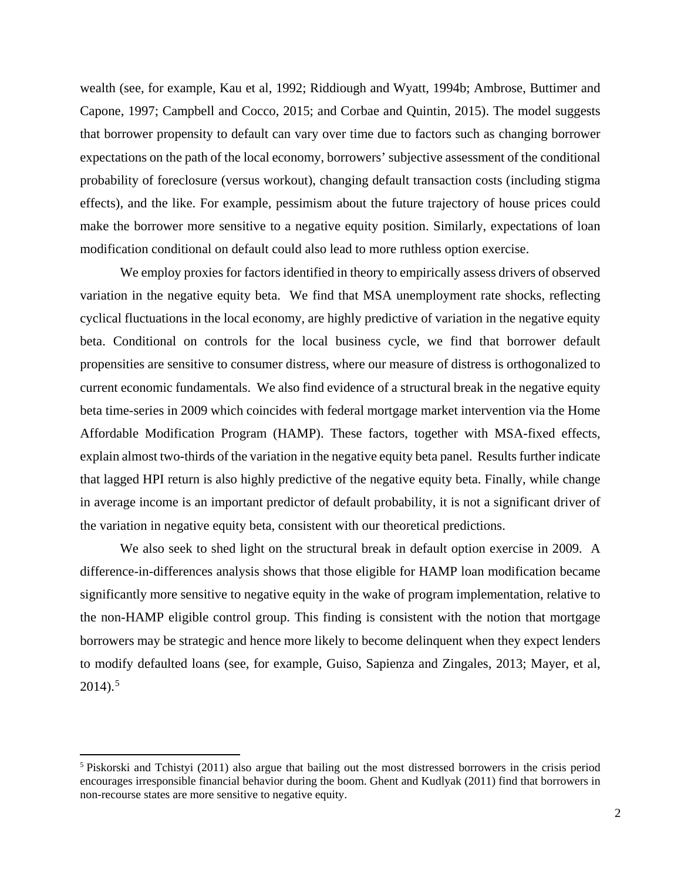wealth (see, for example, Kau et al, 1992; Riddiough and Wyatt, 1994b; Ambrose, Buttimer and Capone, 1997; Campbell and Cocco, 2015; and Corbae and Quintin, 2015). The model suggests that borrower propensity to default can vary over time due to factors such as changing borrower expectations on the path of the local economy, borrowers' subjective assessment of the conditional probability of foreclosure (versus workout), changing default transaction costs (including stigma effects), and the like. For example, pessimism about the future trajectory of house prices could make the borrower more sensitive to a negative equity position. Similarly, expectations of loan modification conditional on default could also lead to more ruthless option exercise.

We employ proxies for factors identified in theory to empirically assess drivers of observed variation in the negative equity beta. We find that MSA unemployment rate shocks, reflecting cyclical fluctuations in the local economy, are highly predictive of variation in the negative equity beta. Conditional on controls for the local business cycle, we find that borrower default propensities are sensitive to consumer distress, where our measure of distress is orthogonalized to current economic fundamentals. We also find evidence of a structural break in the negative equity beta time-series in 2009 which coincides with federal mortgage market intervention via the Home Affordable Modification Program (HAMP). These factors, together with MSA-fixed effects, explain almost two-thirds of the variation in the negative equity beta panel. Results further indicate that lagged HPI return is also highly predictive of the negative equity beta. Finally, while change in average income is an important predictor of default probability, it is not a significant driver of the variation in negative equity beta, consistent with our theoretical predictions.

We also seek to shed light on the structural break in default option exercise in 2009. A difference-in-differences analysis shows that those eligible for HAMP loan modification became significantly more sensitive to negative equity in the wake of program implementation, relative to the non-HAMP eligible control group. This finding is consistent with the notion that mortgage borrowers may be strategic and hence more likely to become delinquent when they expect lenders to modify defaulted loans (see, for example, Guiso, Sapienza and Zingales, 2013; Mayer, et al, 2014).[5]

[5] Piskorski and Tchistyi (2011) also argue that bailing out the most distressed borrowers in the crisis period encourages irresponsible financial behavior during the boom. Ghent and Kudlyak (2011) find that borrowers in non-recourse states are more sensitive to negative equity.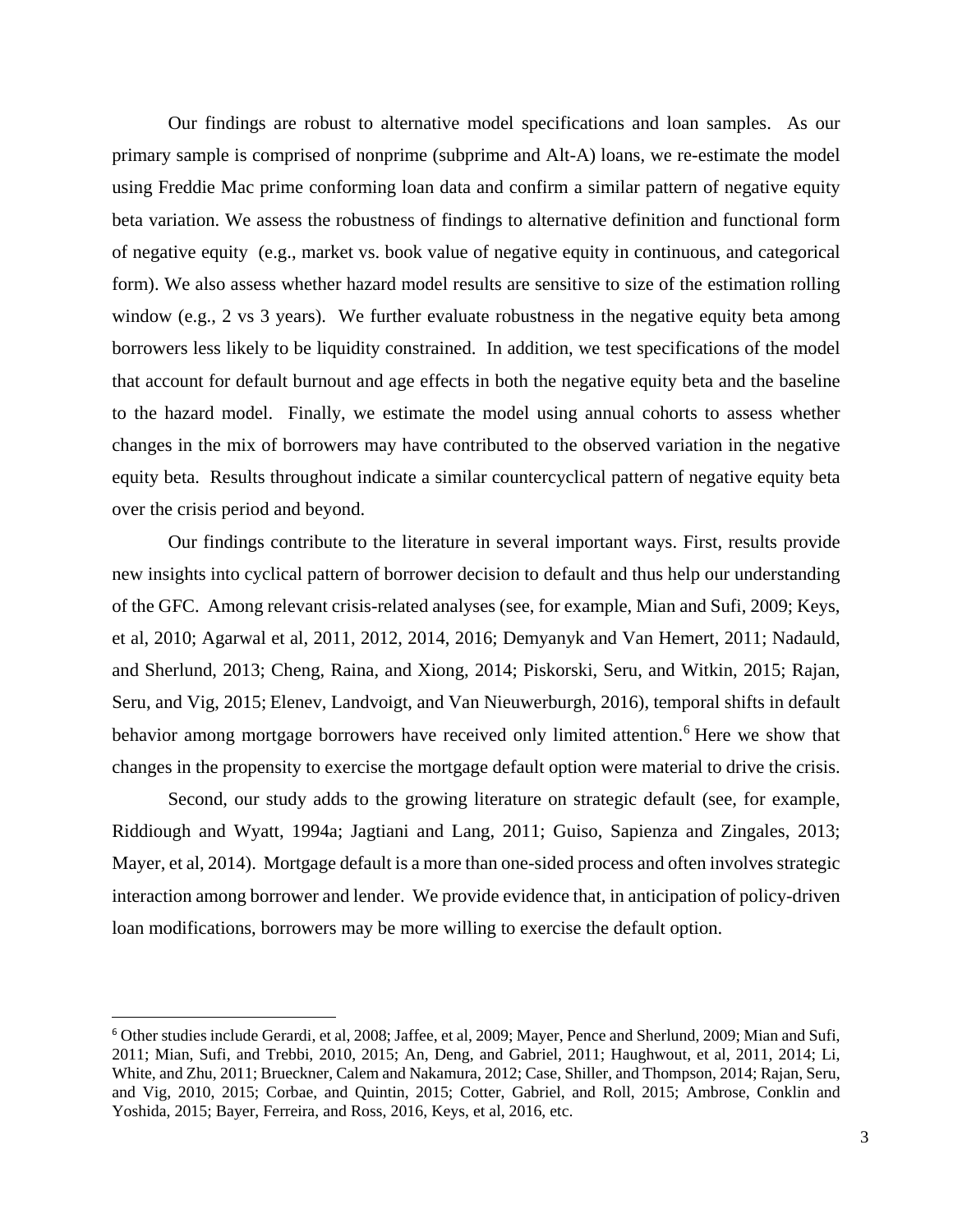Our findings are robust to alternative model specifications and loan samples. As our primary sample is comprised of nonprime (subprime and Alt-A) loans, we re-estimate the model using Freddie Mac prime conforming loan data and confirm a similar pattern of negative equity beta variation. We assess the robustness of findings to alternative definition and functional form of negative equity (e.g., market vs. book value of negative equity in continuous, and categorical form). We also assess whether hazard model results are sensitive to size of the estimation rolling window (e.g., 2 vs 3 years). We further evaluate robustness in the negative equity beta among borrowers less likely to be liquidity constrained. In addition, we test specifications of the model that account for default burnout and age effects in both the negative equity beta and the baseline to the hazard model. Finally, we estimate the model using annual cohorts to assess whether changes in the mix of borrowers may have contributed to the observed variation in the negative equity beta. Results throughout indicate a similar countercyclical pattern of negative equity beta over the crisis period and beyond.

Our findings contribute to the literature in several important ways. First, results provide new insights into cyclical pattern of borrower decision to default and thus help our understanding of the GFC. Among relevant crisis-related analyses (see, for example, Mian and Sufi, 2009; Keys, et al, 2010; Agarwal et al, 2011, 2012, 2014, 2016; Demyanyk and Van Hemert, 2011; Nadauld, and Sherlund, 2013; Cheng, Raina, and Xiong, 2014; Piskorski, Seru, and Witkin, 2015; Rajan, Seru, and Vig, 2015; Elenev, Landvoigt, and Van Nieuwerburgh, 2016), temporal shifts in default behavior among mortgage borrowers have received only limited attention.[6] Here we show that changes in the propensity to exercise the mortgage default option were material to drive the crisis.

Second, our study adds to the growing literature on strategic default (see, for example, Riddiough and Wyatt, 1994a; Jagtiani and Lang, 2011; Guiso, Sapienza and Zingales, 2013; Mayer, et al, 2014). Mortgage default is a more than one-sided process and often involves strategic interaction among borrower and lender. We provide evidence that, in anticipation of policy-driven loan modifications, borrowers may be more willing to exercise the default option.

[6] Other studies include Gerardi, et al, 2008; Jaffee, et al, 2009; Mayer, Pence and Sherlund, 2009; Mian and Sufi, 2011; Mian, Sufi, and Trebbi, 2010, 2015; An, Deng, and Gabriel, 2011; Haughwout, et al, 2011, 2014; Li, White, and Zhu, 2011; Brueckner, Calem and Nakamura, 2012; Case, Shiller, and Thompson, 2014; Rajan, Seru, and Vig, 2010, 2015; Corbae, and Quintin, 2015; Cotter, Gabriel, and Roll, 2015; Ambrose, Conklin and Yoshida, 2015; Bayer, Ferreira, and Ross, 2016, Keys, et al, 2016, etc.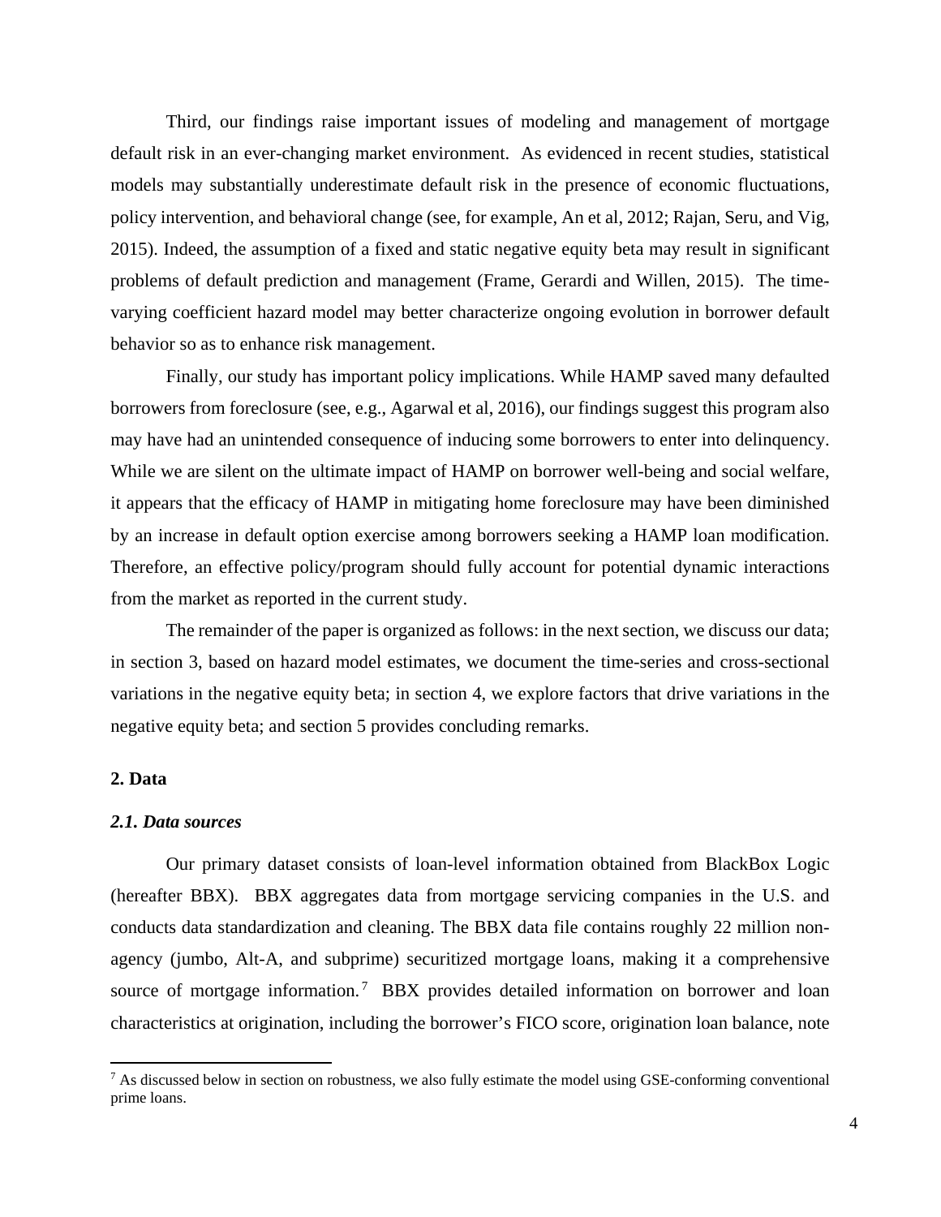Third, our findings raise important issues of modeling and management of mortgage default risk in an ever-changing market environment. As evidenced in recent studies, statistical models may substantially underestimate default risk in the presence of economic fluctuations, policy intervention, and behavioral change (see, for example, An et al, 2012; Rajan, Seru, and Vig, 2015). Indeed, the assumption of a fixed and static negative equity beta may result in significant problems of default prediction and management (Frame, Gerardi and Willen, 2015). The time-varying coefficient hazard model may better characterize ongoing evolution in borrower default behavior so as to enhance risk management.

Finally, our study has important policy implications. While HAMP saved many defaulted borrowers from foreclosure (see, e.g., Agarwal et al, 2016), our findings suggest this program also may have had an unintended consequence of inducing some borrowers to enter into delinquency. While we are silent on the ultimate impact of HAMP on borrower well-being and social welfare, it appears that the efficacy of HAMP in mitigating home foreclosure may have been diminished by an increase in default option exercise among borrowers seeking a HAMP loan modification. Therefore, an effective policy/program should fully account for potential dynamic interactions from the market as reported in the current study.

The remainder of the paper is organized as follows: in the next section, we discuss our data; in section 3, based on hazard model estimates, we document the time-series and cross-sectional variations in the negative equity beta; in section 4, we explore factors that drive variations in the negative equity beta; and section 5 provides concluding remarks.

## 2. Data

### *2.1. Data sources*

Our primary dataset consists of loan-level information obtained from BlackBox Logic (hereafter BBX). BBX aggregates data from mortgage servicing companies in the U.S. and conducts data standardization and cleaning. The BBX data file contains roughly 22 million non-agency (jumbo, Alt-A, and subprime) securitized mortgage loans, making it a comprehensive source of mortgage information.[7] BBX provides detailed information on borrower and loan characteristics at origination, including the borrower's FICO score, origination loan balance, note

[7] As discussed below in section on robustness, we also fully estimate the model using GSE-conforming conventional prime loans.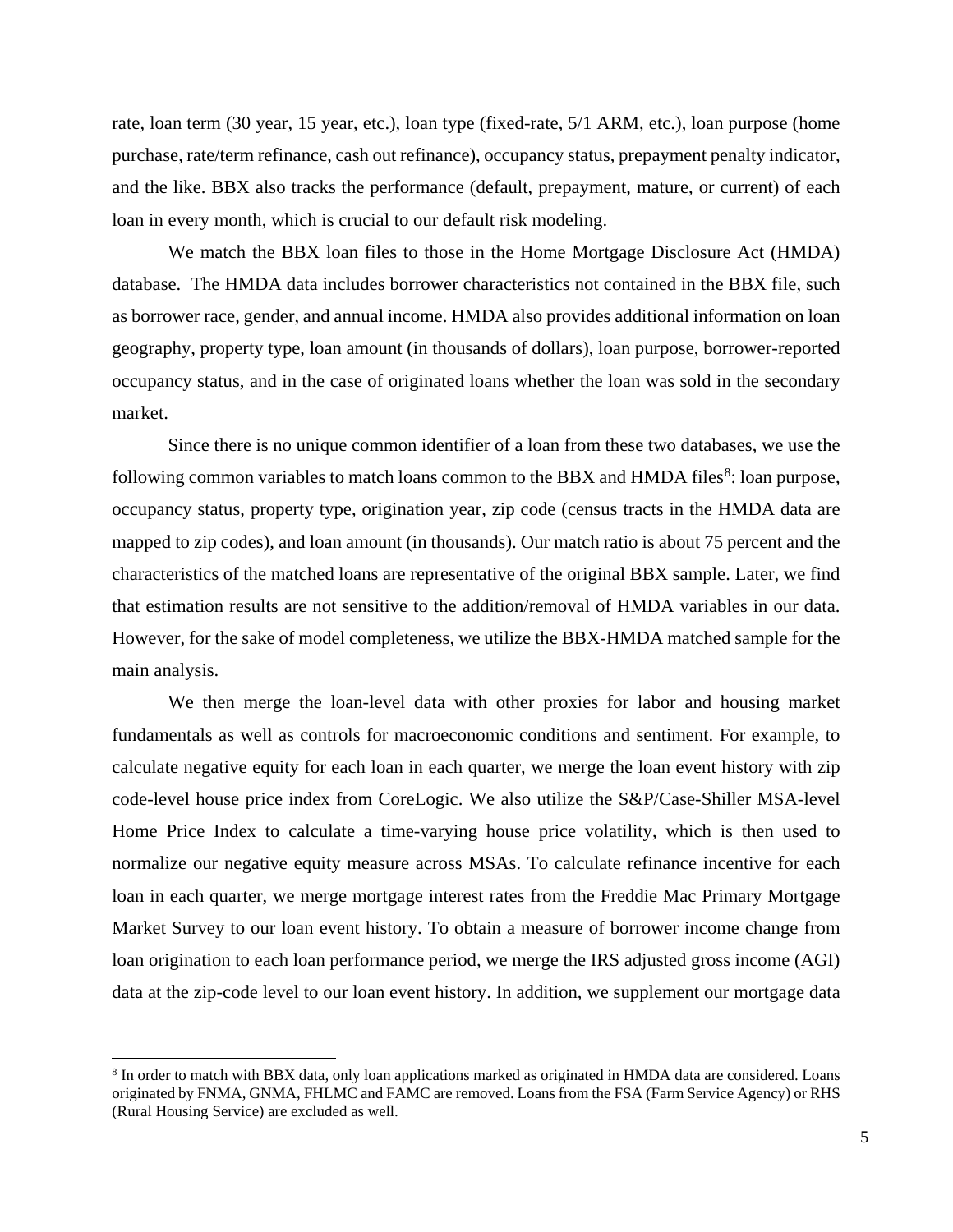rate, loan term (30 year, 15 year, etc.), loan type (fixed-rate, 5/1 ARM, etc.), loan purpose (home purchase, rate/term refinance, cash out refinance), occupancy status, prepayment penalty indicator, and the like. BBX also tracks the performance (default, prepayment, mature, or current) of each loan in every month, which is crucial to our default risk modeling.

We match the BBX loan files to those in the Home Mortgage Disclosure Act (HMDA) database. The HMDA data includes borrower characteristics not contained in the BBX file, such as borrower race, gender, and annual income. HMDA also provides additional information on loan geography, property type, loan amount (in thousands of dollars), loan purpose, borrower-reported occupancy status, and in the case of originated loans whether the loan was sold in the secondary market.

Since there is no unique common identifier of a loan from these two databases, we use the following common variables to match loans common to the BBX and HMDA files[8]: loan purpose, occupancy status, property type, origination year, zip code (census tracts in the HMDA data are mapped to zip codes), and loan amount (in thousands). Our match ratio is about 75 percent and the characteristics of the matched loans are representative of the original BBX sample. Later, we find that estimation results are not sensitive to the addition/removal of HMDA variables in our data. However, for the sake of model completeness, we utilize the BBX-HMDA matched sample for the main analysis.

We then merge the loan-level data with other proxies for labor and housing market fundamentals as well as controls for macroeconomic conditions and sentiment. For example, to calculate negative equity for each loan in each quarter, we merge the loan event history with zip code-level house price index from CoreLogic. We also utilize the S&P/Case-Shiller MSA-level Home Price Index to calculate a time-varying house price volatility, which is then used to normalize our negative equity measure across MSAs. To calculate refinance incentive for each loan in each quarter, we merge mortgage interest rates from the Freddie Mac Primary Mortgage Market Survey to our loan event history. To obtain a measure of borrower income change from loan origination to each loan performance period, we merge the IRS adjusted gross income (AGI) data at the zip-code level to our loan event history. In addition, we supplement our mortgage data

[8] In order to match with BBX data, only loan applications marked as originated in HMDA data are considered. Loans originated by FNMA, GNMA, FHLMC and FAMC are removed. Loans from the FSA (Farm Service Agency) or RHS (Rural Housing Service) are excluded as well.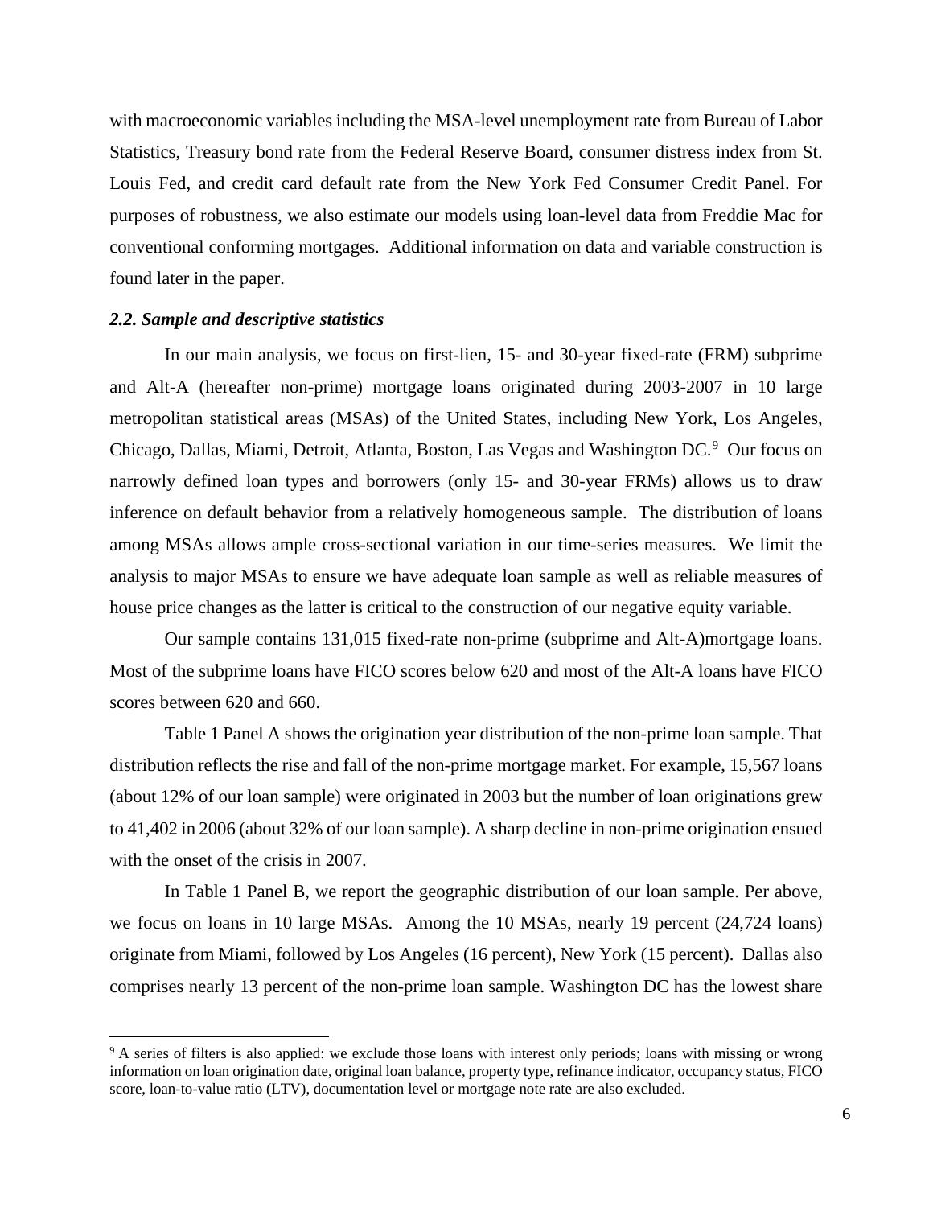with macroeconomic variables including the MSA-level unemployment rate from Bureau of Labor Statistics, Treasury bond rate from the Federal Reserve Board, consumer distress index from St. Louis Fed, and credit card default rate from the New York Fed Consumer Credit Panel. For purposes of robustness, we also estimate our models using loan-level data from Freddie Mac for conventional conforming mortgages. Additional information on data and variable construction is found later in the paper.

### *2.2. Sample and descriptive statistics*

In our main analysis, we focus on first-lien, 15- and 30-year fixed-rate (FRM) subprime and Alt-A (hereafter non-prime) mortgage loans originated during 2003-2007 in 10 large metropolitan statistical areas (MSAs) of the United States, including New York, Los Angeles, Chicago, Dallas, Miami, Detroit, Atlanta, Boston, Las Vegas and Washington DC.[9] Our focus on narrowly defined loan types and borrowers (only 15- and 30-year FRMs) allows us to draw inference on default behavior from a relatively homogeneous sample. The distribution of loans among MSAs allows ample cross-sectional variation in our time-series measures. We limit the analysis to major MSAs to ensure we have adequate loan sample as well as reliable measures of house price changes as the latter is critical to the construction of our negative equity variable.

Our sample contains 131,015 fixed-rate non-prime (subprime and Alt-A)mortgage loans. Most of the subprime loans have FICO scores below 620 and most of the Alt-A loans have FICO scores between 620 and 660.

Table 1 Panel A shows the origination year distribution of the non-prime loan sample. That distribution reflects the rise and fall of the non-prime mortgage market. For example, 15,567 loans (about 12% of our loan sample) were originated in 2003 but the number of loan originations grew to 41,402 in 2006 (about 32% of our loan sample). A sharp decline in non-prime origination ensued with the onset of the crisis in 2007.

In Table 1 Panel B, we report the geographic distribution of our loan sample. Per above, we focus on loans in 10 large MSAs. Among the 10 MSAs, nearly 19 percent (24,724 loans) originate from Miami, followed by Los Angeles (16 percent), New York (15 percent). Dallas also comprises nearly 13 percent of the non-prime loan sample. Washington DC has the lowest share

[9] A series of filters is also applied: we exclude those loans with interest only periods; loans with missing or wrong information on loan origination date, original loan balance, property type, refinance indicator, occupancy status, FICO score, loan-to-value ratio (LTV), documentation level or mortgage note rate are also excluded.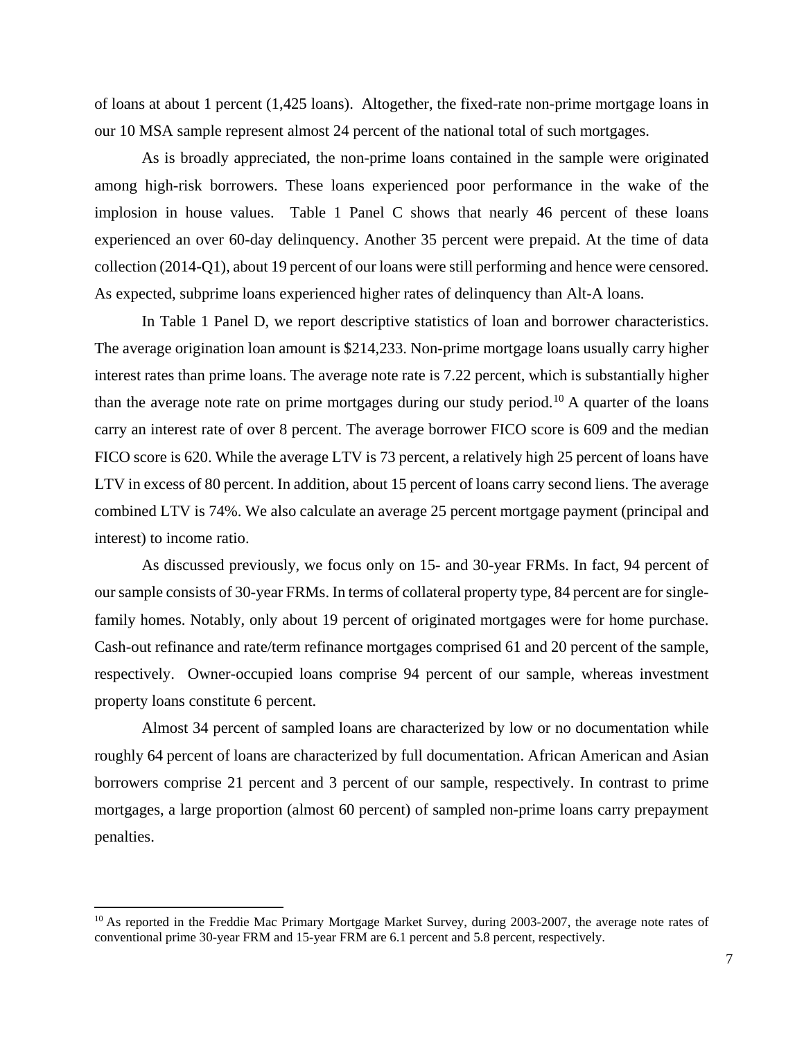of loans at about 1 percent (1,425 loans). Altogether, the fixed-rate non-prime mortgage loans in our 10 MSA sample represent almost 24 percent of the national total of such mortgages.

As is broadly appreciated, the non-prime loans contained in the sample were originated among high-risk borrowers. These loans experienced poor performance in the wake of the implosion in house values. Table 1 Panel C shows that nearly 46 percent of these loans experienced an over 60-day delinquency. Another 35 percent were prepaid. At the time of data collection (2014-Q1), about 19 percent of our loans were still performing and hence were censored. As expected, subprime loans experienced higher rates of delinquency than Alt-A loans.

In Table 1 Panel D, we report descriptive statistics of loan and borrower characteristics. The average origination loan amount is $214,233. Non-prime mortgage loans usually carry higher interest rates than prime loans. The average note rate is 7.22 percent, which is substantially higher than the average note rate on prime mortgages during our study period.[10] A quarter of the loans carry an interest rate of over 8 percent. The average borrower FICO score is 609 and the median FICO score is 620. While the average LTV is 73 percent, a relatively high 25 percent of loans have LTV in excess of 80 percent. In addition, about 15 percent of loans carry second liens. The average combined LTV is 74%. We also calculate an average 25 percent mortgage payment (principal and interest) to income ratio.

As discussed previously, we focus only on 15- and 30-year FRMs. In fact, 94 percent of our sample consists of 30-year FRMs. In terms of collateral property type, 84 percent are for single-family homes. Notably, only about 19 percent of originated mortgages were for home purchase. Cash-out refinance and rate/term refinance mortgages comprised 61 and 20 percent of the sample, respectively. Owner-occupied loans comprise 94 percent of our sample, whereas investment property loans constitute 6 percent.

Almost 34 percent of sampled loans are characterized by low or no documentation while roughly 64 percent of loans are characterized by full documentation. African American and Asian borrowers comprise 21 percent and 3 percent of our sample, respectively. In contrast to prime mortgages, a large proportion (almost 60 percent) of sampled non-prime loans carry prepayment penalties.

[10] As reported in the Freddie Mac Primary Mortgage Market Survey, during 2003-2007, the average note rates of conventional prime 30-year FRM and 15-year FRM are 6.1 percent and 5.8 percent, respectively.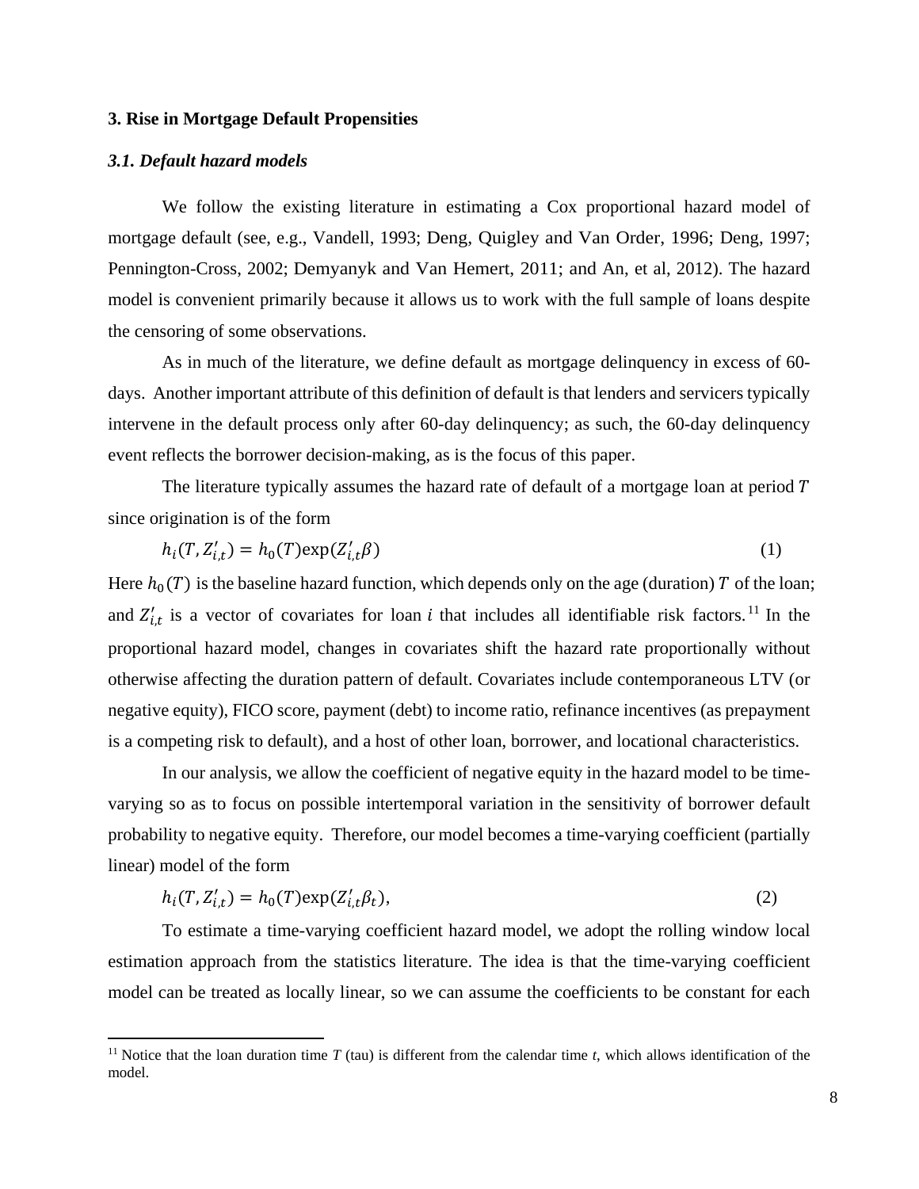## 3. Rise in Mortgage Default Propensities

### *3.1. Default hazard models*

We follow the existing literature in estimating a Cox proportional hazard model of mortgage default (see, e.g., Vandell, 1993; Deng, Quigley and Van Order, 1996; Deng, 1997; Pennington-Cross, 2002; Demyanyk and Van Hemert, 2011; and An, et al, 2012). The hazard model is convenient primarily because it allows us to work with the full sample of loans despite the censoring of some observations.

As in much of the literature, we define default as mortgage delinquency in excess of 60-days. Another important attribute of this definition of default is that lenders and servicers typically intervene in the default process only after 60-day delinquency; as such, the 60-day delinquency event reflects the borrower decision-making, as is the focus of this paper.

The literature typically assumes the hazard rate of default of a mortgage loan at period $T$ since origination is of the form

$$h_i(T, Z'_{i,t}) = h_0(T)\exp(Z'_{i,t}\beta) \tag{1}$$

Here $h_0(T)$ is the baseline hazard function, which depends only on the age (duration) $T$ of the loan; and $Z'_{i,t}$ is a vector of covariates for loan $i$ that includes all identifiable risk factors.[11] In the proportional hazard model, changes in covariates shift the hazard rate proportionally without otherwise affecting the duration pattern of default. Covariates include contemporaneous LTV (or negative equity), FICO score, payment (debt) to income ratio, refinance incentives (as prepayment is a competing risk to default), and a host of other loan, borrower, and locational characteristics.

In our analysis, we allow the coefficient of negative equity in the hazard model to be time-varying so as to focus on possible intertemporal variation in the sensitivity of borrower default probability to negative equity. Therefore, our model becomes a time-varying coefficient (partially linear) model of the form

$$h_i(T, Z'_{i,t}) = h_0(T)\exp(Z'_{i,t}\beta_t), \tag{2}$$

To estimate a time-varying coefficient hazard model, we adopt the rolling window local estimation approach from the statistics literature. The idea is that the time-varying coefficient model can be treated as locally linear, so we can assume the coefficients to be constant for each

---

[11] Notice that the loan duration time $T$ (tau) is different from the calendar time $t$, which allows identification of the model.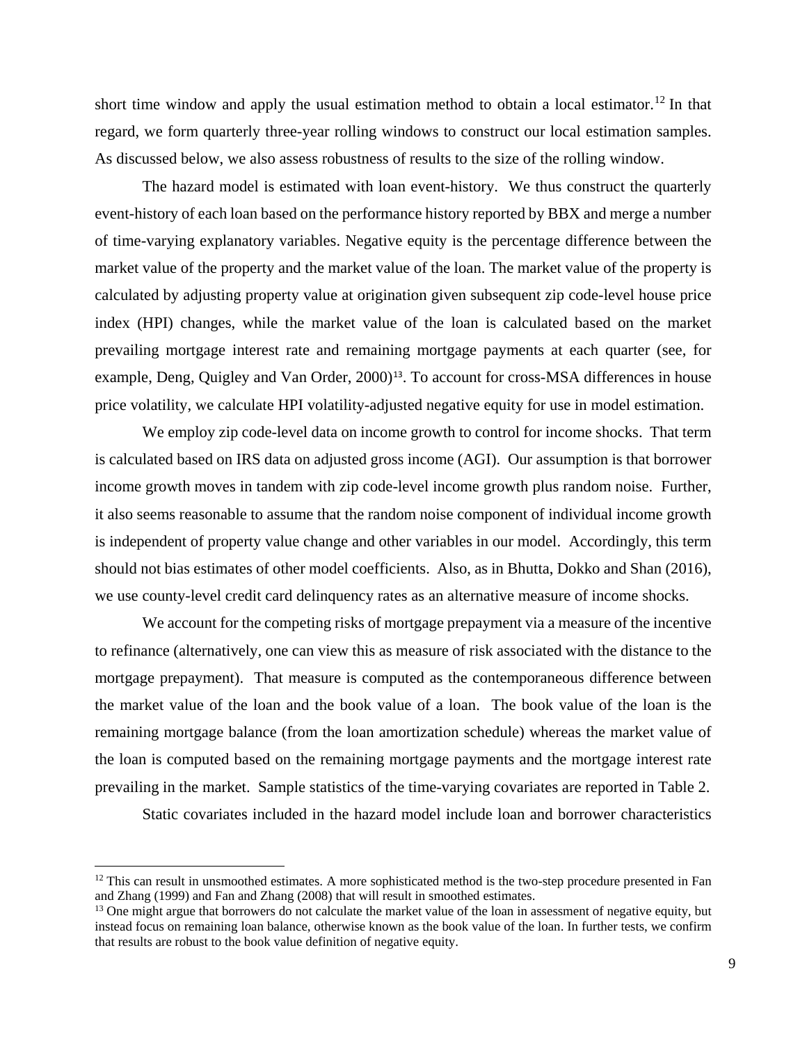short time window and apply the usual estimation method to obtain a local estimator.[12] In that regard, we form quarterly three-year rolling windows to construct our local estimation samples. As discussed below, we also assess robustness of results to the size of the rolling window.

The hazard model is estimated with loan event-history. We thus construct the quarterly event-history of each loan based on the performance history reported by BBX and merge a number of time-varying explanatory variables. Negative equity is the percentage difference between the market value of the property and the market value of the loan. The market value of the property is calculated by adjusting property value at origination given subsequent zip code-level house price index (HPI) changes, while the market value of the loan is calculated based on the market prevailing mortgage interest rate and remaining mortgage payments at each quarter (see, for example, Deng, Quigley and Van Order, 2000)[13]. To account for cross-MSA differences in house price volatility, we calculate HPI volatility-adjusted negative equity for use in model estimation.

We employ zip code-level data on income growth to control for income shocks. That term is calculated based on IRS data on adjusted gross income (AGI). Our assumption is that borrower income growth moves in tandem with zip code-level income growth plus random noise. Further, it also seems reasonable to assume that the random noise component of individual income growth is independent of property value change and other variables in our model. Accordingly, this term should not bias estimates of other model coefficients. Also, as in Bhutta, Dokko and Shan (2016), we use county-level credit card delinquency rates as an alternative measure of income shocks.

We account for the competing risks of mortgage prepayment via a measure of the incentive to refinance (alternatively, one can view this as measure of risk associated with the distance to the mortgage prepayment). That measure is computed as the contemporaneous difference between the market value of the loan and the book value of a loan. The book value of the loan is the remaining mortgage balance (from the loan amortization schedule) whereas the market value of the loan is computed based on the remaining mortgage payments and the mortgage interest rate prevailing in the market. Sample statistics of the time-varying covariates are reported in Table 2.

Static covariates included in the hazard model include loan and borrower characteristics

[12] This can result in unsmoothed estimates. A more sophisticated method is the two-step procedure presented in Fan and Zhang (1999) and Fan and Zhang (2008) that will result in smoothed estimates.

[13] One might argue that borrowers do not calculate the market value of the loan in assessment of negative equity, but instead focus on remaining loan balance, otherwise known as the book value of the loan. In further tests, we confirm that results are robust to the book value definition of negative equity.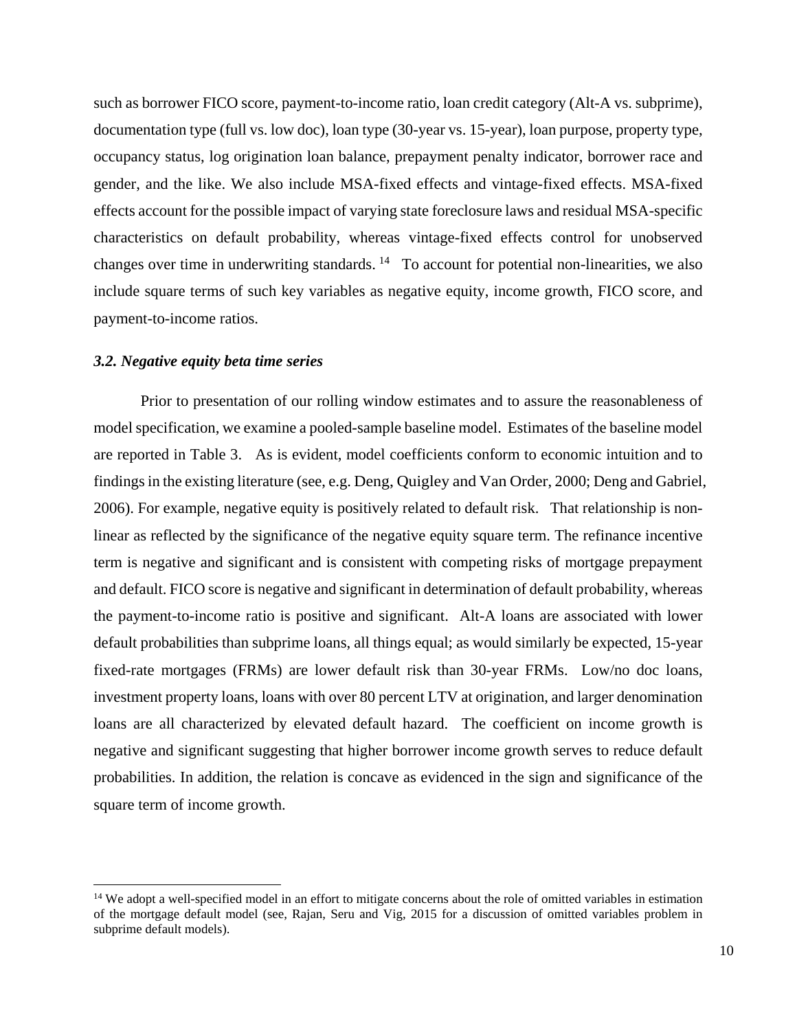such as borrower FICO score, payment-to-income ratio, loan credit category (Alt-A vs. subprime), documentation type (full vs. low doc), loan type (30-year vs. 15-year), loan purpose, property type, occupancy status, log origination loan balance, prepayment penalty indicator, borrower race and gender, and the like. We also include MSA-fixed effects and vintage-fixed effects. MSA-fixed effects account for the possible impact of varying state foreclosure laws and residual MSA-specific characteristics on default probability, whereas vintage-fixed effects control for unobserved changes over time in underwriting standards. [14] To account for potential non-linearities, we also include square terms of such key variables as negative equity, income growth, FICO score, and payment-to-income ratios.

### *3.2. Negative equity beta time series*

Prior to presentation of our rolling window estimates and to assure the reasonableness of model specification, we examine a pooled-sample baseline model. Estimates of the baseline model are reported in Table 3. As is evident, model coefficients conform to economic intuition and to findings in the existing literature (see, e.g. Deng, Quigley and Van Order, 2000; Deng and Gabriel, 2006). For example, negative equity is positively related to default risk. That relationship is non-linear as reflected by the significance of the negative equity square term. The refinance incentive term is negative and significant and is consistent with competing risks of mortgage prepayment and default. FICO score is negative and significant in determination of default probability, whereas the payment-to-income ratio is positive and significant. Alt-A loans are associated with lower default probabilities than subprime loans, all things equal; as would similarly be expected, 15-year fixed-rate mortgages (FRMs) are lower default risk than 30-year FRMs. Low/no doc loans, investment property loans, loans with over 80 percent LTV at origination, and larger denomination loans are all characterized by elevated default hazard. The coefficient on income growth is negative and significant suggesting that higher borrower income growth serves to reduce default probabilities. In addition, the relation is concave as evidenced in the sign and significance of the square term of income growth.

---

[14] We adopt a well-specified model in an effort to mitigate concerns about the role of omitted variables in estimation of the mortgage default model (see, Rajan, Seru and Vig, 2015 for a discussion of omitted variables problem in subprime default models).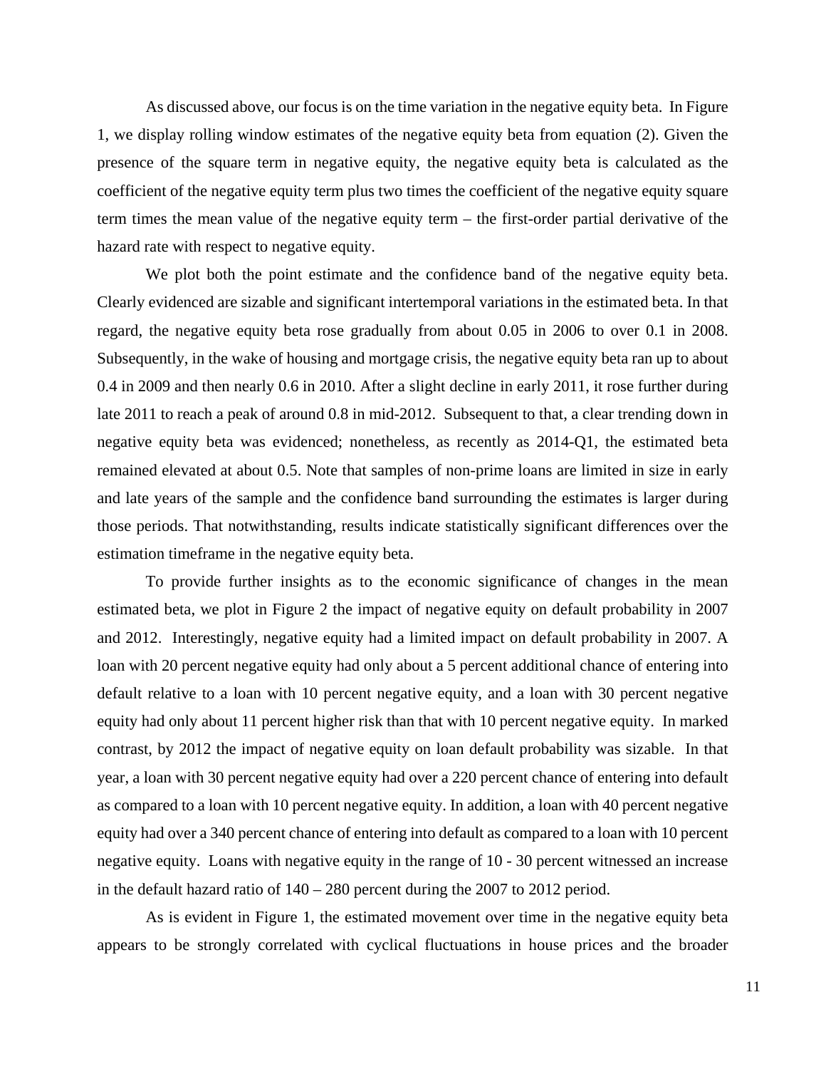As discussed above, our focus is on the time variation in the negative equity beta. In Figure 1, we display rolling window estimates of the negative equity beta from equation (2). Given the presence of the square term in negative equity, the negative equity beta is calculated as the coefficient of the negative equity term plus two times the coefficient of the negative equity square term times the mean value of the negative equity term – the first-order partial derivative of the hazard rate with respect to negative equity.

We plot both the point estimate and the confidence band of the negative equity beta. Clearly evidenced are sizable and significant intertemporal variations in the estimated beta. In that regard, the negative equity beta rose gradually from about 0.05 in 2006 to over 0.1 in 2008. Subsequently, in the wake of housing and mortgage crisis, the negative equity beta ran up to about 0.4 in 2009 and then nearly 0.6 in 2010. After a slight decline in early 2011, it rose further during late 2011 to reach a peak of around 0.8 in mid-2012. Subsequent to that, a clear trending down in negative equity beta was evidenced; nonetheless, as recently as 2014-Q1, the estimated beta remained elevated at about 0.5. Note that samples of non-prime loans are limited in size in early and late years of the sample and the confidence band surrounding the estimates is larger during those periods. That notwithstanding, results indicate statistically significant differences over the estimation timeframe in the negative equity beta.

To provide further insights as to the economic significance of changes in the mean estimated beta, we plot in Figure 2 the impact of negative equity on default probability in 2007 and 2012. Interestingly, negative equity had a limited impact on default probability in 2007. A loan with 20 percent negative equity had only about a 5 percent additional chance of entering into default relative to a loan with 10 percent negative equity, and a loan with 30 percent negative equity had only about 11 percent higher risk than that with 10 percent negative equity. In marked contrast, by 2012 the impact of negative equity on loan default probability was sizable. In that year, a loan with 30 percent negative equity had over a 220 percent chance of entering into default as compared to a loan with 10 percent negative equity. In addition, a loan with 40 percent negative equity had over a 340 percent chance of entering into default as compared to a loan with 10 percent negative equity. Loans with negative equity in the range of 10 - 30 percent witnessed an increase in the default hazard ratio of 140 – 280 percent during the 2007 to 2012 period.

As is evident in Figure 1, the estimated movement over time in the negative equity beta appears to be strongly correlated with cyclical fluctuations in house prices and the broader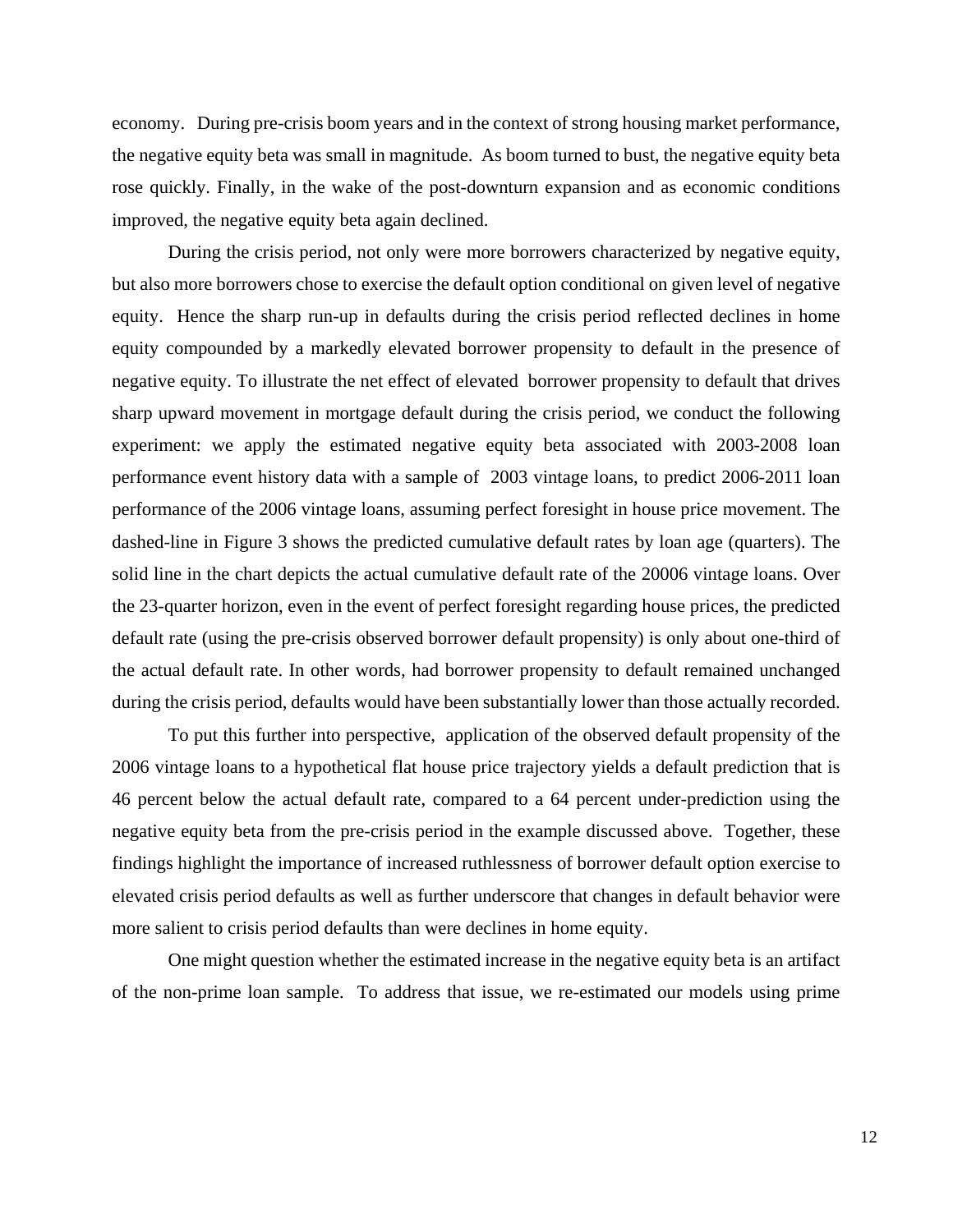economy. During pre-crisis boom years and in the context of strong housing market performance, the negative equity beta was small in magnitude. As boom turned to bust, the negative equity beta rose quickly. Finally, in the wake of the post-downturn expansion and as economic conditions improved, the negative equity beta again declined.

During the crisis period, not only were more borrowers characterized by negative equity, but also more borrowers chose to exercise the default option conditional on given level of negative equity. Hence the sharp run-up in defaults during the crisis period reflected declines in home equity compounded by a markedly elevated borrower propensity to default in the presence of negative equity. To illustrate the net effect of elevated borrower propensity to default that drives sharp upward movement in mortgage default during the crisis period, we conduct the following experiment: we apply the estimated negative equity beta associated with 2003-2008 loan performance event history data with a sample of 2003 vintage loans, to predict 2006-2011 loan performance of the 2006 vintage loans, assuming perfect foresight in house price movement. The dashed-line in Figure 3 shows the predicted cumulative default rates by loan age (quarters). The solid line in the chart depicts the actual cumulative default rate of the 20006 vintage loans. Over the 23-quarter horizon, even in the event of perfect foresight regarding house prices, the predicted default rate (using the pre-crisis observed borrower default propensity) is only about one-third of the actual default rate. In other words, had borrower propensity to default remained unchanged during the crisis period, defaults would have been substantially lower than those actually recorded.

To put this further into perspective, application of the observed default propensity of the 2006 vintage loans to a hypothetical flat house price trajectory yields a default prediction that is 46 percent below the actual default rate, compared to a 64 percent under-prediction using the negative equity beta from the pre-crisis period in the example discussed above. Together, these findings highlight the importance of increased ruthlessness of borrower default option exercise to elevated crisis period defaults as well as further underscore that changes in default behavior were more salient to crisis period defaults than were declines in home equity.

One might question whether the estimated increase in the negative equity beta is an artifact of the non-prime loan sample. To address that issue, we re-estimated our models using prime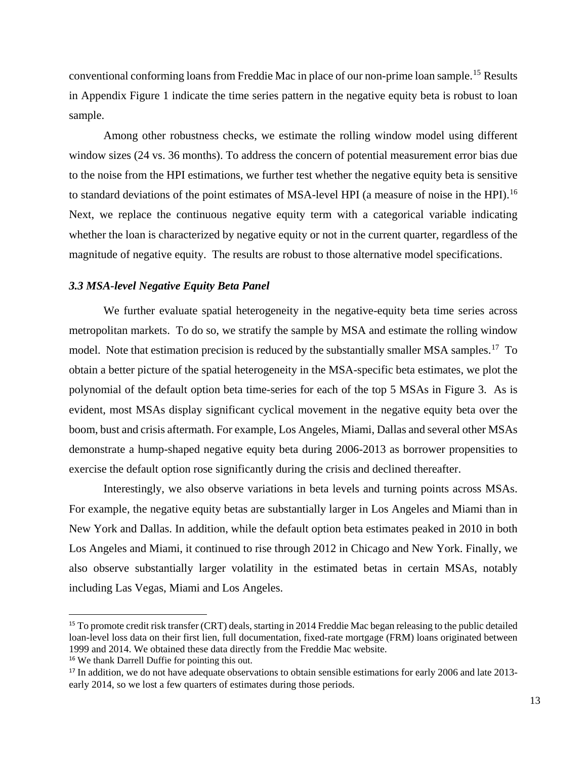conventional conforming loans from Freddie Mac in place of our non-prime loan sample.[15] Results in Appendix Figure 1 indicate the time series pattern in the negative equity beta is robust to loan sample.

Among other robustness checks, we estimate the rolling window model using different window sizes (24 vs. 36 months). To address the concern of potential measurement error bias due to the noise from the HPI estimations, we further test whether the negative equity beta is sensitive to standard deviations of the point estimates of MSA-level HPI (a measure of noise in the HPI).[16] Next, we replace the continuous negative equity term with a categorical variable indicating whether the loan is characterized by negative equity or not in the current quarter, regardless of the magnitude of negative equity. The results are robust to those alternative model specifications.

### *3.3 MSA-level Negative Equity Beta Panel*

We further evaluate spatial heterogeneity in the negative-equity beta time series across metropolitan markets. To do so, we stratify the sample by MSA and estimate the rolling window model. Note that estimation precision is reduced by the substantially smaller MSA samples.[17] To obtain a better picture of the spatial heterogeneity in the MSA-specific beta estimates, we plot the polynomial of the default option beta time-series for each of the top 5 MSAs in Figure 3. As is evident, most MSAs display significant cyclical movement in the negative equity beta over the boom, bust and crisis aftermath. For example, Los Angeles, Miami, Dallas and several other MSAs demonstrate a hump-shaped negative equity beta during 2006-2013 as borrower propensities to exercise the default option rose significantly during the crisis and declined thereafter.

Interestingly, we also observe variations in beta levels and turning points across MSAs. For example, the negative equity betas are substantially larger in Los Angeles and Miami than in New York and Dallas. In addition, while the default option beta estimates peaked in 2010 in both Los Angeles and Miami, it continued to rise through 2012 in Chicago and New York. Finally, we also observe substantially larger volatility in the estimated betas in certain MSAs, notably including Las Vegas, Miami and Los Angeles.

---

[15] To promote credit risk transfer (CRT) deals, starting in 2014 Freddie Mac began releasing to the public detailed loan-level loss data on their first lien, full documentation, fixed-rate mortgage (FRM) loans originated between 1999 and 2014. We obtained these data directly from the Freddie Mac website.

[16] We thank Darrell Duffie for pointing this out.

[17] In addition, we do not have adequate observations to obtain sensible estimations for early 2006 and late 2013-early 2014, so we lost a few quarters of estimates during those periods.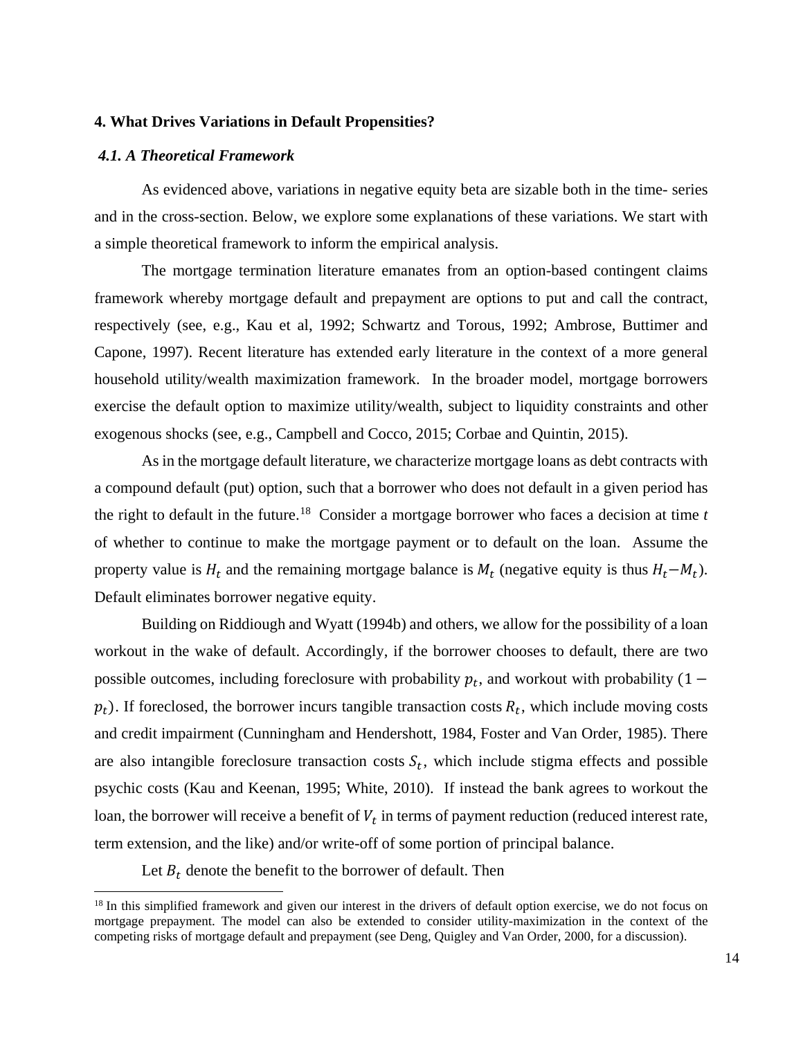## 4. What Drives Variations in Default Propensities?

### *4.1. A Theoretical Framework*

As evidenced above, variations in negative equity beta are sizable both in the time- series and in the cross-section. Below, we explore some explanations of these variations. We start with a simple theoretical framework to inform the empirical analysis.

The mortgage termination literature emanates from an option-based contingent claims framework whereby mortgage default and prepayment are options to put and call the contract, respectively (see, e.g., Kau et al, 1992; Schwartz and Torous, 1992; Ambrose, Buttimer and Capone, 1997). Recent literature has extended early literature in the context of a more general household utility/wealth maximization framework. In the broader model, mortgage borrowers exercise the default option to maximize utility/wealth, subject to liquidity constraints and other exogenous shocks (see, e.g., Campbell and Cocco, 2015; Corbae and Quintin, 2015).

As in the mortgage default literature, we characterize mortgage loans as debt contracts with a compound default (put) option, such that a borrower who does not default in a given period has the right to default in the future.[18] Consider a mortgage borrower who faces a decision at time $t$ of whether to continue to make the mortgage payment or to default on the loan. Assume the property value is $H_t$ and the remaining mortgage balance is $M_t$ (negative equity is thus $H_t - M_t$). Default eliminates borrower negative equity.

Building on Riddiough and Wyatt (1994b) and others, we allow for the possibility of a loan workout in the wake of default. Accordingly, if the borrower chooses to default, there are two possible outcomes, including foreclosure with probability $p_t$, and workout with probability $(1 - p_t)$. If foreclosed, the borrower incurs tangible transaction costs $R_t$, which include moving costs and credit impairment (Cunningham and Hendershott, 1984, Foster and Van Order, 1985). There are also intangible foreclosure transaction costs $S_t$, which include stigma effects and possible psychic costs (Kau and Keenan, 1995; White, 2010). If instead the bank agrees to workout the loan, the borrower will receive a benefit of $V_t$ in terms of payment reduction (reduced interest rate, term extension, and the like) and/or write-off of some portion of principal balance.

Let $B_t$ denote the benefit to the borrower of default. Then

[18] In this simplified framework and given our interest in the drivers of default option exercise, we do not focus on mortgage prepayment. The model can also be extended to consider utility-maximization in the context of the competing risks of mortgage default and prepayment (see Deng, Quigley and Van Order, 2000, for a discussion).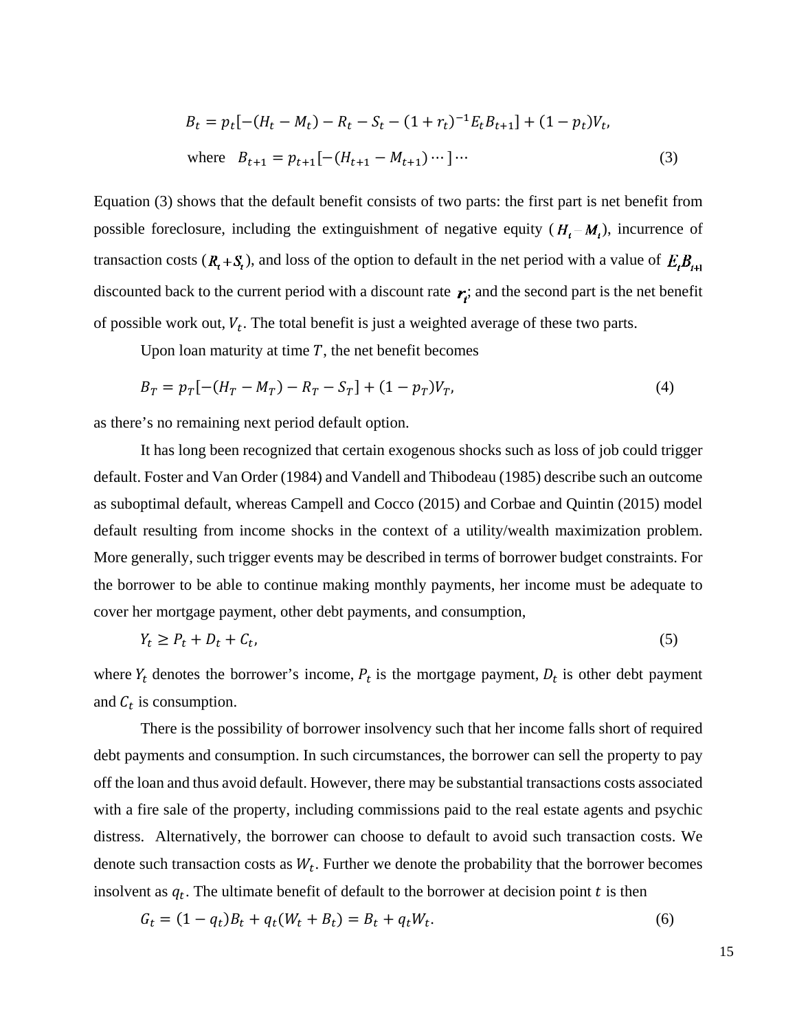$$B_t = p_t[-(H_t - M_t) - R_t - S_t - (1 + r_t)^{-1} E_t B_{t+1}] + (1 - p_t)V_t,$$

$$\text{where} \quad B_{t+1} = p_{t+1}[-(H_{t+1} - M_{t+1}) \cdots] \cdots \tag{3}$$

Equation (3) shows that the default benefit consists of two parts: the first part is net benefit from possible foreclosure, including the extinguishment of negative equity ($H_t - M_t$), incurrence of transaction costs ($R_t + S_t$), and loss of the option to default in the net period with a value of $E_t B_{t+1}$ discounted back to the current period with a discount rate $r_t$; and the second part is the net benefit of possible work out, $V_t$. The total benefit is just a weighted average of these two parts.

Upon loan maturity at time $T$, the net benefit becomes

$$B_T = p_T[-(H_T - M_T) - R_T - S_T] + (1 - p_T)V_T, \tag{4}$$

as there's no remaining next period default option.

It has long been recognized that certain exogenous shocks such as loss of job could trigger default. Foster and Van Order (1984) and Vandell and Thibodeau (1985) describe such an outcome as suboptimal default, whereas Campell and Cocco (2015) and Corbae and Quintin (2015) model default resulting from income shocks in the context of a utility/wealth maximization problem. More generally, such trigger events may be described in terms of borrower budget constraints. For the borrower to be able to continue making monthly payments, her income must be adequate to cover her mortgage payment, other debt payments, and consumption,

$$Y_t \geq P_t + D_t + C_t, \tag{5}$$

where $Y_t$ denotes the borrower's income, $P_t$ is the mortgage payment, $D_t$ is other debt payment and $C_t$ is consumption.

There is the possibility of borrower insolvency such that her income falls short of required debt payments and consumption. In such circumstances, the borrower can sell the property to pay off the loan and thus avoid default. However, there may be substantial transactions costs associated with a fire sale of the property, including commissions paid to the real estate agents and psychic distress. Alternatively, the borrower can choose to default to avoid such transaction costs. We denote such transaction costs as $W_t$. Further we denote the probability that the borrower becomes insolvent as $q_t$. The ultimate benefit of default to the borrower at decision point $t$ is then

$$G_t = (1 - q_t)B_t + q_t(W_t + B_t) = B_t + q_t W_t. \tag{6}$$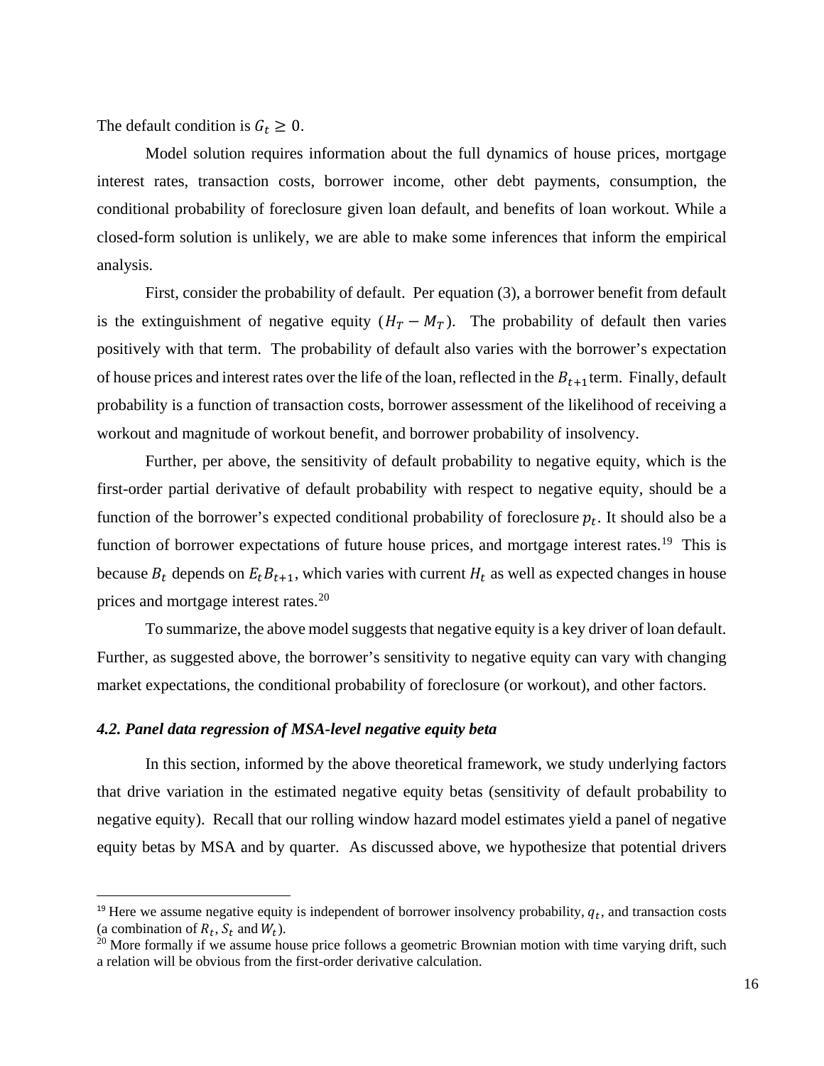The default condition is $G_t \geq 0$.

Model solution requires information about the full dynamics of house prices, mortgage interest rates, transaction costs, borrower income, other debt payments, consumption, the conditional probability of foreclosure given loan default, and benefits of loan workout. While a closed-form solution is unlikely, we are able to make some inferences that inform the empirical analysis.

First, consider the probability of default. Per equation (3), a borrower benefit from default is the extinguishment of negative equity ($H_T - M_T$). The probability of default then varies positively with that term. The probability of default also varies with the borrower's expectation of house prices and interest rates over the life of the loan, reflected in the $B_{t+1}$ term. Finally, default probability is a function of transaction costs, borrower assessment of the likelihood of receiving a workout and magnitude of workout benefit, and borrower probability of insolvency.

Further, per above, the sensitivity of default probability to negative equity, which is the first-order partial derivative of default probability with respect to negative equity, should be a function of the borrower's expected conditional probability of foreclosure $p_t$. It should also be a function of borrower expectations of future house prices, and mortgage interest rates.[19] This is because $B_t$ depends on $E_t B_{t+1}$, which varies with current $H_t$ as well as expected changes in house prices and mortgage interest rates.[20]

To summarize, the above model suggests that negative equity is a key driver of loan default. Further, as suggested above, the borrower's sensitivity to negative equity can vary with changing market expectations, the conditional probability of foreclosure (or workout), and other factors.

### *4.2. Panel data regression of MSA-level negative equity beta*

In this section, informed by the above theoretical framework, we study underlying factors that drive variation in the estimated negative equity betas (sensitivity of default probability to negative equity). Recall that our rolling window hazard model estimates yield a panel of negative equity betas by MSA and by quarter. As discussed above, we hypothesize that potential drivers

---

[19] Here we assume negative equity is independent of borrower insolvency probability, $q_t$, and transaction costs (a combination of $R_t$, $S_t$ and $W_t$).

[20] More formally if we assume house price follows a geometric Brownian motion with time varying drift, such a relation will be obvious from the first-order derivative calculation.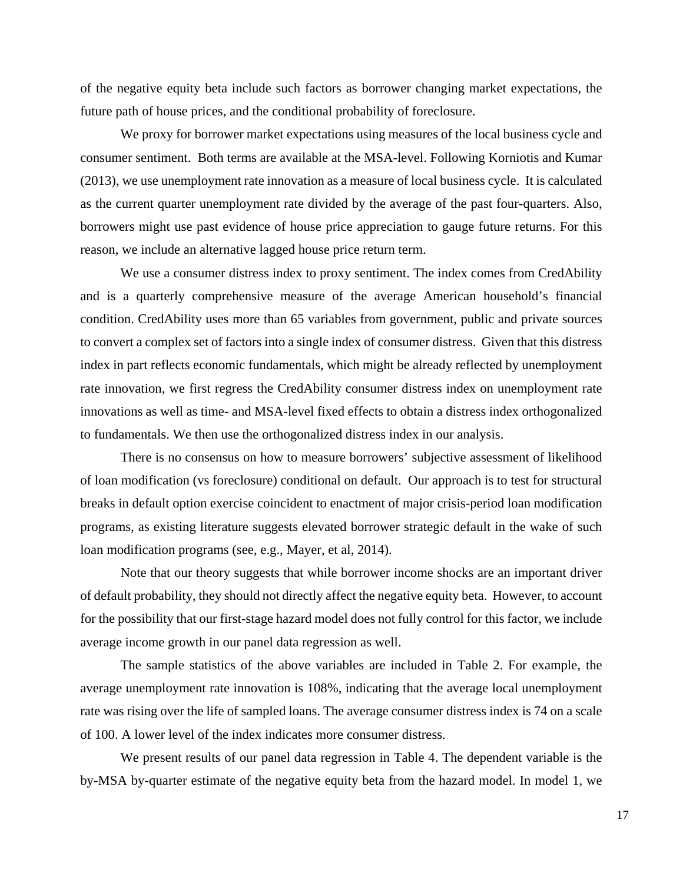of the negative equity beta include such factors as borrower changing market expectations, the future path of house prices, and the conditional probability of foreclosure.

We proxy for borrower market expectations using measures of the local business cycle and consumer sentiment. Both terms are available at the MSA-level. Following Korniotis and Kumar (2013), we use unemployment rate innovation as a measure of local business cycle. It is calculated as the current quarter unemployment rate divided by the average of the past four-quarters. Also, borrowers might use past evidence of house price appreciation to gauge future returns. For this reason, we include an alternative lagged house price return term.

We use a consumer distress index to proxy sentiment. The index comes from CredAbility and is a quarterly comprehensive measure of the average American household's financial condition. CredAbility uses more than 65 variables from government, public and private sources to convert a complex set of factors into a single index of consumer distress. Given that this distress index in part reflects economic fundamentals, which might be already reflected by unemployment rate innovation, we first regress the CredAbility consumer distress index on unemployment rate innovations as well as time- and MSA-level fixed effects to obtain a distress index orthogonalized to fundamentals. We then use the orthogonalized distress index in our analysis.

There is no consensus on how to measure borrowers' subjective assessment of likelihood of loan modification (vs foreclosure) conditional on default. Our approach is to test for structural breaks in default option exercise coincident to enactment of major crisis-period loan modification programs, as existing literature suggests elevated borrower strategic default in the wake of such loan modification programs (see, e.g., Mayer, et al, 2014).

Note that our theory suggests that while borrower income shocks are an important driver of default probability, they should not directly affect the negative equity beta. However, to account for the possibility that our first-stage hazard model does not fully control for this factor, we include average income growth in our panel data regression as well.

The sample statistics of the above variables are included in Table 2. For example, the average unemployment rate innovation is 108%, indicating that the average local unemployment rate was rising over the life of sampled loans. The average consumer distress index is 74 on a scale of 100. A lower level of the index indicates more consumer distress.

We present results of our panel data regression in Table 4. The dependent variable is the by-MSA by-quarter estimate of the negative equity beta from the hazard model. In model 1, we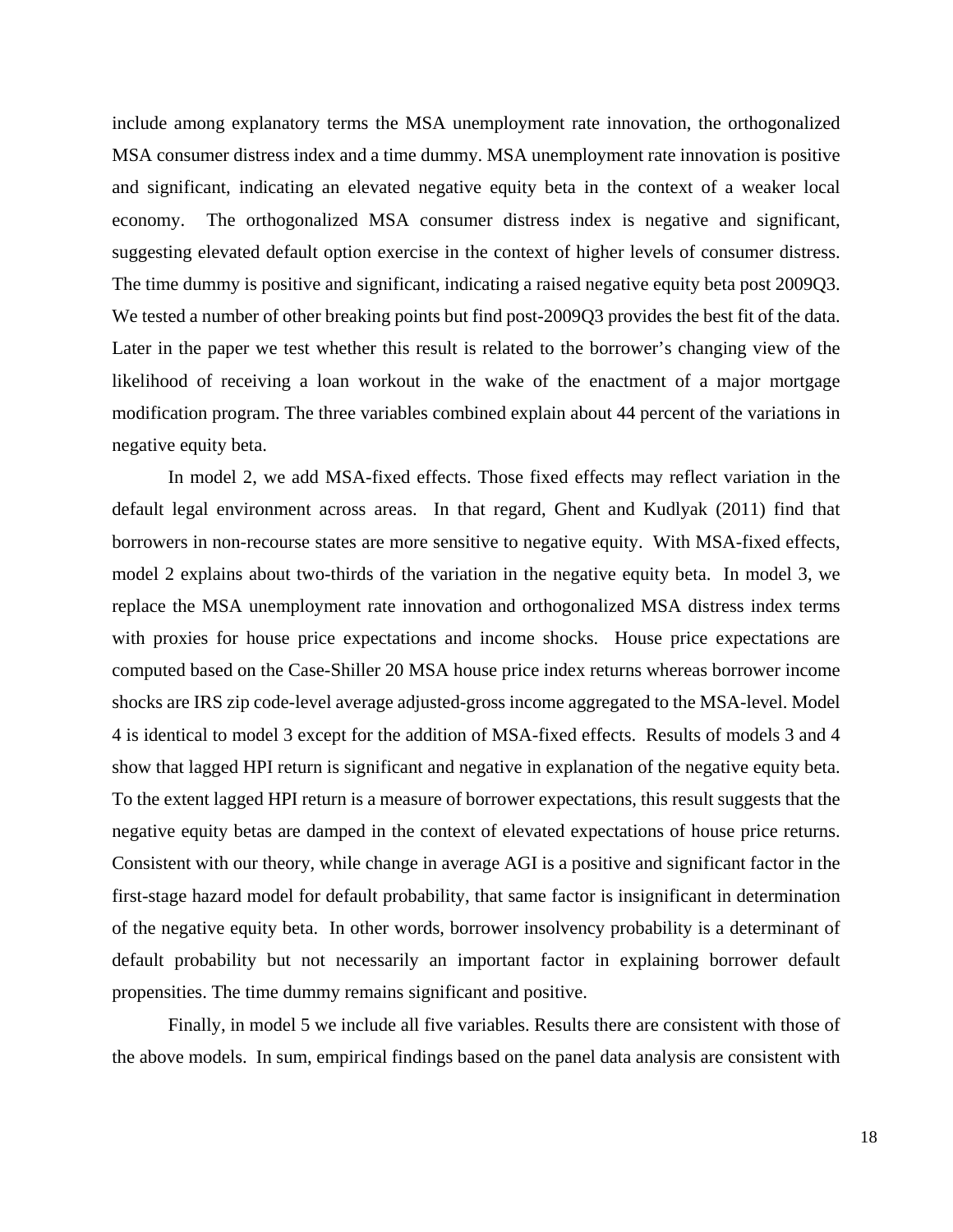include among explanatory terms the MSA unemployment rate innovation, the orthogonalized MSA consumer distress index and a time dummy. MSA unemployment rate innovation is positive and significant, indicating an elevated negative equity beta in the context of a weaker local economy. The orthogonalized MSA consumer distress index is negative and significant, suggesting elevated default option exercise in the context of higher levels of consumer distress. The time dummy is positive and significant, indicating a raised negative equity beta post 2009Q3. We tested a number of other breaking points but find post-2009Q3 provides the best fit of the data. Later in the paper we test whether this result is related to the borrower's changing view of the likelihood of receiving a loan workout in the wake of the enactment of a major mortgage modification program. The three variables combined explain about 44 percent of the variations in negative equity beta.

In model 2, we add MSA-fixed effects. Those fixed effects may reflect variation in the default legal environment across areas. In that regard, Ghent and Kudlyak (2011) find that borrowers in non-recourse states are more sensitive to negative equity. With MSA-fixed effects, model 2 explains about two-thirds of the variation in the negative equity beta. In model 3, we replace the MSA unemployment rate innovation and orthogonalized MSA distress index terms with proxies for house price expectations and income shocks. House price expectations are computed based on the Case-Shiller 20 MSA house price index returns whereas borrower income shocks are IRS zip code-level average adjusted-gross income aggregated to the MSA-level. Model 4 is identical to model 3 except for the addition of MSA-fixed effects. Results of models 3 and 4 show that lagged HPI return is significant and negative in explanation of the negative equity beta. To the extent lagged HPI return is a measure of borrower expectations, this result suggests that the negative equity betas are damped in the context of elevated expectations of house price returns. Consistent with our theory, while change in average AGI is a positive and significant factor in the first-stage hazard model for default probability, that same factor is insignificant in determination of the negative equity beta. In other words, borrower insolvency probability is a determinant of default probability but not necessarily an important factor in explaining borrower default propensities. The time dummy remains significant and positive.

Finally, in model 5 we include all five variables. Results there are consistent with those of the above models. In sum, empirical findings based on the panel data analysis are consistent with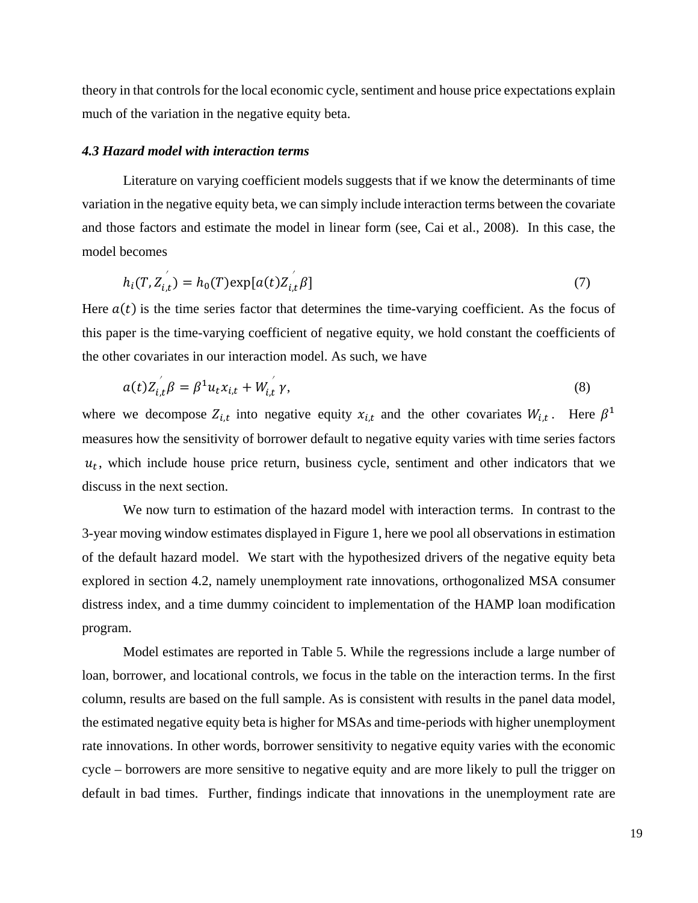theory in that controls for the local economic cycle, sentiment and house price expectations explain much of the variation in the negative equity beta.

### *4.3 Hazard model with interaction terms*

Literature on varying coefficient models suggests that if we know the determinants of time variation in the negative equity beta, we can simply include interaction terms between the covariate and those factors and estimate the model in linear form (see, Cai et al., 2008). In this case, the model becomes

$$h_i(T, Z_{i,t}^{'}) = h_0(T)\exp[a(t)Z_{i,t}^{'}\beta] \tag{7}$$

Here $a(t)$ is the time series factor that determines the time-varying coefficient. As the focus of this paper is the time-varying coefficient of negative equity, we hold constant the coefficients of the other covariates in our interaction model. As such, we have

$$a(t)Z_{i,t}^{'}\beta = \beta^1 u_t x_{i,t} + W_{i,t}^{'}\gamma, \tag{8}$$

where we decompose $Z_{i,t}$ into negative equity $x_{i,t}$ and the other covariates $W_{i,t}$. Here $\beta^1$ measures how the sensitivity of borrower default to negative equity varies with time series factors $u_t$, which include house price return, business cycle, sentiment and other indicators that we discuss in the next section.

We now turn to estimation of the hazard model with interaction terms. In contrast to the 3-year moving window estimates displayed in Figure 1, here we pool all observations in estimation of the default hazard model. We start with the hypothesized drivers of the negative equity beta explored in section 4.2, namely unemployment rate innovations, orthogonalized MSA consumer distress index, and a time dummy coincident to implementation of the HAMP loan modification program.

Model estimates are reported in Table 5. While the regressions include a large number of loan, borrower, and locational controls, we focus in the table on the interaction terms. In the first column, results are based on the full sample. As is consistent with results in the panel data model, the estimated negative equity beta is higher for MSAs and time-periods with higher unemployment rate innovations. In other words, borrower sensitivity to negative equity varies with the economic cycle – borrowers are more sensitive to negative equity and are more likely to pull the trigger on default in bad times. Further, findings indicate that innovations in the unemployment rate are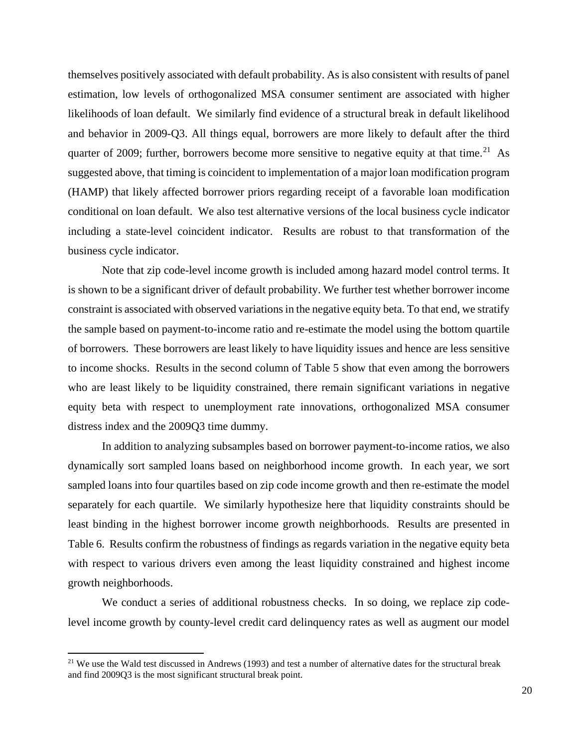themselves positively associated with default probability. As is also consistent with results of panel estimation, low levels of orthogonalized MSA consumer sentiment are associated with higher likelihoods of loan default. We similarly find evidence of a structural break in default likelihood and behavior in 2009-Q3. All things equal, borrowers are more likely to default after the third quarter of 2009; further, borrowers become more sensitive to negative equity at that time.[21] As suggested above, that timing is coincident to implementation of a major loan modification program (HAMP) that likely affected borrower priors regarding receipt of a favorable loan modification conditional on loan default. We also test alternative versions of the local business cycle indicator including a state-level coincident indicator. Results are robust to that transformation of the business cycle indicator.

Note that zip code-level income growth is included among hazard model control terms. It is shown to be a significant driver of default probability. We further test whether borrower income constraint is associated with observed variations in the negative equity beta. To that end, we stratify the sample based on payment-to-income ratio and re-estimate the model using the bottom quartile of borrowers. These borrowers are least likely to have liquidity issues and hence are less sensitive to income shocks. Results in the second column of Table 5 show that even among the borrowers who are least likely to be liquidity constrained, there remain significant variations in negative equity beta with respect to unemployment rate innovations, orthogonalized MSA consumer distress index and the 2009Q3 time dummy.

In addition to analyzing subsamples based on borrower payment-to-income ratios, we also dynamically sort sampled loans based on neighborhood income growth. In each year, we sort sampled loans into four quartiles based on zip code income growth and then re-estimate the model separately for each quartile. We similarly hypothesize here that liquidity constraints should be least binding in the highest borrower income growth neighborhoods. Results are presented in Table 6. Results confirm the robustness of findings as regards variation in the negative equity beta with respect to various drivers even among the least liquidity constrained and highest income growth neighborhoods.

We conduct a series of additional robustness checks. In so doing, we replace zip code-level income growth by county-level credit card delinquency rates as well as augment our model

[21] We use the Wald test discussed in Andrews (1993) and test a number of alternative dates for the structural break and find 2009Q3 is the most significant structural break point.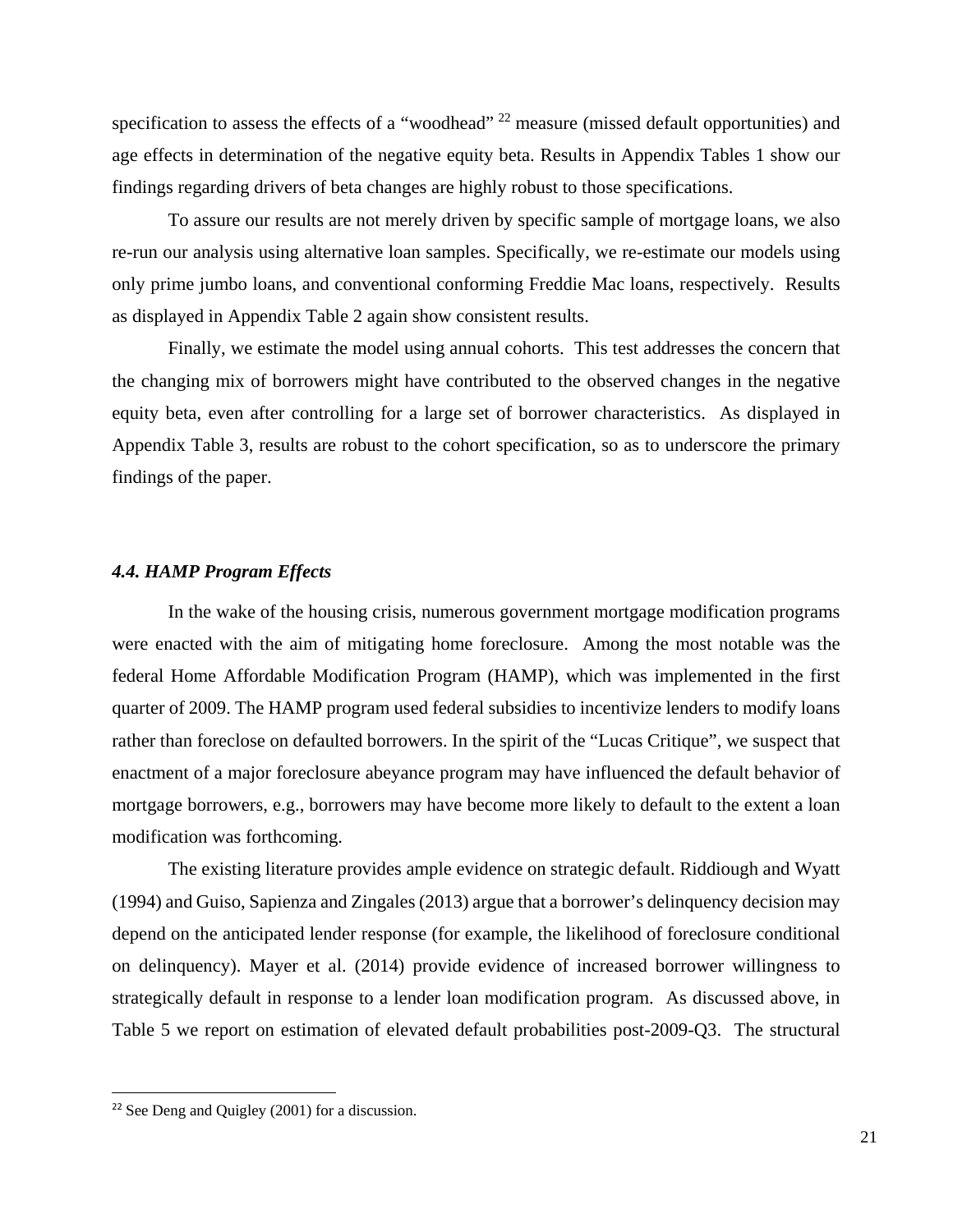specification to assess the effects of a "woodhead" [22] measure (missed default opportunities) and age effects in determination of the negative equity beta. Results in Appendix Tables 1 show our findings regarding drivers of beta changes are highly robust to those specifications.

To assure our results are not merely driven by specific sample of mortgage loans, we also re-run our analysis using alternative loan samples. Specifically, we re-estimate our models using only prime jumbo loans, and conventional conforming Freddie Mac loans, respectively. Results as displayed in Appendix Table 2 again show consistent results.

Finally, we estimate the model using annual cohorts. This test addresses the concern that the changing mix of borrowers might have contributed to the observed changes in the negative equity beta, even after controlling for a large set of borrower characteristics. As displayed in Appendix Table 3, results are robust to the cohort specification, so as to underscore the primary findings of the paper.

### *4.4. HAMP Program Effects*

In the wake of the housing crisis, numerous government mortgage modification programs were enacted with the aim of mitigating home foreclosure. Among the most notable was the federal Home Affordable Modification Program (HAMP), which was implemented in the first quarter of 2009. The HAMP program used federal subsidies to incentivize lenders to modify loans rather than foreclose on defaulted borrowers. In the spirit of the "Lucas Critique", we suspect that enactment of a major foreclosure abeyance program may have influenced the default behavior of mortgage borrowers, e.g., borrowers may have become more likely to default to the extent a loan modification was forthcoming.

The existing literature provides ample evidence on strategic default. Riddiough and Wyatt (1994) and Guiso, Sapienza and Zingales (2013) argue that a borrower's delinquency decision may depend on the anticipated lender response (for example, the likelihood of foreclosure conditional on delinquency). Mayer et al. (2014) provide evidence of increased borrower willingness to strategically default in response to a lender loan modification program. As discussed above, in Table 5 we report on estimation of elevated default probabilities post-2009-Q3. The structural

[22] See Deng and Quigley (2001) for a discussion.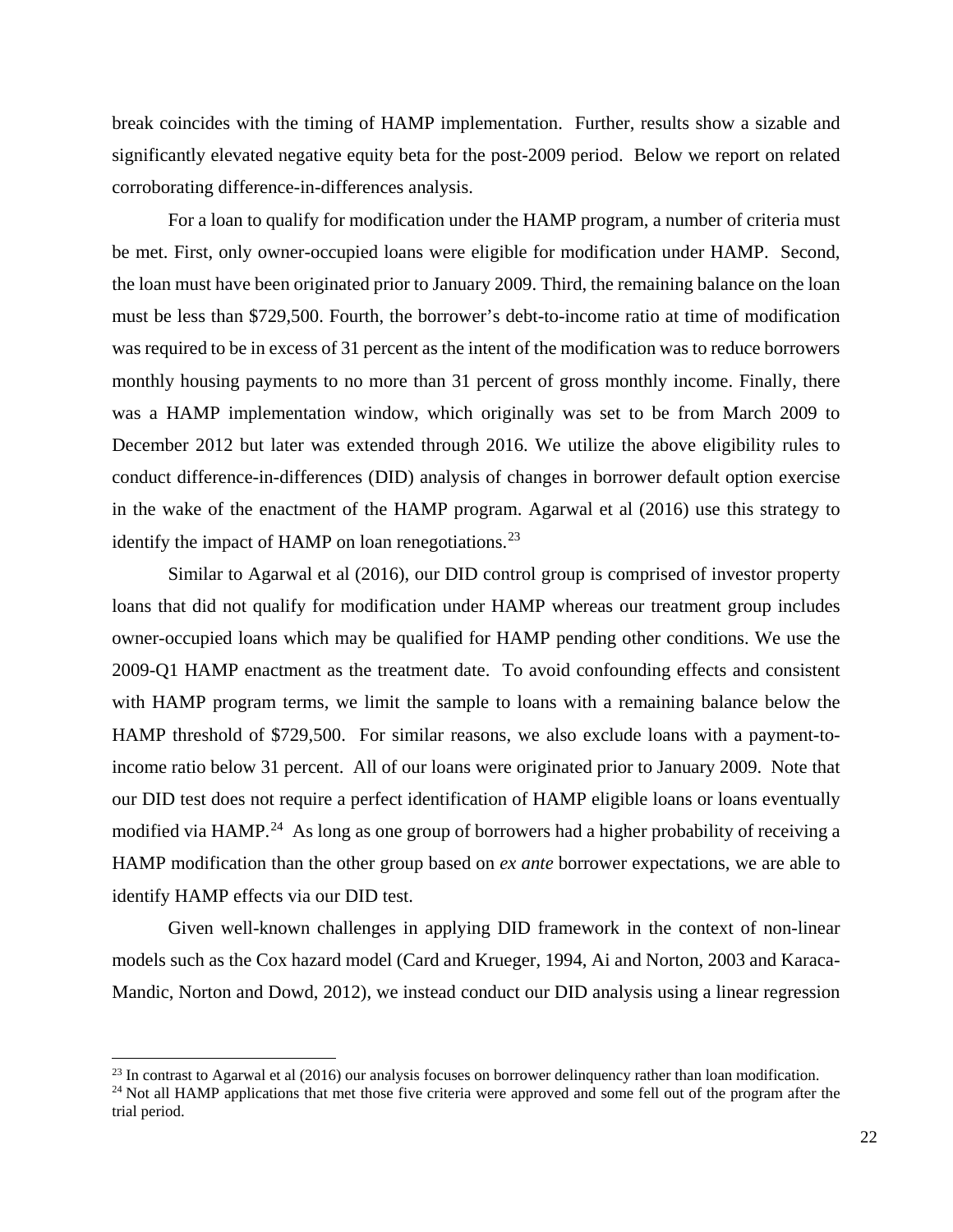break coincides with the timing of HAMP implementation. Further, results show a sizable and significantly elevated negative equity beta for the post-2009 period. Below we report on related corroborating difference-in-differences analysis.

For a loan to qualify for modification under the HAMP program, a number of criteria must be met. First, only owner-occupied loans were eligible for modification under HAMP. Second, the loan must have been originated prior to January 2009. Third, the remaining balance on the loan must be less than $729,500. Fourth, the borrower's debt-to-income ratio at time of modification was required to be in excess of 31 percent as the intent of the modification was to reduce borrowers monthly housing payments to no more than 31 percent of gross monthly income. Finally, there was a HAMP implementation window, which originally was set to be from March 2009 to December 2012 but later was extended through 2016. We utilize the above eligibility rules to conduct difference-in-differences (DID) analysis of changes in borrower default option exercise in the wake of the enactment of the HAMP program. Agarwal et al (2016) use this strategy to identify the impact of HAMP on loan renegotiations.[23]

Similar to Agarwal et al (2016), our DID control group is comprised of investor property loans that did not qualify for modification under HAMP whereas our treatment group includes owner-occupied loans which may be qualified for HAMP pending other conditions. We use the 2009-Q1 HAMP enactment as the treatment date. To avoid confounding effects and consistent with HAMP program terms, we limit the sample to loans with a remaining balance below the HAMP threshold of $729,500. For similar reasons, we also exclude loans with a payment-to-income ratio below 31 percent. All of our loans were originated prior to January 2009. Note that our DID test does not require a perfect identification of HAMP eligible loans or loans eventually modified via HAMP.[24] As long as one group of borrowers had a higher probability of receiving a HAMP modification than the other group based on *ex ante* borrower expectations, we are able to identify HAMP effects via our DID test.

Given well-known challenges in applying DID framework in the context of non-linear models such as the Cox hazard model (Card and Krueger, 1994, Ai and Norton, 2003 and Karaca-Mandic, Norton and Dowd, 2012), we instead conduct our DID analysis using a linear regression

[23] In contrast to Agarwal et al (2016) our analysis focuses on borrower delinquency rather than loan modification.

[24] Not all HAMP applications that met those five criteria were approved and some fell out of the program after the trial period.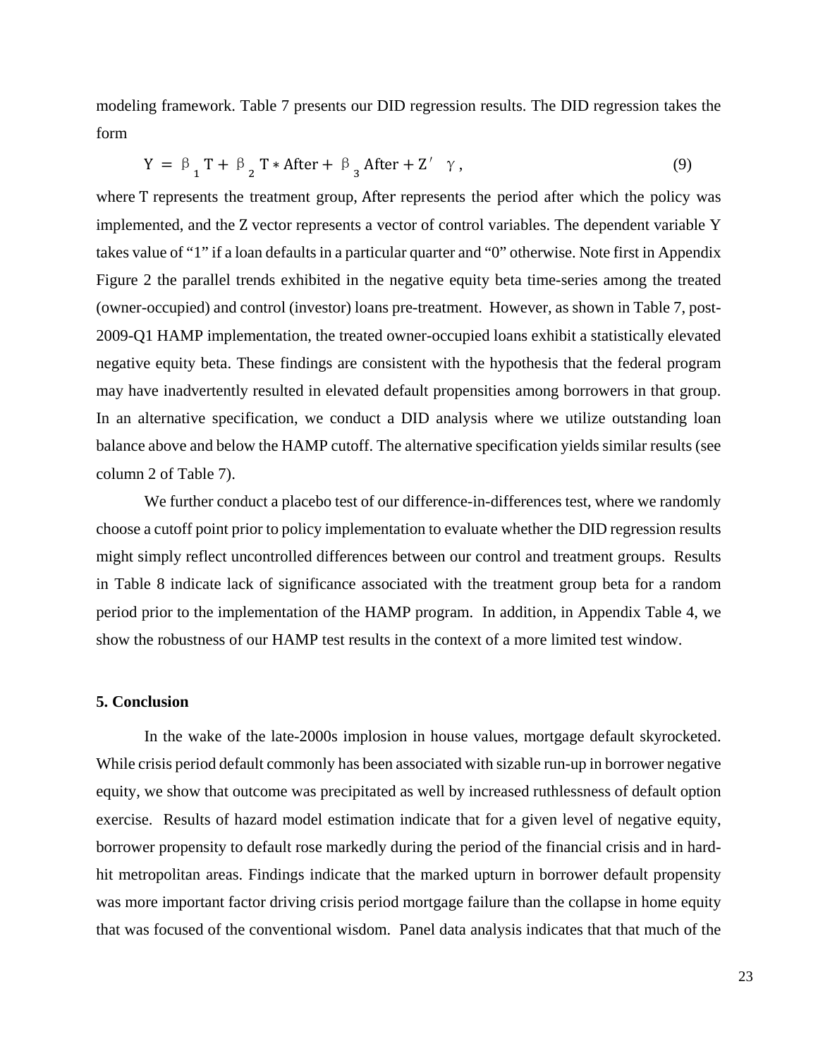modeling framework. Table 7 presents our DID regression results. The DID regression takes the form

$$Y = \beta_1 T + \beta_2 T * \text{After} + \beta_3 \text{After} + Z' \gamma, \tag{9}$$

where T represents the treatment group, After represents the period after which the policy was implemented, and the Z vector represents a vector of control variables. The dependent variable Y takes value of "1" if a loan defaults in a particular quarter and "0" otherwise. Note first in Appendix Figure 2 the parallel trends exhibited in the negative equity beta time-series among the treated (owner-occupied) and control (investor) loans pre-treatment. However, as shown in Table 7, post-2009-Q1 HAMP implementation, the treated owner-occupied loans exhibit a statistically elevated negative equity beta. These findings are consistent with the hypothesis that the federal program may have inadvertently resulted in elevated default propensities among borrowers in that group. In an alternative specification, we conduct a DID analysis where we utilize outstanding loan balance above and below the HAMP cutoff. The alternative specification yields similar results (see column 2 of Table 7).

We further conduct a placebo test of our difference-in-differences test, where we randomly choose a cutoff point prior to policy implementation to evaluate whether the DID regression results might simply reflect uncontrolled differences between our control and treatment groups. Results in Table 8 indicate lack of significance associated with the treatment group beta for a random period prior to the implementation of the HAMP program. In addition, in Appendix Table 4, we show the robustness of our HAMP test results in the context of a more limited test window.

## 5. Conclusion

In the wake of the late-2000s implosion in house values, mortgage default skyrocketed. While crisis period default commonly has been associated with sizable run-up in borrower negative equity, we show that outcome was precipitated as well by increased ruthlessness of default option exercise. Results of hazard model estimation indicate that for a given level of negative equity, borrower propensity to default rose markedly during the period of the financial crisis and in hard-hit metropolitan areas. Findings indicate that the marked upturn in borrower default propensity was more important factor driving crisis period mortgage failure than the collapse in home equity that was focused of the conventional wisdom. Panel data analysis indicates that that much of the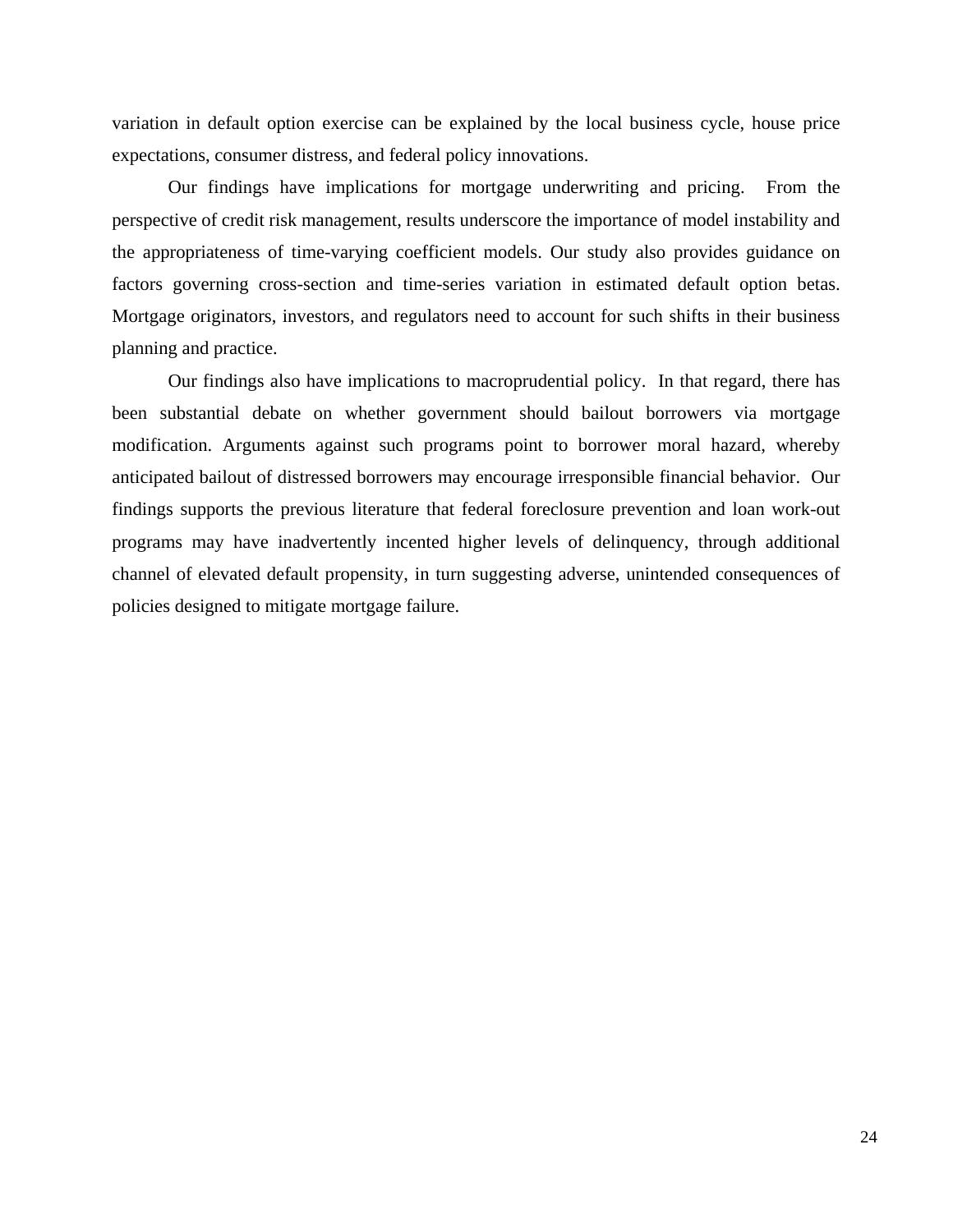variation in default option exercise can be explained by the local business cycle, house price expectations, consumer distress, and federal policy innovations.

Our findings have implications for mortgage underwriting and pricing. From the perspective of credit risk management, results underscore the importance of model instability and the appropriateness of time-varying coefficient models. Our study also provides guidance on factors governing cross-section and time-series variation in estimated default option betas. Mortgage originators, investors, and regulators need to account for such shifts in their business planning and practice.

Our findings also have implications to macroprudential policy. In that regard, there has been substantial debate on whether government should bailout borrowers via mortgage modification. Arguments against such programs point to borrower moral hazard, whereby anticipated bailout of distressed borrowers may encourage irresponsible financial behavior. Our findings supports the previous literature that federal foreclosure prevention and loan work-out programs may have inadvertently incented higher levels of delinquency, through additional channel of elevated default propensity, in turn suggesting adverse, unintended consequences of policies designed to mitigate mortgage failure.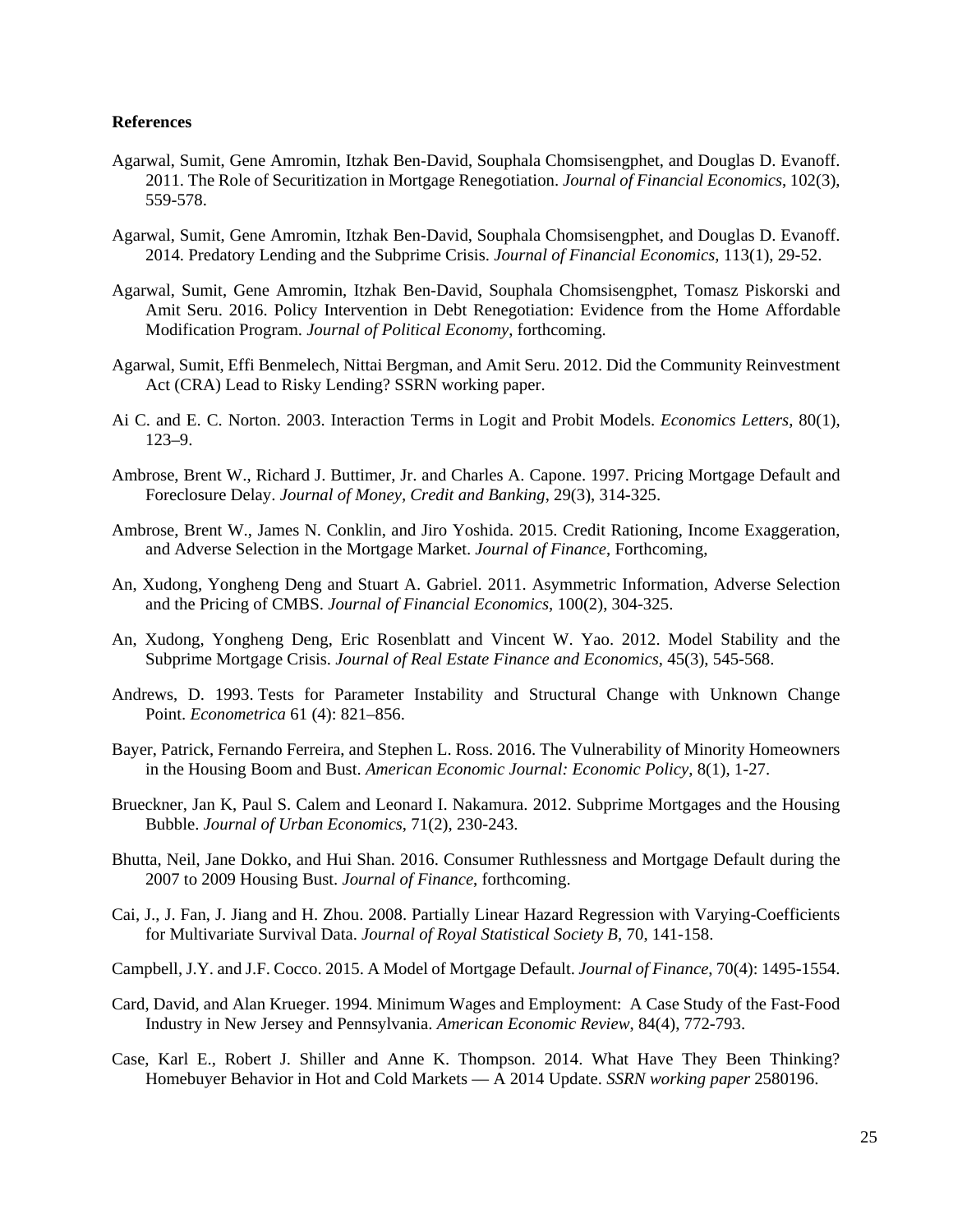## References

Agarwal, Sumit, Gene Amromin, Itzhak Ben-David, Souphala Chomsisengphet, and Douglas D. Evanoff. 2011. The Role of Securitization in Mortgage Renegotiation. *Journal of Financial Economics*, 102(3), 559-578.

Agarwal, Sumit, Gene Amromin, Itzhak Ben-David, Souphala Chomsisengphet, and Douglas D. Evanoff. 2014. Predatory Lending and the Subprime Crisis. *Journal of Financial Economics*, 113(1), 29-52.

Agarwal, Sumit, Gene Amromin, Itzhak Ben-David, Souphala Chomsisengphet, Tomasz Piskorski and Amit Seru. 2016. Policy Intervention in Debt Renegotiation: Evidence from the Home Affordable Modification Program. *Journal of Political Economy*, forthcoming.

Agarwal, Sumit, Effi Benmelech, Nittai Bergman, and Amit Seru. 2012. Did the Community Reinvestment Act (CRA) Lead to Risky Lending? SSRN working paper.

Ai C. and E. C. Norton. 2003. Interaction Terms in Logit and Probit Models. *Economics Letters*, 80(1), 123–9.

Ambrose, Brent W., Richard J. Buttimer, Jr. and Charles A. Capone. 1997. Pricing Mortgage Default and Foreclosure Delay. *Journal of Money, Credit and Banking*, 29(3), 314-325.

Ambrose, Brent W., James N. Conklin, and Jiro Yoshida. 2015. Credit Rationing, Income Exaggeration, and Adverse Selection in the Mortgage Market. *Journal of Finance*, Forthcoming,

An, Xudong, Yongheng Deng and Stuart A. Gabriel. 2011. Asymmetric Information, Adverse Selection and the Pricing of CMBS. *Journal of Financial Economics*, 100(2), 304-325.

An, Xudong, Yongheng Deng, Eric Rosenblatt and Vincent W. Yao. 2012. Model Stability and the Subprime Mortgage Crisis. *Journal of Real Estate Finance and Economics*, 45(3), 545-568.

Andrews, D. 1993. Tests for Parameter Instability and Structural Change with Unknown Change Point. *Econometrica* 61 (4): 821–856.

Bayer, Patrick, Fernando Ferreira, and Stephen L. Ross. 2016. The Vulnerability of Minority Homeowners in the Housing Boom and Bust. *American Economic Journal: Economic Policy*, 8(1), 1-27.

Brueckner, Jan K, Paul S. Calem and Leonard I. Nakamura. 2012. Subprime Mortgages and the Housing Bubble. *Journal of Urban Economics*, 71(2), 230-243.

Bhutta, Neil, Jane Dokko, and Hui Shan. 2016. Consumer Ruthlessness and Mortgage Default during the 2007 to 2009 Housing Bust. *Journal of Finance*, forthcoming.

Cai, J., J. Fan, J. Jiang and H. Zhou. 2008. Partially Linear Hazard Regression with Varying-Coefficients for Multivariate Survival Data. *Journal of Royal Statistical Society B*, 70, 141-158.

Campbell, J.Y. and J.F. Cocco. 2015. A Model of Mortgage Default. *Journal of Finance*, 70(4): 1495-1554.

Card, David, and Alan Krueger. 1994. Minimum Wages and Employment: A Case Study of the Fast-Food Industry in New Jersey and Pennsylvania. *American Economic Review*, 84(4), 772-793.

Case, Karl E., Robert J. Shiller and Anne K. Thompson. 2014. What Have They Been Thinking? Homebuyer Behavior in Hot and Cold Markets — A 2014 Update. *SSRN working paper* 2580196.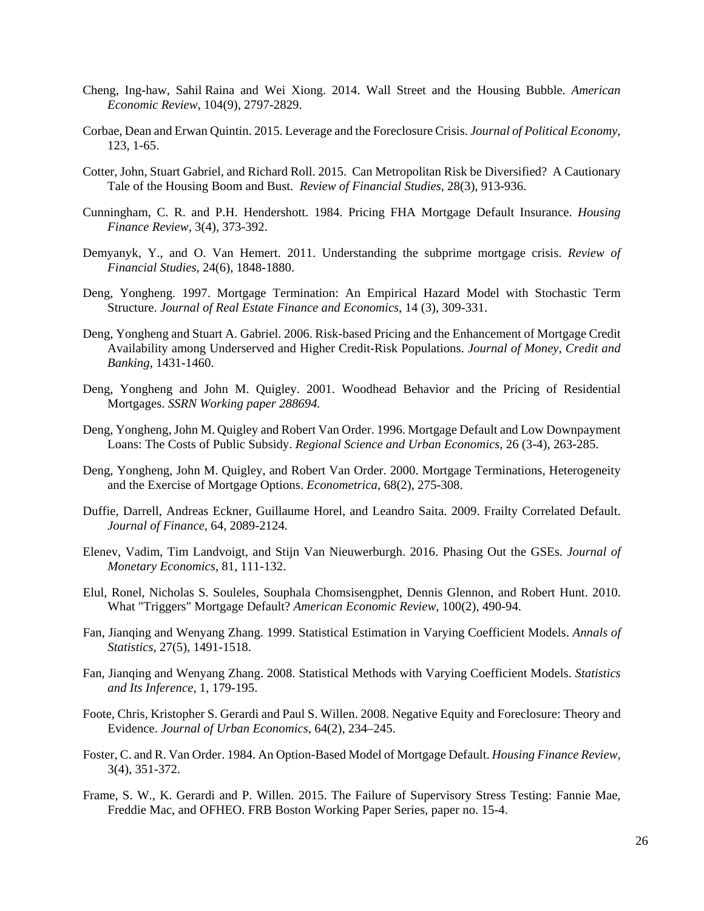Cheng, Ing-haw, Sahil Raina and Wei Xiong. 2014. Wall Street and the Housing Bubble. *American Economic Review*, 104(9), 2797-2829.

Corbae, Dean and Erwan Quintin. 2015. Leverage and the Foreclosure Crisis. *Journal of Political Economy*, 123, 1-65.

Cotter, John, Stuart Gabriel, and Richard Roll. 2015. Can Metropolitan Risk be Diversified? A Cautionary Tale of the Housing Boom and Bust. *Review of Financial Studies*, 28(3), 913-936.

Cunningham, C. R. and P.H. Hendershott. 1984. Pricing FHA Mortgage Default Insurance. *Housing Finance Review*, 3(4), 373-392.

Demyanyk, Y., and O. Van Hemert. 2011. Understanding the subprime mortgage crisis. *Review of Financial Studies*, 24(6), 1848-1880.

Deng, Yongheng. 1997. Mortgage Termination: An Empirical Hazard Model with Stochastic Term Structure. *Journal of Real Estate Finance and Economics*, 14 (3), 309-331.

Deng, Yongheng and Stuart A. Gabriel. 2006. Risk-based Pricing and the Enhancement of Mortgage Credit Availability among Underserved and Higher Credit-Risk Populations. *Journal of Money, Credit and Banking*, 1431-1460.

Deng, Yongheng and John M. Quigley. 2001. Woodhead Behavior and the Pricing of Residential Mortgages. *SSRN Working paper 288694.*

Deng, Yongheng, John M. Quigley and Robert Van Order. 1996. Mortgage Default and Low Downpayment Loans: The Costs of Public Subsidy. *Regional Science and Urban Economics*, 26 (3-4), 263-285.

Deng, Yongheng, John M. Quigley, and Robert Van Order. 2000. Mortgage Terminations, Heterogeneity and the Exercise of Mortgage Options. *Econometrica*, 68(2), 275-308.

Duffie, Darrell, Andreas Eckner, Guillaume Horel, and Leandro Saita. 2009. Frailty Correlated Default. *Journal of Finance*, 64, 2089-2124.

Elenev, Vadim, Tim Landvoigt, and Stijn Van Nieuwerburgh. 2016. Phasing Out the GSEs. *Journal of Monetary Economics*, 81, 111-132.

Elul, Ronel, Nicholas S. Souleles, Souphala Chomsisengphet, Dennis Glennon, and Robert Hunt. 2010. What "Triggers" Mortgage Default? *American Economic Review*, 100(2), 490-94.

Fan, Jianqing and Wenyang Zhang. 1999. Statistical Estimation in Varying Coefficient Models. *Annals of Statistics*, 27(5), 1491-1518.

Fan, Jianqing and Wenyang Zhang. 2008. Statistical Methods with Varying Coefficient Models. *Statistics and Its Inference*, 1, 179-195.

Foote, Chris, Kristopher S. Gerardi and Paul S. Willen. 2008. Negative Equity and Foreclosure: Theory and Evidence. *Journal of Urban Economics*, 64(2), 234–245.

Foster, C. and R. Van Order. 1984. An Option-Based Model of Mortgage Default. *Housing Finance Review*, 3(4), 351-372.

Frame, S. W., K. Gerardi and P. Willen. 2015. The Failure of Supervisory Stress Testing: Fannie Mae, Freddie Mac, and OFHEO. FRB Boston Working Paper Series, paper no. 15-4.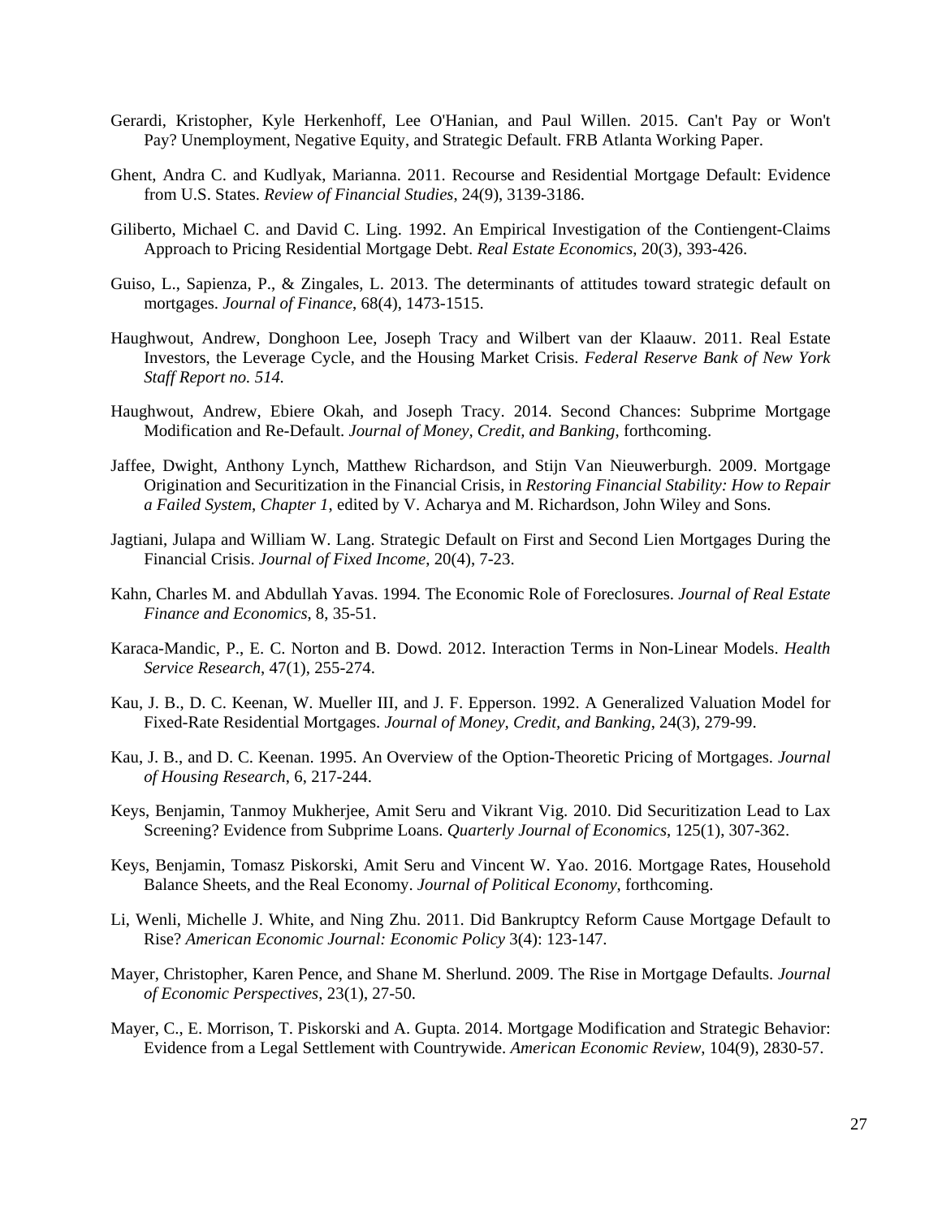Gerardi, Kristopher, Kyle Herkenhoff, Lee O'Hanian, and Paul Willen. 2015. Can't Pay or Won't Pay? Unemployment, Negative Equity, and Strategic Default. FRB Atlanta Working Paper.

Ghent, Andra C. and Kudlyak, Marianna. 2011. Recourse and Residential Mortgage Default: Evidence from U.S. States. *Review of Financial Studies*, 24(9), 3139-3186.

Giliberto, Michael C. and David C. Ling. 1992. An Empirical Investigation of the Contiengent-Claims Approach to Pricing Residential Mortgage Debt. *Real Estate Economics*, 20(3), 393-426.

Guiso, L., Sapienza, P., & Zingales, L. 2013. The determinants of attitudes toward strategic default on mortgages. *Journal of Finance*, 68(4), 1473-1515.

Haughwout, Andrew, Donghoon Lee, Joseph Tracy and Wilbert van der Klaauw. 2011. Real Estate Investors, the Leverage Cycle, and the Housing Market Crisis. *Federal Reserve Bank of New York Staff Report no. 514.*

Haughwout, Andrew, Ebiere Okah, and Joseph Tracy. 2014. Second Chances: Subprime Mortgage Modification and Re-Default. *Journal of Money, Credit, and Banking*, forthcoming.

Jaffee, Dwight, Anthony Lynch, Matthew Richardson, and Stijn Van Nieuwerburgh. 2009. Mortgage Origination and Securitization in the Financial Crisis, in *Restoring Financial Stability: How to Repair a Failed System*, *Chapter 1*, edited by V. Acharya and M. Richardson, John Wiley and Sons.

Jagtiani, Julapa and William W. Lang. Strategic Default on First and Second Lien Mortgages During the Financial Crisis. *Journal of Fixed Income*, 20(4), 7-23.

Kahn, Charles M. and Abdullah Yavas. 1994. The Economic Role of Foreclosures. *Journal of Real Estate Finance and Economics*, 8, 35-51.

Karaca-Mandic, P., E. C. Norton and B. Dowd. 2012. Interaction Terms in Non-Linear Models. *Health Service Research*, 47(1), 255-274.

Kau, J. B., D. C. Keenan, W. Mueller III, and J. F. Epperson. 1992. A Generalized Valuation Model for Fixed-Rate Residential Mortgages. *Journal of Money, Credit, and Banking*, 24(3), 279-99.

Kau, J. B., and D. C. Keenan. 1995. An Overview of the Option-Theoretic Pricing of Mortgages. *Journal of Housing Research*, 6, 217-244.

Keys, Benjamin, Tanmoy Mukherjee, Amit Seru and Vikrant Vig. 2010. Did Securitization Lead to Lax Screening? Evidence from Subprime Loans. *Quarterly Journal of Economics*, 125(1), 307-362.

Keys, Benjamin, Tomasz Piskorski, Amit Seru and Vincent W. Yao. 2016. Mortgage Rates, Household Balance Sheets, and the Real Economy. *Journal of Political Economy*, forthcoming.

Li, Wenli, Michelle J. White, and Ning Zhu. 2011. Did Bankruptcy Reform Cause Mortgage Default to Rise? *American Economic Journal: Economic Policy* 3(4): 123-147.

Mayer, Christopher, Karen Pence, and Shane M. Sherlund. 2009. The Rise in Mortgage Defaults. *Journal of Economic Perspectives*, 23(1), 27-50.

Mayer, C., E. Morrison, T. Piskorski and A. Gupta. 2014. Mortgage Modification and Strategic Behavior: Evidence from a Legal Settlement with Countrywide. *American Economic Review*, 104(9), 2830-57.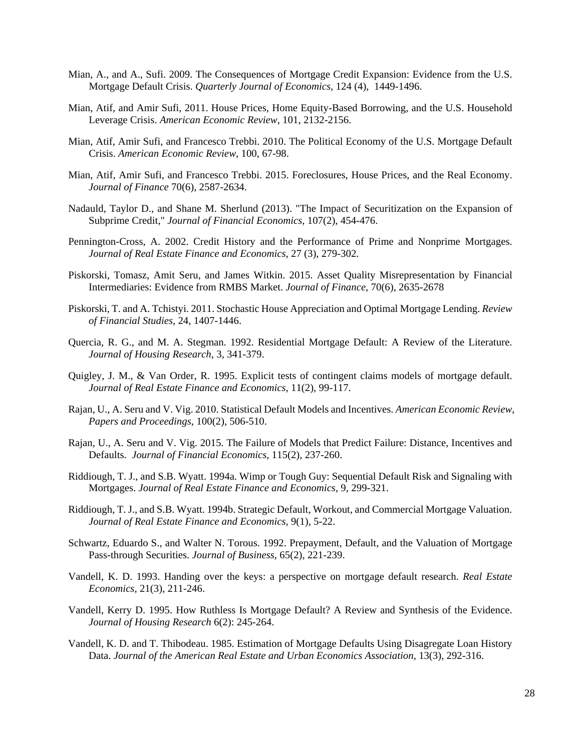Mian, A., and A., Sufi. 2009. The Consequences of Mortgage Credit Expansion: Evidence from the U.S. Mortgage Default Crisis. *Quarterly Journal of Economics*, 124 (4), 1449-1496.

Mian, Atif, and Amir Sufi, 2011. House Prices, Home Equity-Based Borrowing, and the U.S. Household Leverage Crisis. *American Economic Review*, 101, 2132-2156.

Mian, Atif, Amir Sufi, and Francesco Trebbi. 2010. The Political Economy of the U.S. Mortgage Default Crisis. *American Economic Review*, 100, 67-98.

Mian, Atif, Amir Sufi, and Francesco Trebbi. 2015. Foreclosures, House Prices, and the Real Economy. *Journal of Finance* 70(6), 2587-2634.

Nadauld, Taylor D., and Shane M. Sherlund (2013). "The Impact of Securitization on the Expansion of Subprime Credit," *Journal of Financial Economics*, 107(2), 454-476.

Pennington-Cross, A. 2002. Credit History and the Performance of Prime and Nonprime Mortgages. *Journal of Real Estate Finance and Economics*, 27 (3), 279-302.

Piskorski, Tomasz, Amit Seru, and James Witkin. 2015. Asset Quality Misrepresentation by Financial Intermediaries: Evidence from RMBS Market. *Journal of Finance*, 70(6), 2635-2678

Piskorski, T. and A. Tchistyi. 2011. Stochastic House Appreciation and Optimal Mortgage Lending. *Review of Financial Studies*, 24, 1407-1446.

Quercia, R. G., and M. A. Stegman. 1992. Residential Mortgage Default: A Review of the Literature. *Journal of Housing Research*, 3, 341-379.

Quigley, J. M., & Van Order, R. 1995. Explicit tests of contingent claims models of mortgage default. *Journal of Real Estate Finance and Economics*, 11(2), 99-117.

Rajan, U., A. Seru and V. Vig. 2010. Statistical Default Models and Incentives. *American Economic Review, Papers and Proceedings*, 100(2), 506-510.

Rajan, U., A. Seru and V. Vig. 2015. The Failure of Models that Predict Failure: Distance, Incentives and Defaults. *Journal of Financial Economics*, 115(2), 237-260.

Riddiough, T. J., and S.B. Wyatt. 1994a. Wimp or Tough Guy: Sequential Default Risk and Signaling with Mortgages. *Journal of Real Estate Finance and Economics*, 9, 299-321.

Riddiough, T. J., and S.B. Wyatt. 1994b. Strategic Default, Workout, and Commercial Mortgage Valuation. *Journal of Real Estate Finance and Economics*, 9(1), 5-22.

Schwartz, Eduardo S., and Walter N. Torous. 1992. Prepayment, Default, and the Valuation of Mortgage Pass-through Securities. *Journal of Business*, 65(2), 221-239.

Vandell, K. D. 1993. Handing over the keys: a perspective on mortgage default research. *Real Estate Economics*, 21(3), 211-246.

Vandell, Kerry D. 1995. How Ruthless Is Mortgage Default? A Review and Synthesis of the Evidence. *Journal of Housing Research* 6(2): 245-264.

Vandell, K. D. and T. Thibodeau. 1985. Estimation of Mortgage Defaults Using Disagregate Loan History Data. *Journal of the American Real Estate and Urban Economics Association*, 13(3), 292-316.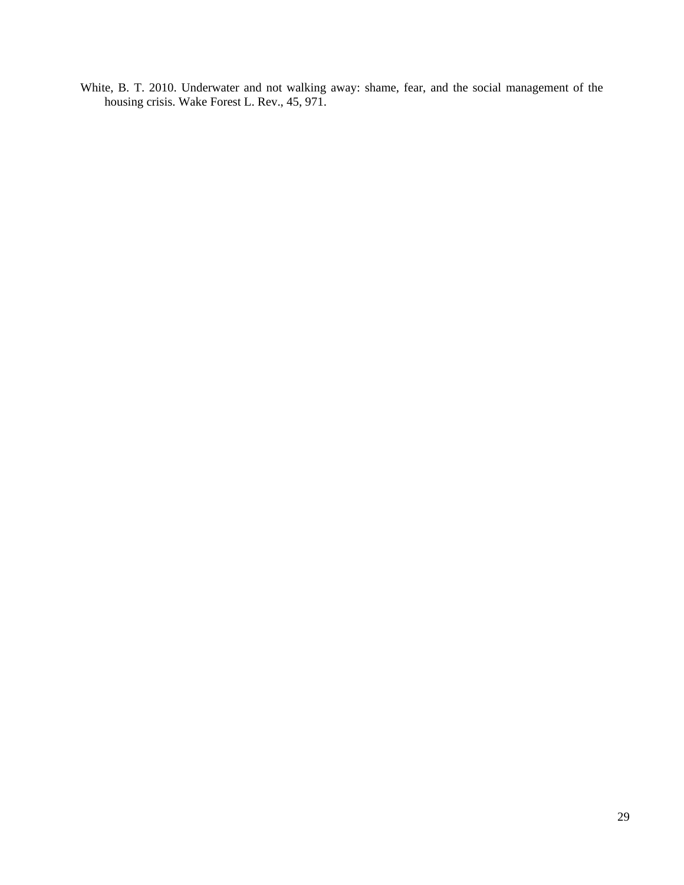White, B. T. 2010. Underwater and not walking away: shame, fear, and the social management of the housing crisis. Wake Forest L. Rev., 45, 971.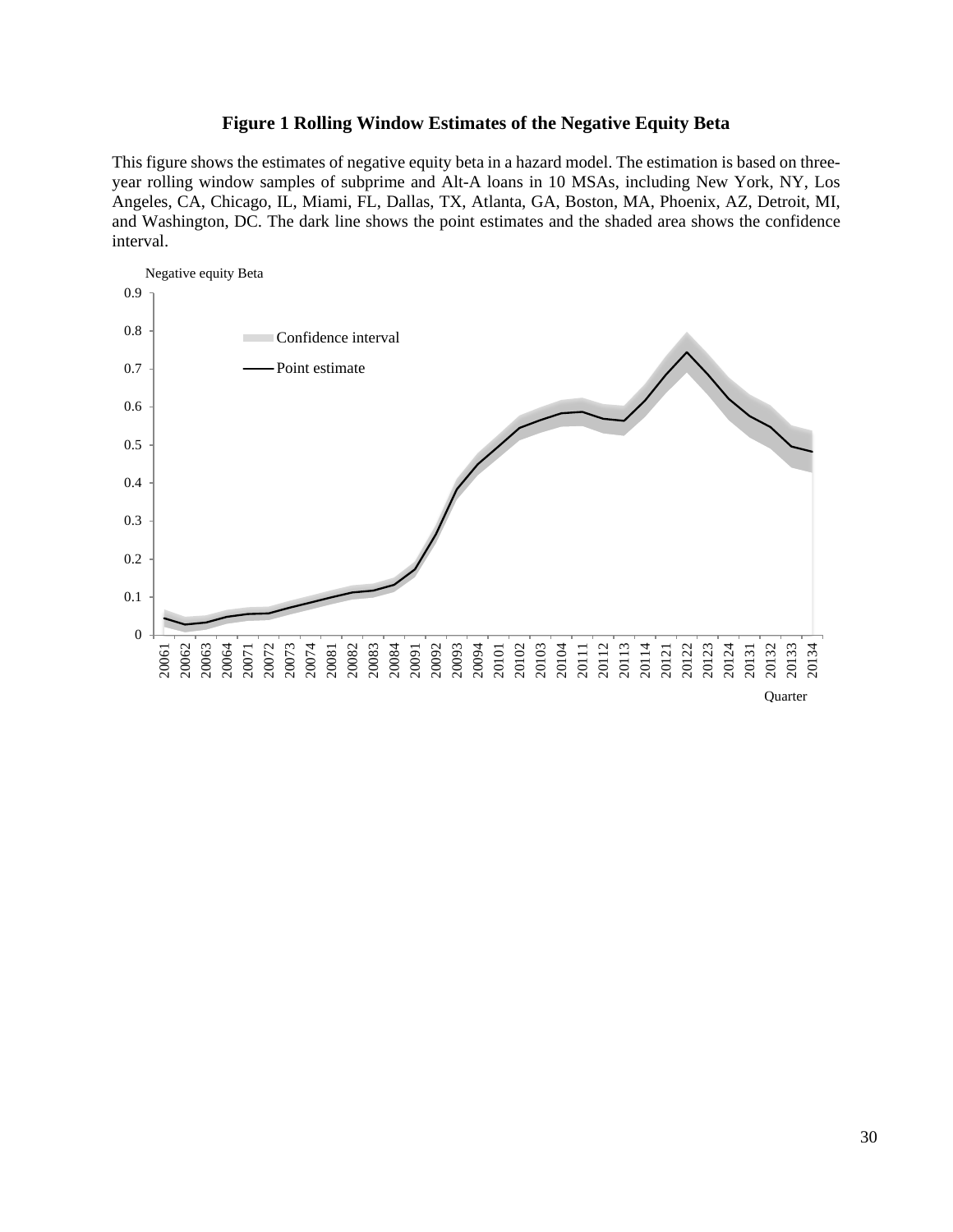**Figure 1 Rolling Window Estimates of the Negative Equity Beta**

This figure shows the estimates of negative equity beta in a hazard model. The estimation is based on three-year rolling window samples of subprime and Alt-A loans in 10 MSAs, including New York, NY, Los Angeles, CA, Chicago, IL, Miami, FL, Dallas, TX, Atlanta, GA, Boston, MA, Phoenix, AZ, Detroit, MI, and Washington, DC. The dark line shows the point estimates and the shaded area shows the confidence interval.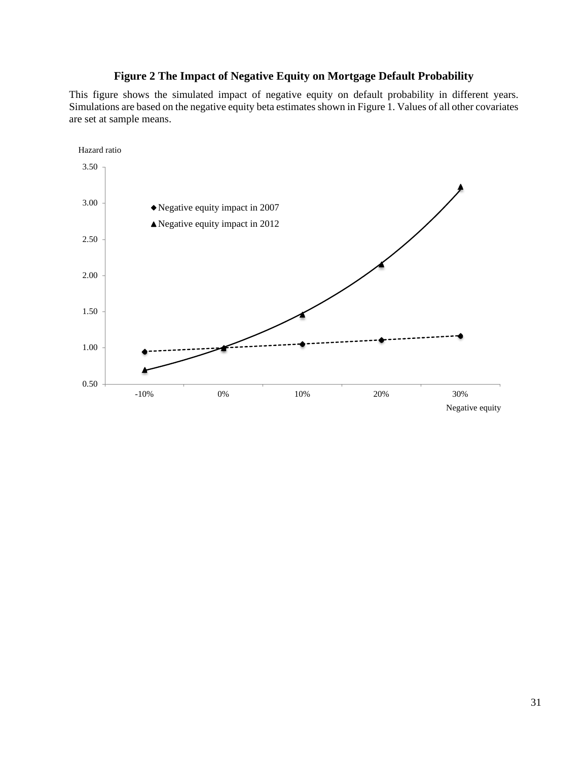**Figure 2 The Impact of Negative Equity on Mortgage Default Probability**

This figure shows the simulated impact of negative equity on default probability in different years. Simulations are based on the negative equity beta estimates shown in Figure 1. Values of all other covariates are set at sample means.

Hazard ratio

3.50

3.00

2.50

2.00

1.50

1.00

0.50

◆ Negative equity impact in 2007

▲ Negative equity impact in 2012

-10% 0% 10% 20% 30%

Negative equity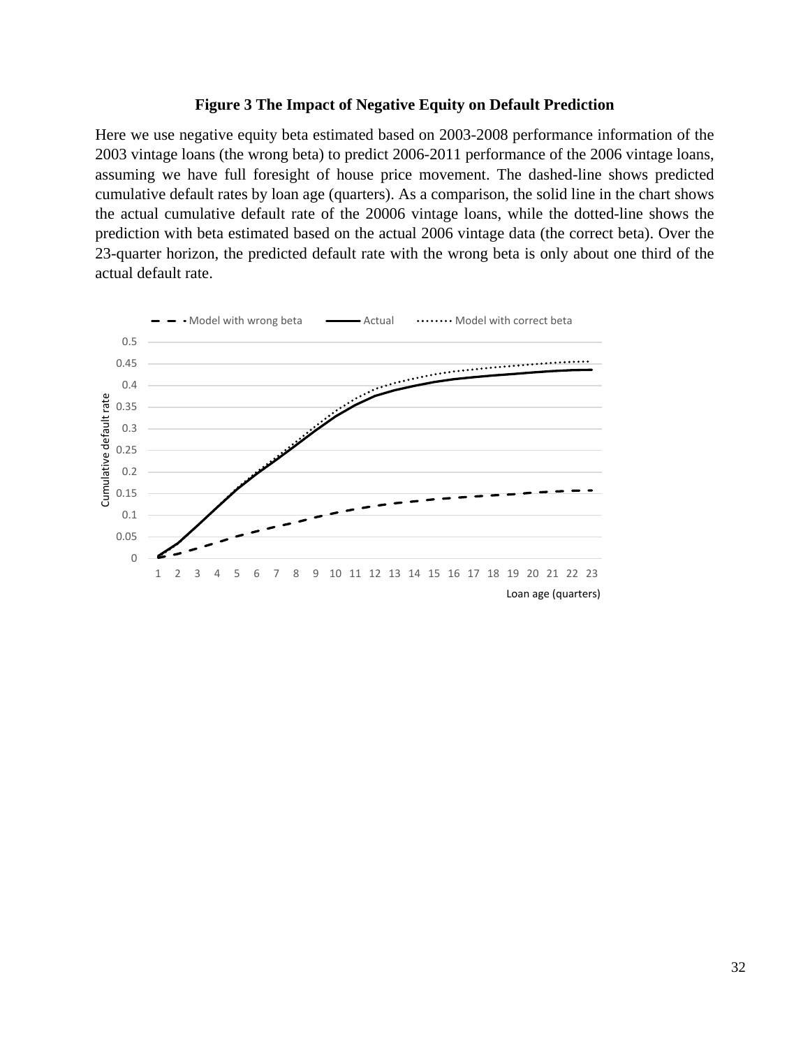**Figure 3 The Impact of Negative Equity on Default Prediction**

Here we use negative equity beta estimated based on 2003-2008 performance information of the 2003 vintage loans (the wrong beta) to predict 2006-2011 performance of the 2006 vintage loans, assuming we have full foresight of house price movement. The dashed-line shows predicted cumulative default rates by loan age (quarters). As a comparison, the solid line in the chart shows the actual cumulative default rate of the 20006 vintage loans, while the dotted-line shows the prediction with beta estimated based on the actual 2006 vintage data (the correct beta). Over the 23-quarter horizon, the predicted default rate with the wrong beta is only about one third of the actual default rate.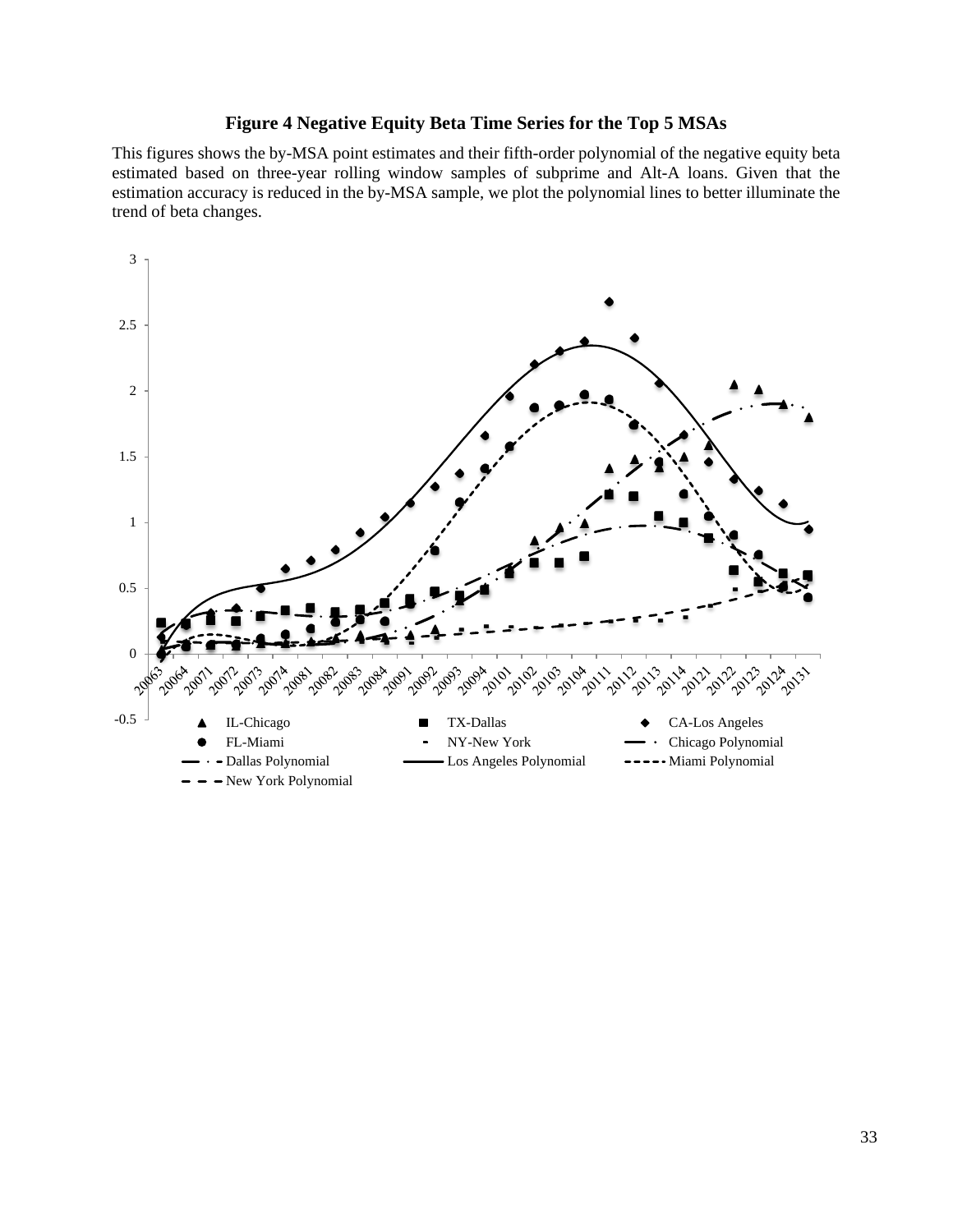**Figure 4 Negative Equity Beta Time Series for the Top 5 MSAs**

This figures shows the by-MSA point estimates and their fifth-order polynomial of the negative equity beta estimated based on three-year rolling window samples of subprime and Alt-A loans. Given that the estimation accuracy is reduced in the by-MSA sample, we plot the polynomial lines to better illuminate the trend of beta changes.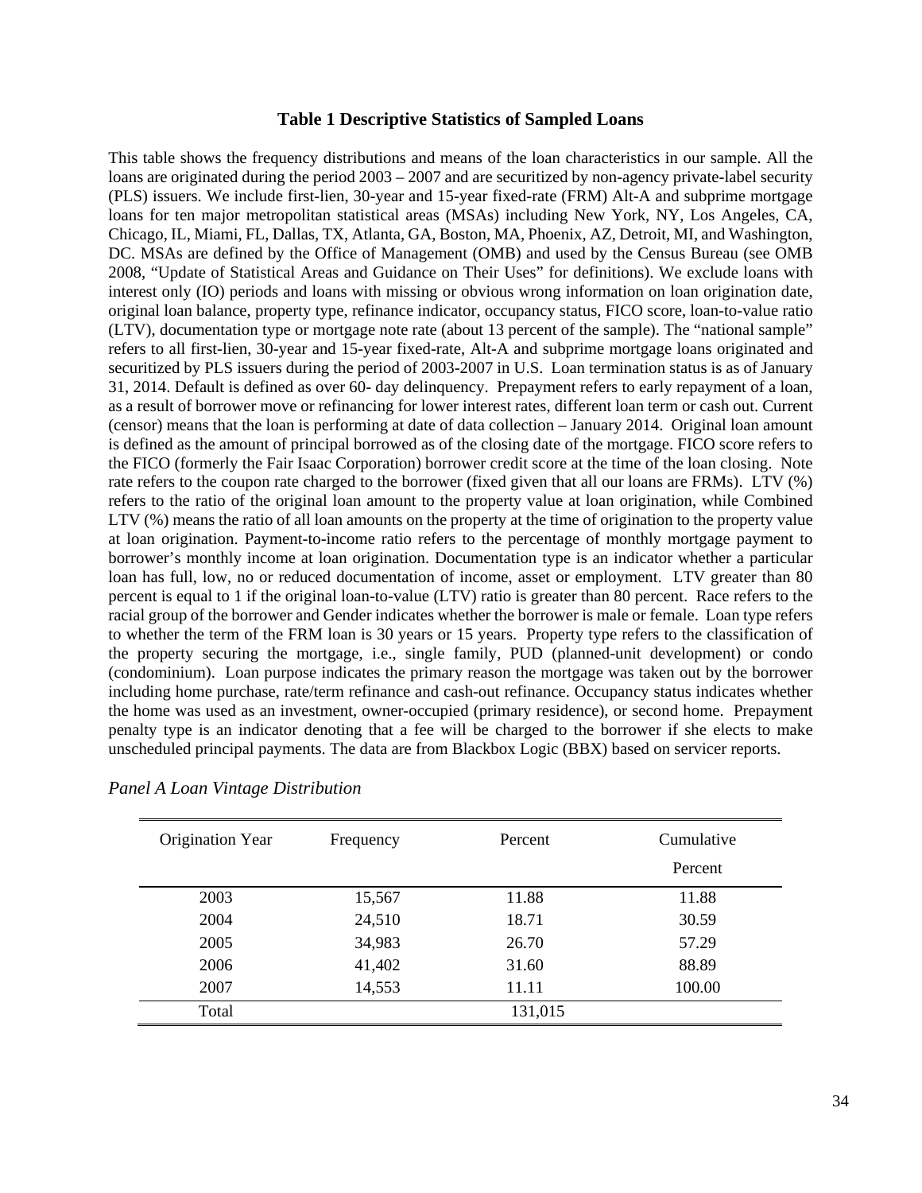### Table 1 Descriptive Statistics of Sampled Loans

This table shows the frequency distributions and means of the loan characteristics in our sample. All the loans are originated during the period 2003 – 2007 and are securitized by non-agency private-label security (PLS) issuers. We include first-lien, 30-year and 15-year fixed-rate (FRM) Alt-A and subprime mortgage loans for ten major metropolitan statistical areas (MSAs) including New York, NY, Los Angeles, CA, Chicago, IL, Miami, FL, Dallas, TX, Atlanta, GA, Boston, MA, Phoenix, AZ, Detroit, MI, and Washington, DC. MSAs are defined by the Office of Management (OMB) and used by the Census Bureau (see OMB 2008, "Update of Statistical Areas and Guidance on Their Uses" for definitions). We exclude loans with interest only (IO) periods and loans with missing or obvious wrong information on loan origination date, original loan balance, property type, refinance indicator, occupancy status, FICO score, loan-to-value ratio (LTV), documentation type or mortgage note rate (about 13 percent of the sample). The "national sample" refers to all first-lien, 30-year and 15-year fixed-rate, Alt-A and subprime mortgage loans originated and securitized by PLS issuers during the period of 2003-2007 in U.S. Loan termination status is as of January 31, 2014. Default is defined as over 60- day delinquency. Prepayment refers to early repayment of a loan, as a result of borrower move or refinancing for lower interest rates, different loan term or cash out. Current (censor) means that the loan is performing at date of data collection – January 2014. Original loan amount is defined as the amount of principal borrowed as of the closing date of the mortgage. FICO score refers to the FICO (formerly the Fair Isaac Corporation) borrower credit score at the time of the loan closing. Note rate refers to the coupon rate charged to the borrower (fixed given that all our loans are FRMs). LTV (%) refers to the ratio of the original loan amount to the property value at loan origination, while Combined LTV (%) means the ratio of all loan amounts on the property at the time of origination to the property value at loan origination. Payment-to-income ratio refers to the percentage of monthly mortgage payment to borrower's monthly income at loan origination. Documentation type is an indicator whether a particular loan has full, low, no or reduced documentation of income, asset or employment. LTV greater than 80 percent is equal to 1 if the original loan-to-value (LTV) ratio is greater than 80 percent. Race refers to the racial group of the borrower and Gender indicates whether the borrower is male or female. Loan type refers to whether the term of the FRM loan is 30 years or 15 years. Property type refers to the classification of the property securing the mortgage, i.e., single family, PUD (planned-unit development) or condo (condominium). Loan purpose indicates the primary reason the mortgage was taken out by the borrower including home purchase, rate/term refinance and cash-out refinance. Occupancy status indicates whether the home was used as an investment, owner-occupied (primary residence), or second home. Prepayment penalty type is an indicator denoting that a fee will be charged to the borrower if she elects to make unscheduled principal payments. The data are from Blackbox Logic (BBX) based on servicer reports.

*Panel A Loan Vintage Distribution*

| Origination Year | Frequency | Percent | Cumulative Percent |
|---|---|---|---|
| 2003 | 15,567 | 11.88 | 11.88 |
| 2004 | 24,510 | 18.71 | 30.59 |
| 2005 | 34,983 | 26.70 | 57.29 |
| 2006 | 41,402 | 31.60 | 88.89 |
| 2007 | 14,553 | 11.11 | 100.00 |
| Total | | 131,015 | |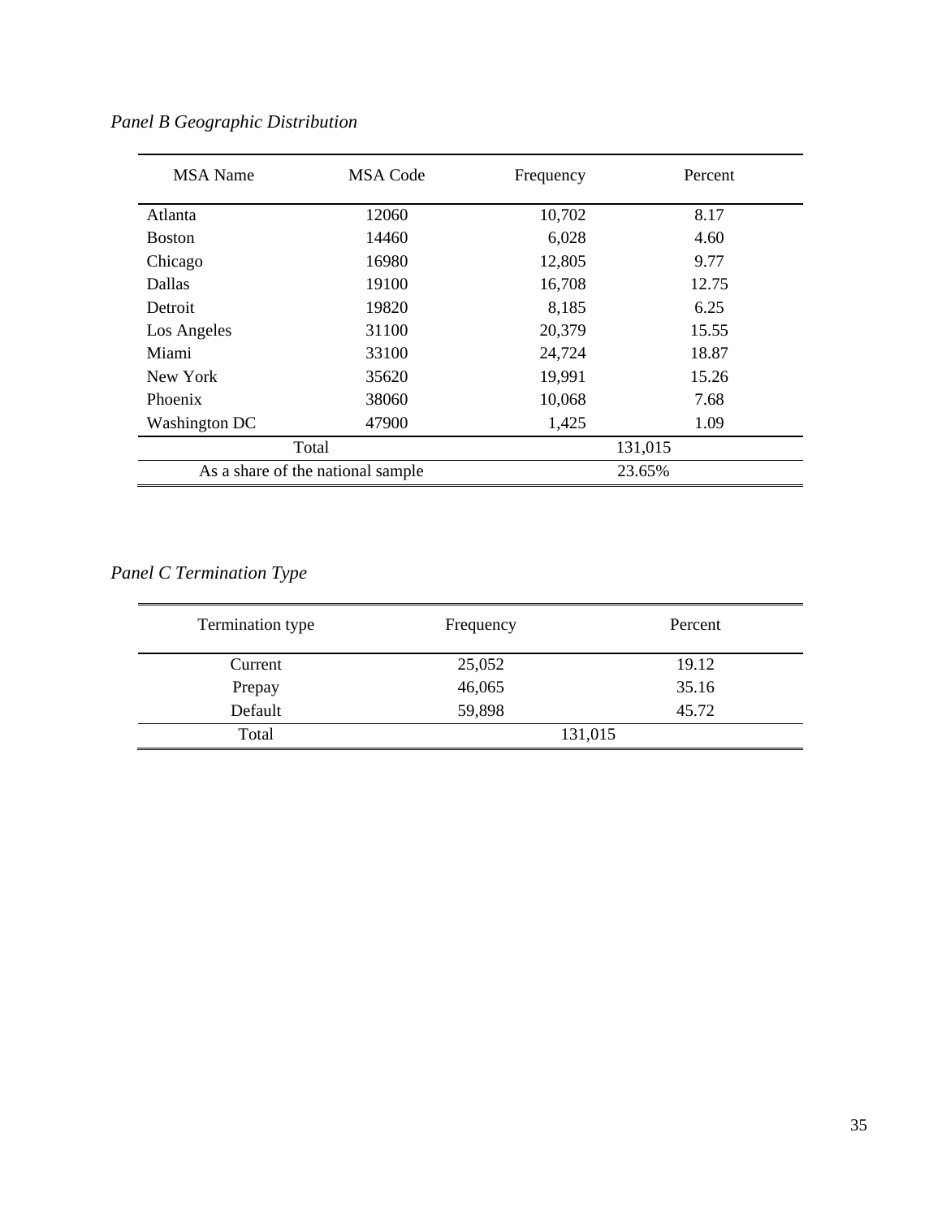*Panel B Geographic Distribution*

| MSA Name | MSA Code | Frequency | Percent |
|---|---|---|---|
| Atlanta | 12060 | 10,702 | 8.17 |
| Boston | 14460 | 6,028 | 4.60 |
| Chicago | 16980 | 12,805 | 9.77 |
| Dallas | 19100 | 16,708 | 12.75 |
| Detroit | 19820 | 8,185 | 6.25 |
| Los Angeles | 31100 | 20,379 | 15.55 |
| Miami | 33100 | 24,724 | 18.87 |
| New York | 35620 | 19,991 | 15.26 |
| Phoenix | 38060 | 10,068 | 7.68 |
| Washington DC | 47900 | 1,425 | 1.09 |
| Total | | 131,015 | |
| As a share of the national sample | | 23.65% | |

*Panel C Termination Type*

| Termination type | Frequency | Percent |
|---|---|---|
| Current | 25,052 | 19.12 |
| Prepay | 46,065 | 35.16 |
| Default | 59,898 | 45.72 |
| Total | 131,015 | |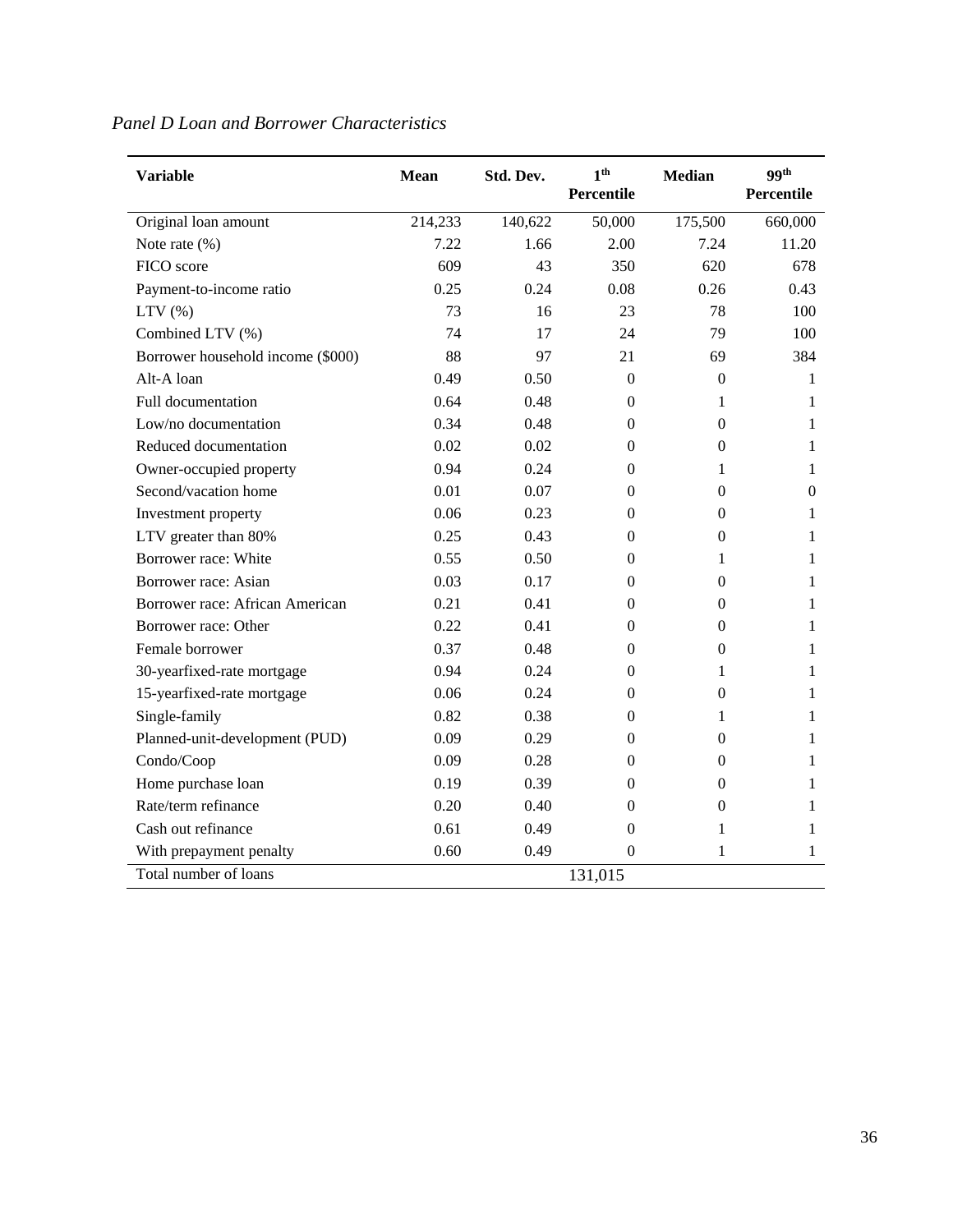*Panel D Loan and Borrower Characteristics*

| Variable | Mean | Std. Dev. | 1th Percentile | Median | 99th Percentile |
|---|---|---|---|---|---|
| Original loan amount | 214,233 | 140,622 | 50,000 | 175,500 | 660,000 |
| Note rate (%) | 7.22 | 1.66 | 2.00 | 7.24 | 11.20 |
| FICO score | 609 | 43 | 350 | 620 | 678 |
| Payment-to-income ratio | 0.25 | 0.24 | 0.08 | 0.26 | 0.43 |
| LTV (%) | 73 | 16 | 23 | 78 | 100 |
| Combined LTV (%) | 74 | 17 | 24 | 79 | 100 |
| Borrower household income ($000) | 88 | 97 | 21 | 69 | 384 |
| Alt-A loan | 0.49 | 0.50 | 0 | 0 | 1 |
| Full documentation | 0.64 | 0.48 | 0 | 1 | 1 |
| Low/no documentation | 0.34 | 0.48 | 0 | 0 | 1 |
| Reduced documentation | 0.02 | 0.02 | 0 | 0 | 1 |
| Owner-occupied property | 0.94 | 0.24 | 0 | 1 | 1 |
| Second/vacation home | 0.01 | 0.07 | 0 | 0 | 0 |
| Investment property | 0.06 | 0.23 | 0 | 0 | 1 |
| LTV greater than 80% | 0.25 | 0.43 | 0 | 0 | 1 |
| Borrower race: White | 0.55 | 0.50 | 0 | 1 | 1 |
| Borrower race: Asian | 0.03 | 0.17 | 0 | 0 | 1 |
| Borrower race: African American | 0.21 | 0.41 | 0 | 0 | 1 |
| Borrower race: Other | 0.22 | 0.41 | 0 | 0 | 1 |
| Female borrower | 0.37 | 0.48 | 0 | 0 | 1 |
| 30-yearfixed-rate mortgage | 0.94 | 0.24 | 0 | 1 | 1 |
| 15-yearfixed-rate mortgage | 0.06 | 0.24 | 0 | 0 | 1 |
| Single-family | 0.82 | 0.38 | 0 | 1 | 1 |
| Planned-unit-development (PUD) | 0.09 | 0.29 | 0 | 0 | 1 |
| Condo/Coop | 0.09 | 0.28 | 0 | 0 | 1 |
| Home purchase loan | 0.19 | 0.39 | 0 | 0 | 1 |
| Rate/term refinance | 0.20 | 0.40 | 0 | 0 | 1 |
| Cash out refinance | 0.61 | 0.49 | 0 | 1 | 1 |
| With prepayment penalty | 0.60 | 0.49 | 0 | 1 | 1 |
| Total number of loans | | | 131,015 | | |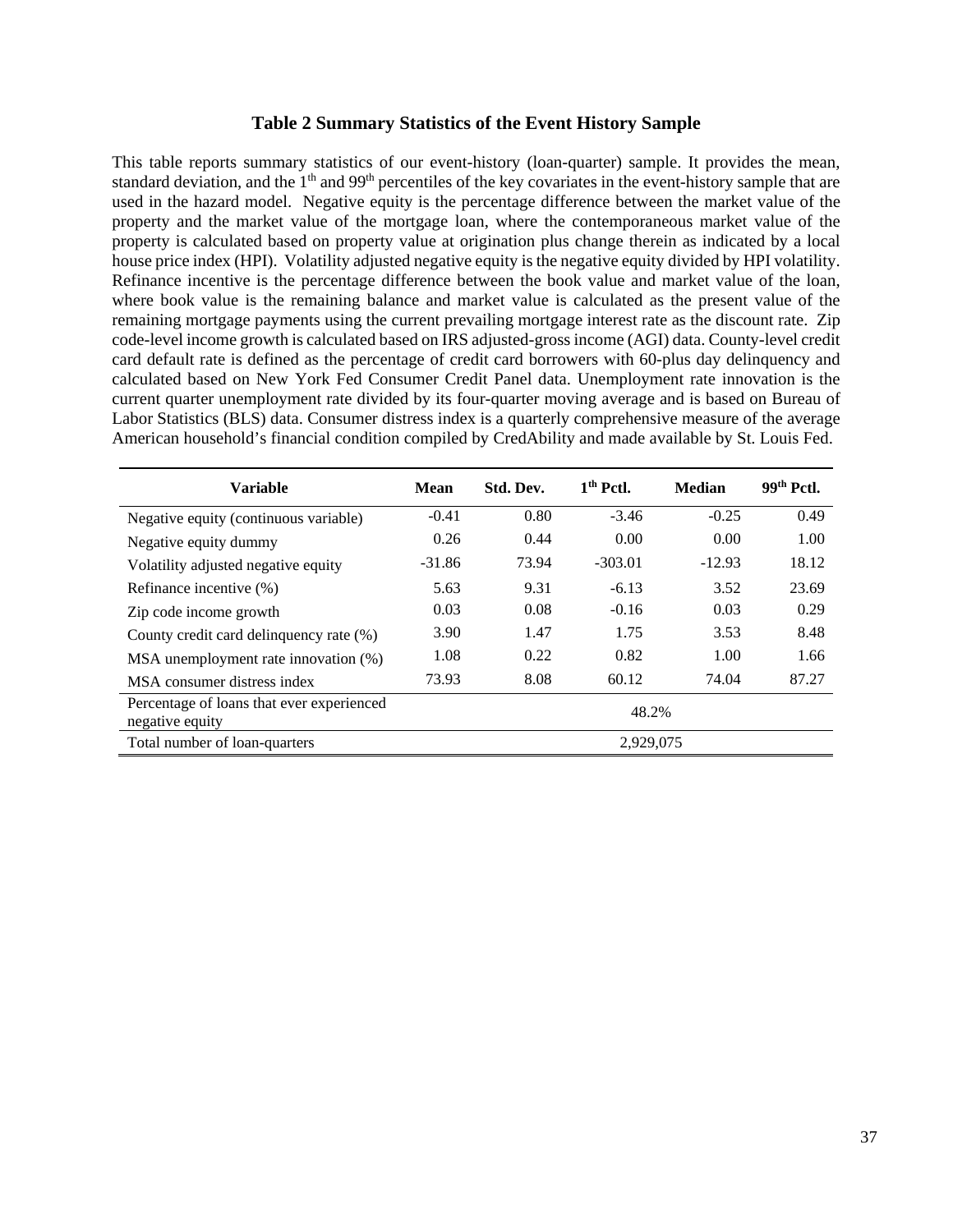### Table 2 Summary Statistics of the Event History Sample

This table reports summary statistics of our event-history (loan-quarter) sample. It provides the mean, standard deviation, and the 1[th] and 99[th] percentiles of the key covariates in the event-history sample that are used in the hazard model. Negative equity is the percentage difference between the market value of the property and the market value of the mortgage loan, where the contemporaneous market value of the property is calculated based on property value at origination plus change therein as indicated by a local house price index (HPI). Volatility adjusted negative equity is the negative equity divided by HPI volatility. Refinance incentive is the percentage difference between the book value and market value of the loan, where book value is the remaining balance and market value is calculated as the present value of the remaining mortgage payments using the current prevailing mortgage interest rate as the discount rate. Zip code-level income growth is calculated based on IRS adjusted-gross income (AGI) data. County-level credit card default rate is defined as the percentage of credit card borrowers with 60-plus day delinquency and calculated based on New York Fed Consumer Credit Panel data. Unemployment rate innovation is the current quarter unemployment rate divided by its four-quarter moving average and is based on Bureau of Labor Statistics (BLS) data. Consumer distress index is a quarterly comprehensive measure of the average American household's financial condition compiled by CredAbility and made available by St. Louis Fed.

| Variable | Mean | Std. Dev. | 1th Pctl. | Median | 99th Pctl. |
|---|---|---|---|---|---|
| Negative equity (continuous variable) | -0.41 | 0.80 | -3.46 | -0.25 | 0.49 |
| Negative equity dummy | 0.26 | 0.44 | 0.00 | 0.00 | 1.00 |
| Volatility adjusted negative equity | -31.86 | 73.94 | -303.01 | -12.93 | 18.12 |
| Refinance incentive (%) | 5.63 | 9.31 | -6.13 | 3.52 | 23.69 |
| Zip code income growth | 0.03 | 0.08 | -0.16 | 0.03 | 0.29 |
| County credit card delinquency rate (%) | 3.90 | 1.47 | 1.75 | 3.53 | 8.48 |
| MSA unemployment rate innovation (%) | 1.08 | 0.22 | 0.82 | 1.00 | 1.66 |
| MSA consumer distress index | 73.93 | 8.08 | 60.12 | 74.04 | 87.27 |
| Percentage of loans that ever experienced negative equity | | | 48.2% | | |
| Total number of loan-quarters | | | 2,929,075 | | |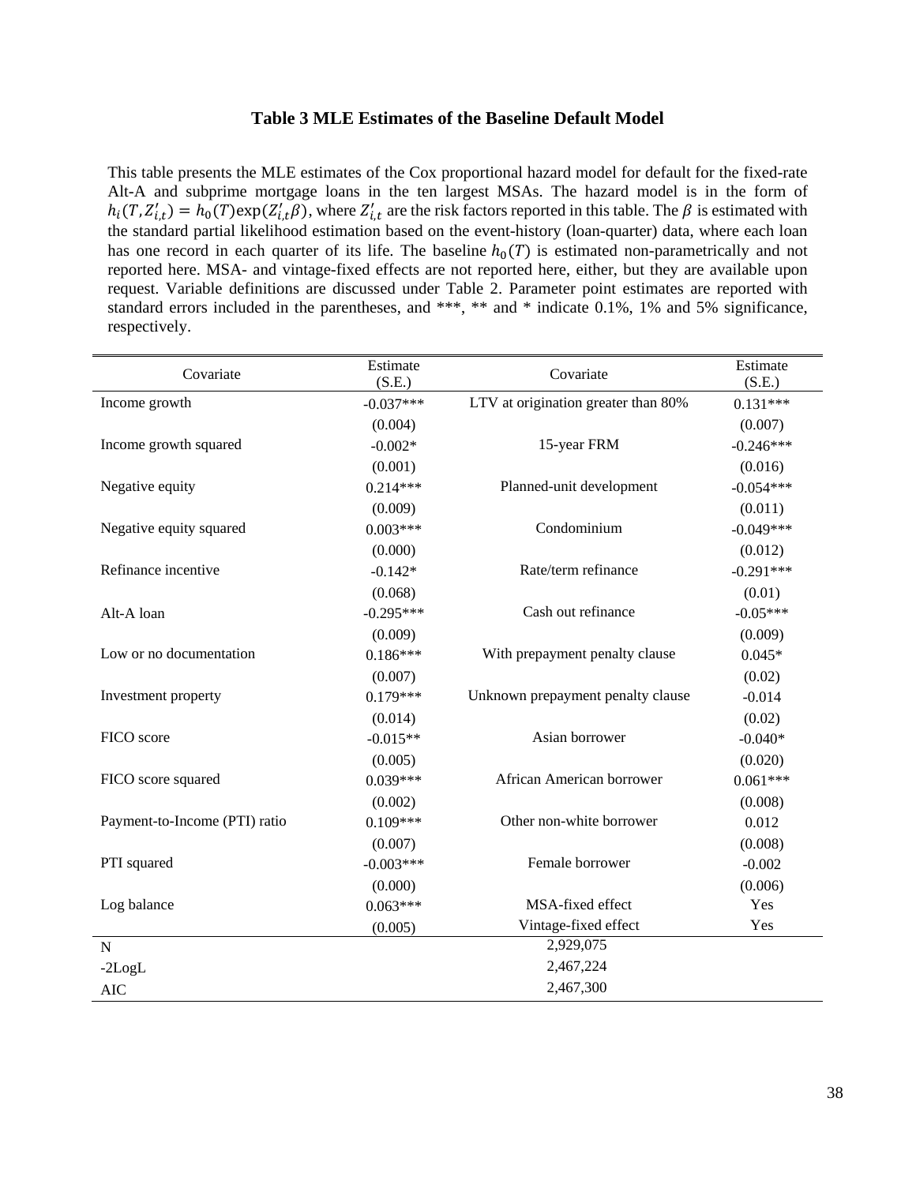### Table 3 MLE Estimates of the Baseline Default Model

This table presents the MLE estimates of the Cox proportional hazard model for default for the fixed-rate Alt-A and subprime mortgage loans in the ten largest MSAs. The hazard model is in the form of $h_i(T, Z'_{i,t}) = h_0(T)\exp(Z'_{i,t}\beta)$, where $Z'_{i,t}$ are the risk factors reported in this table. The $\beta$ is estimated with the standard partial likelihood estimation based on the event-history (loan-quarter) data, where each loan has one record in each quarter of its life. The baseline $h_0(T)$ is estimated non-parametrically and not reported here. MSA- and vintage-fixed effects are not reported here, either, but they are available upon request. Variable definitions are discussed under Table 2. Parameter point estimates are reported with standard errors included in the parentheses, and ***, ** and * indicate 0.1%, 1% and 5% significance, respectively.

| Covariate | Estimate (S.E.) | Covariate | Estimate (S.E.) |
|---|---|---|---|
| Income growth | -0.037*** | LTV at origination greater than 80% | 0.131*** |
| | (0.004) | | (0.007) |
| Income growth squared | -0.002* | 15-year FRM | -0.246*** |
| | (0.001) | | (0.016) |
| Negative equity | 0.214*** | Planned-unit development | -0.054*** |
| | (0.009) | | (0.011) |
| Negative equity squared | 0.003*** | Condominium | -0.049*** |
| | (0.000) | | (0.012) |
| Refinance incentive | -0.142* | Rate/term refinance | -0.291*** |
| | (0.068) | | (0.01) |
| Alt-A loan | -0.295*** | Cash out refinance | -0.05*** |
| | (0.009) | | (0.009) |
| Low or no documentation | 0.186*** | With prepayment penalty clause | 0.045* |
| | (0.007) | | (0.02) |
| Investment property | 0.179*** | Unknown prepayment penalty clause | -0.014 |
| | (0.014) | | (0.02) |
| FICO score | -0.015** | Asian borrower | -0.040* |
| | (0.005) | | (0.020) |
| FICO score squared | 0.039*** | African American borrower | 0.061*** |
| | (0.002) | | (0.008) |
| Payment-to-Income (PTI) ratio | 0.109*** | Other non-white borrower | 0.012 |
| | (0.007) | | (0.008) |
| PTI squared | -0.003*** | Female borrower | -0.002 |
| | (0.000) | | (0.006) |
| Log balance | 0.063*** | MSA-fixed effect | Yes |
| | (0.005) | Vintage-fixed effect | Yes |
| N | | 2,929,075 | |
| -2LogL | | 2,467,224 | |
| AIC | | 2,467,300 | |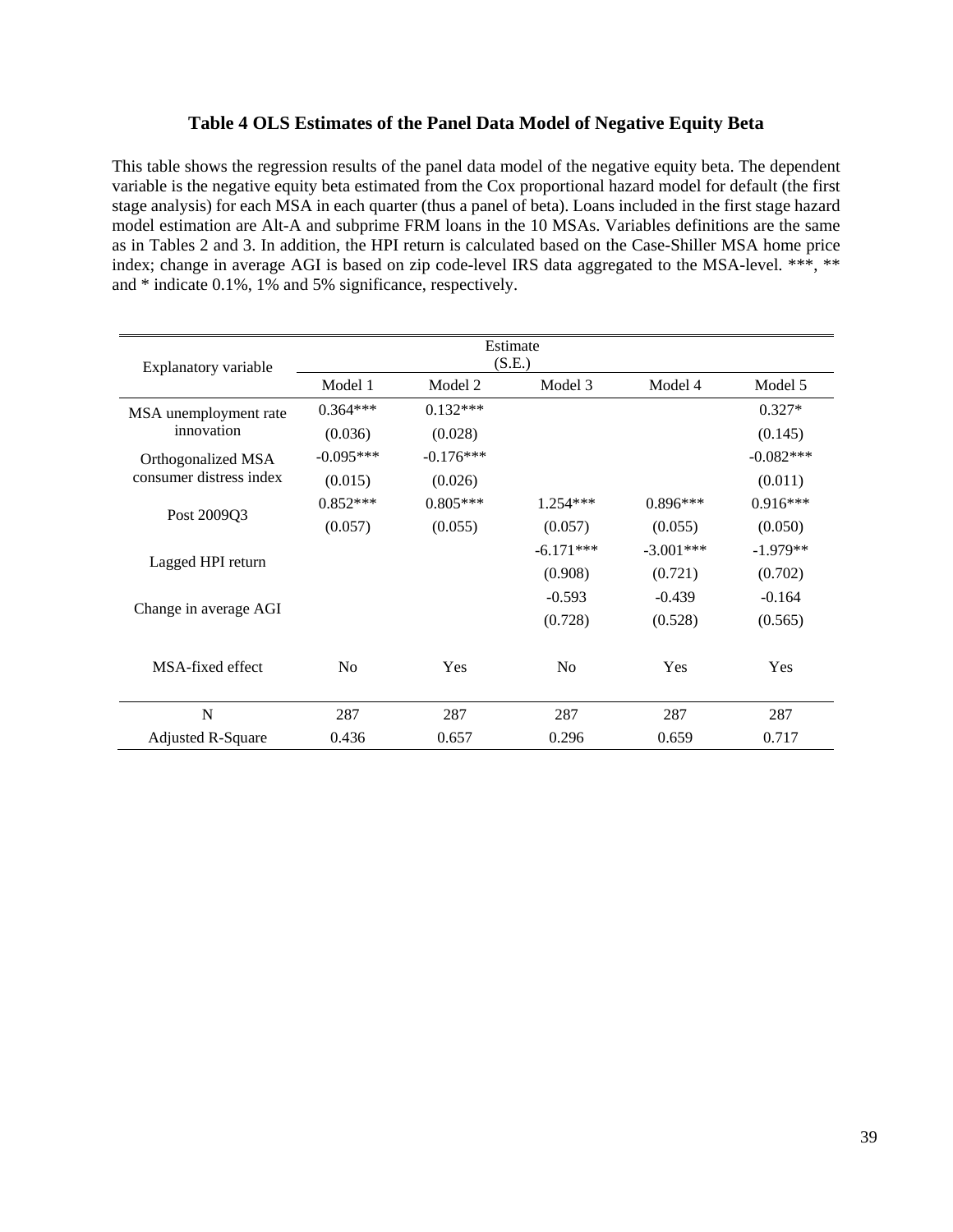### Table 4 OLS Estimates of the Panel Data Model of Negative Equity Beta

This table shows the regression results of the panel data model of the negative equity beta. The dependent variable is the negative equity beta estimated from the Cox proportional hazard model for default (the first stage analysis) for each MSA in each quarter (thus a panel of beta). Loans included in the first stage hazard model estimation are Alt-A and subprime FRM loans in the 10 MSAs. Variables definitions are the same as in Tables 2 and 3. In addition, the HPI return is calculated based on the Case-Shiller MSA home price index; change in average AGI is based on zip code-level IRS data aggregated to the MSA-level. ***, ** and * indicate 0.1%, 1% and 5% significance, respectively.

| Explanatory variable | Estimate (S.E.) | | | | |
|---|---|---|---|---|---|
| | Model 1 | Model 2 | Model 3 | Model 4 | Model 5 |
| MSA unemployment rate innovation | 0.364*** | 0.132*** | | | 0.327* |
| | (0.036) | (0.028) | | | (0.145) |
| Orthogonalized MSA consumer distress index | -0.095*** | -0.176*** | | | -0.082*** |
| | (0.015) | (0.026) | | | (0.011) |
| Post 2009Q3 | 0.852*** | 0.805*** | 1.254*** | 0.896*** | 0.916*** |
| | (0.057) | (0.055) | (0.057) | (0.055) | (0.050) |
| Lagged HPI return | | | -6.171*** | -3.001*** | -1.979** |
| | | | (0.908) | (0.721) | (0.702) |
| Change in average AGI | | | -0.593 | -0.439 | -0.164 |
| | | | (0.728) | (0.528) | (0.565) |
| MSA-fixed effect | No | Yes | No | Yes | Yes |
| N | 287 | 287 | 287 | 287 | 287 |
| Adjusted R-Square | 0.436 | 0.657 | 0.296 | 0.659 | 0.717 |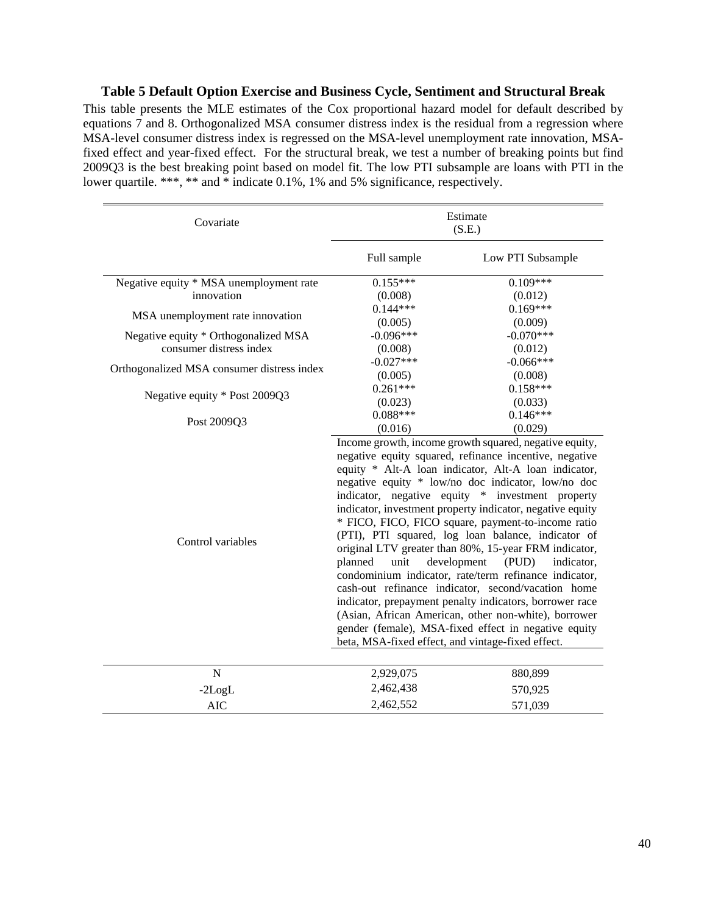**Table 5 Default Option Exercise and Business Cycle, Sentiment and Structural Break**

This table presents the MLE estimates of the Cox proportional hazard model for default described by equations 7 and 8. Orthogonalized MSA consumer distress index is the residual from a regression where MSA-level consumer distress index is regressed on the MSA-level unemployment rate innovation, MSA-fixed effect and year-fixed effect. For the structural break, we test a number of breaking points but find 2009Q3 is the best breaking point based on model fit. The low PTI subsample are loans with PTI in the lower quartile. ***, ** and * indicate 0.1%, 1% and 5% significance, respectively.

| Covariate | Estimate (S.E.) | |
|---|---|---|
| | Full sample | Low PTI Subsample |
| Negative equity * MSA unemployment rate innovation | 0.155*** | 0.109*** |
| | (0.008) | (0.012) |
| MSA unemployment rate innovation | 0.144*** | 0.169*** |
| | (0.005) | (0.009) |
| Negative equity * Orthogonalized MSA consumer distress index | -0.096*** | -0.070*** |
| | (0.008) | (0.012) |
| Orthogonalized MSA consumer distress index | -0.027*** | -0.066*** |
| | (0.005) | (0.008) |
| Negative equity * Post 2009Q3 | 0.261*** | 0.158*** |
| | (0.023) | (0.033) |
| Post 2009Q3 | 0.088*** | 0.146*** |
| | (0.016) | (0.029) |
| Control variables | Income growth, income growth squared, negative equity, negative equity squared, refinance incentive, negative equity * Alt-A loan indicator, Alt-A loan indicator, negative equity * low/no doc indicator, low/no doc indicator, negative equity * investment property indicator, investment property indicator, negative equity * FICO, FICO, FICO square, payment-to-income ratio (PTI), PTI squared, log loan balance, indicator of original LTV greater than 80%, 15-year FRM indicator, planned unit development (PUD) indicator, condominium indicator, rate/term refinance indicator, cash-out refinance indicator, second/vacation home indicator, prepayment penalty indicators, borrower race (Asian, African American, other non-white), borrower gender (female), MSA-fixed effect in negative equity beta, MSA-fixed effect, and vintage-fixed effect. | |
| N | 2,929,075 | 880,899 |
| -2LogL | 2,462,438 | 570,925 |
| AIC | 2,462,552 | 571,039 |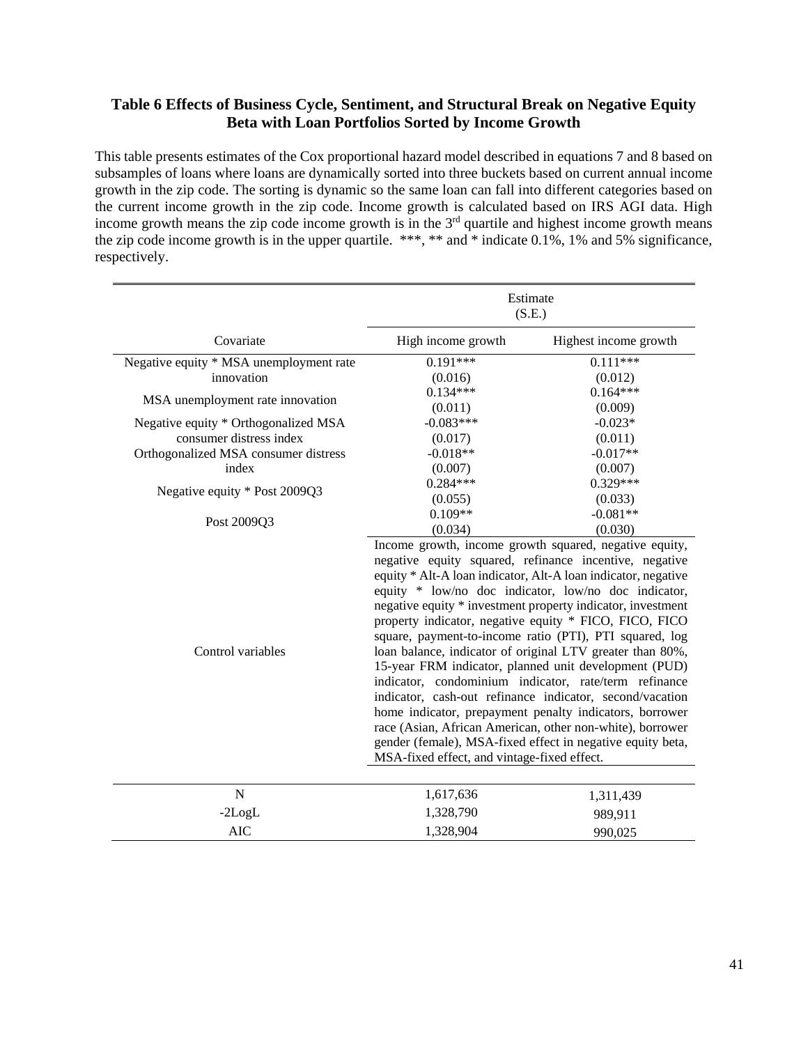### Table 6 Effects of Business Cycle, Sentiment, and Structural Break on Negative Equity Beta with Loan Portfolios Sorted by Income Growth

This table presents estimates of the Cox proportional hazard model described in equations 7 and 8 based on subsamples of loans where loans are dynamically sorted into three buckets based on current annual income growth in the zip code. The sorting is dynamic so the same loan can fall into different categories based on the current income growth in the zip code. Income growth is calculated based on IRS AGI data. High income growth means the zip code income growth is in the 3rd quartile and highest income growth means the zip code income growth is in the upper quartile. ***, ** and * indicate 0.1%, 1% and 5% significance, respectively.

| | Estimate (S.E.) | |
|---|---|---|
| Covariate | High income growth | Highest income growth |
| Negative equity * MSA unemployment rate innovation | 0.191*** | 0.111*** |
| | (0.016) | (0.012) |
| MSA unemployment rate innovation | 0.134*** | 0.164*** |
| | (0.011) | (0.009) |
| Negative equity * Orthogonalized MSA consumer distress index | -0.083*** | -0.023* |
| | (0.017) | (0.011) |
| Orthogonalized MSA consumer distress index | -0.018** | -0.017** |
| | (0.007) | (0.007) |
| Negative equity * Post 2009Q3 | 0.284*** | 0.329*** |
| | (0.055) | (0.033) |
| Post 2009Q3 | 0.109** | -0.081** |
| | (0.034) | (0.030) |
| Control variables | Income growth, income growth squared, negative equity, negative equity squared, refinance incentive, negative equity * Alt-A loan indicator, Alt-A loan indicator, negative equity * low/no doc indicator, low/no doc indicator, negative equity * investment property indicator, investment property indicator, negative equity * FICO, FICO, FICO square, payment-to-income ratio (PTI), PTI squared, log loan balance, indicator of original LTV greater than 80%, 15-year FRM indicator, planned unit development (PUD) indicator, condominium indicator, rate/term refinance indicator, cash-out refinance indicator, second/vacation home indicator, prepayment penalty indicators, borrower race (Asian, African American, other non-white), borrower gender (female), MSA-fixed effect in negative equity beta, MSA-fixed effect, and vintage-fixed effect. | |
| N | 1,617,636 | 1,311,439 |
| -2LogL | 1,328,790 | 989,911 |
| AIC | 1,328,904 | 990,025 |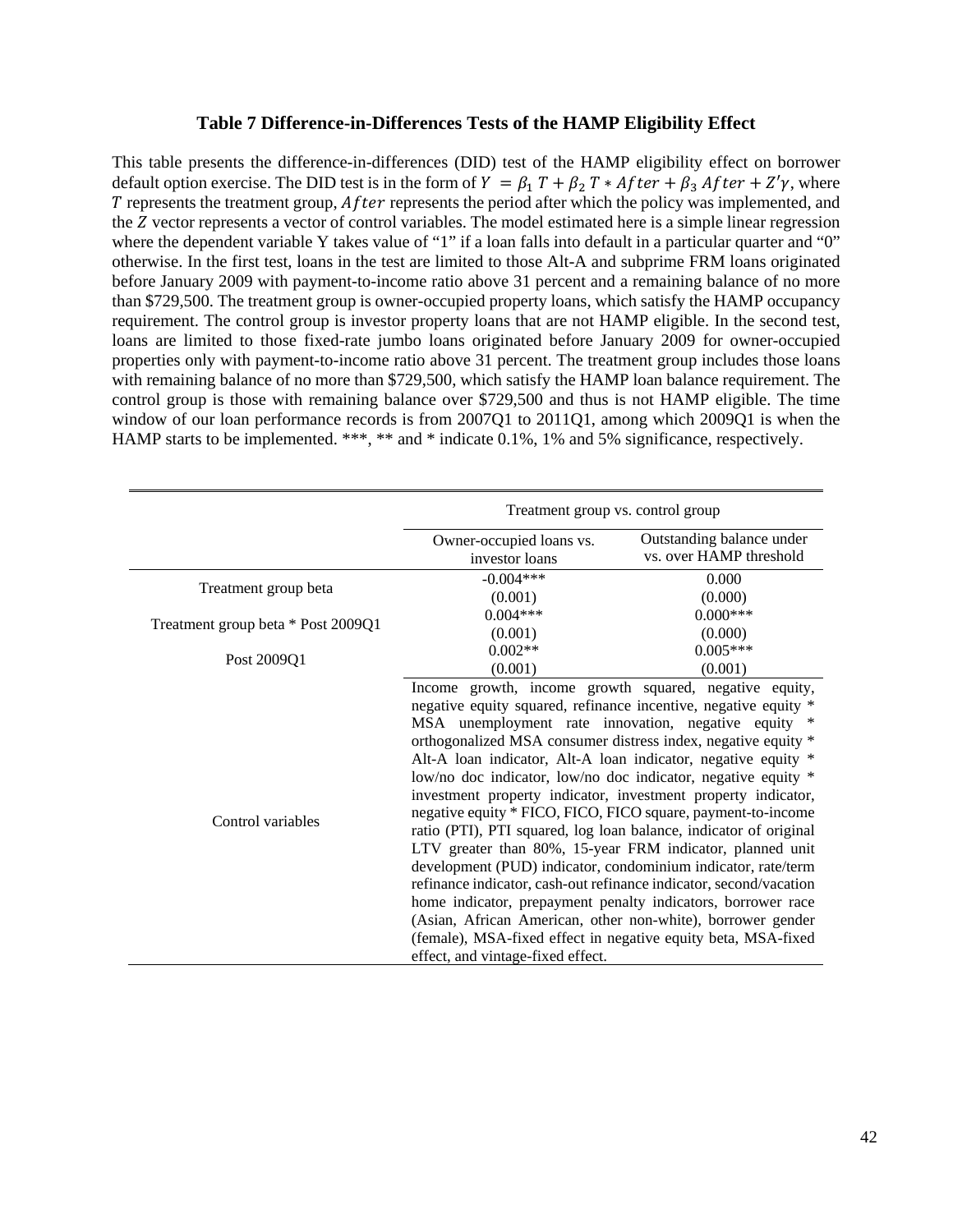**Table 7 Difference-in-Differences Tests of the HAMP Eligibility Effect**

This table presents the difference-in-differences (DID) test of the HAMP eligibility effect on borrower default option exercise. The DID test is in the form of $Y = \beta_1 T + \beta_2 T * After + \beta_3 After + Z'\gamma$, where $T$ represents the treatment group, $After$ represents the period after which the policy was implemented, and the $Z$ vector represents a vector of control variables. The model estimated here is a simple linear regression where the dependent variable Y takes value of "1" if a loan falls into default in a particular quarter and "0" otherwise. In the first test, loans in the test are limited to those Alt-A and subprime FRM loans originated before January 2009 with payment-to-income ratio above 31 percent and a remaining balance of no more than $729,500. The treatment group is owner-occupied property loans, which satisfy the HAMP occupancy requirement. The control group is investor property loans that are not HAMP eligible. In the second test, loans are limited to those fixed-rate jumbo loans originated before January 2009 for owner-occupied properties only with payment-to-income ratio above 31 percent. The treatment group includes those loans with remaining balance of no more than $729,500, which satisfy the HAMP loan balance requirement. The control group is those with remaining balance over $729,500 and thus is not HAMP eligible. The time window of our loan performance records is from 2007Q1 to 2011Q1, among which 2009Q1 is when the HAMP starts to be implemented. ***, ** and * indicate 0.1%, 1% and 5% significance, respectively.

| | Treatment group vs. control group | |
|---|---|---|
| | Owner-occupied loans vs. investor loans | Outstanding balance under vs. over HAMP threshold |
| Treatment group beta | -0.004*** | 0.000 |
| | (0.001) | (0.000) |
| Treatment group beta * Post 2009Q1 | 0.004*** | 0.000*** |
| | (0.001) | (0.000) |
| Post 2009Q1 | 0.002** | 0.005*** |
| | (0.001) | (0.001) |
| Control variables | Income growth, income growth squared, negative equity, negative equity squared, refinance incentive, negative equity * MSA unemployment rate innovation, negative equity * orthogonalized MSA consumer distress index, negative equity * Alt-A loan indicator, Alt-A loan indicator, negative equity * low/no doc indicator, low/no doc indicator, negative equity * investment property indicator, investment property indicator, negative equity * FICO, FICO, FICO square, payment-to-income ratio (PTI), PTI squared, log loan balance, indicator of original LTV greater than 80%, 15-year FRM indicator, planned unit development (PUD) indicator, condominium indicator, rate/term refinance indicator, cash-out refinance indicator, second/vacation home indicator, prepayment penalty indicators, borrower race (Asian, African American, other non-white), borrower gender (female), MSA-fixed effect in negative equity beta, MSA-fixed effect, and vintage-fixed effect. | |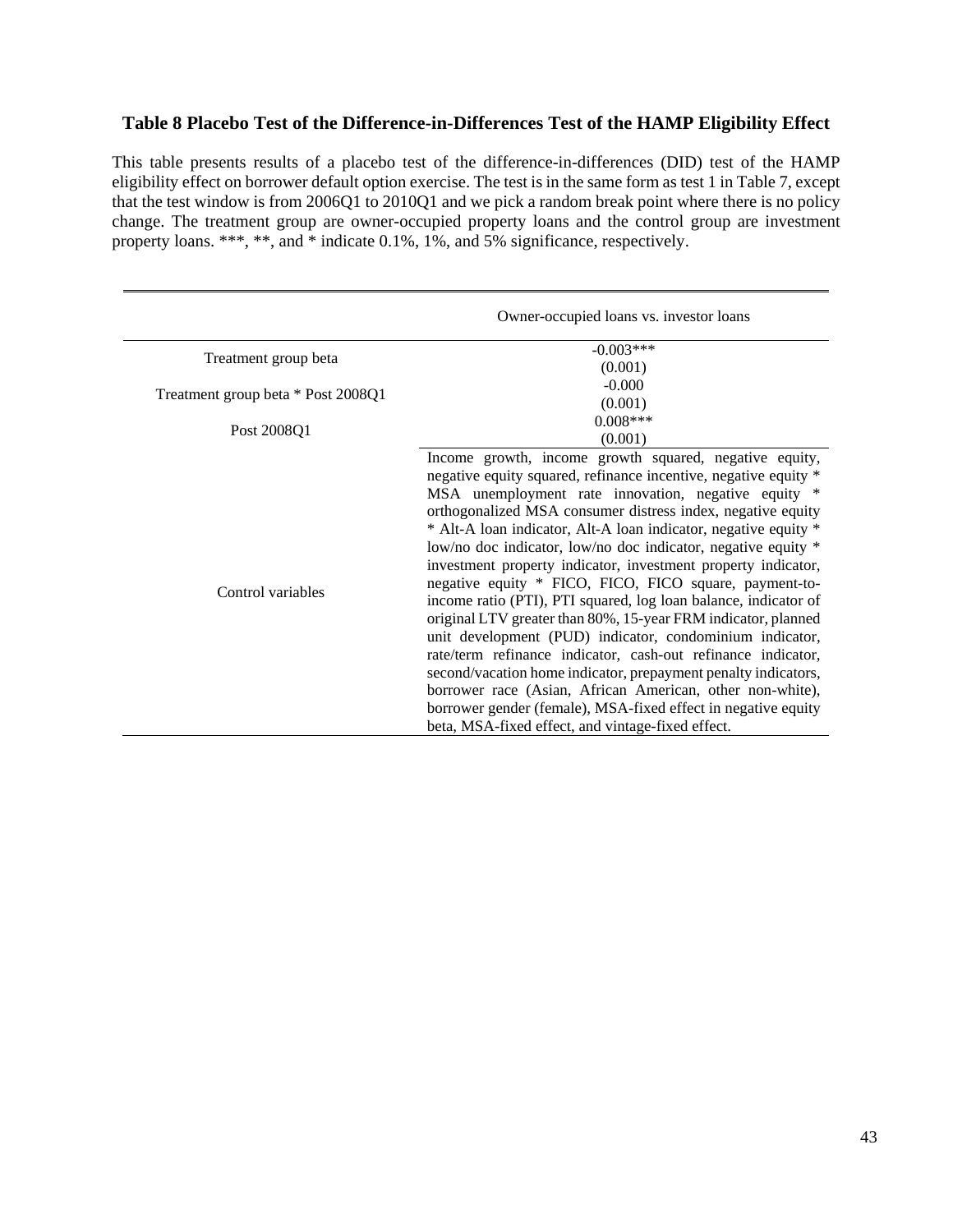**Table 8 Placebo Test of the Difference-in-Differences Test of the HAMP Eligibility Effect**

This table presents results of a placebo test of the difference-in-differences (DID) test of the HAMP eligibility effect on borrower default option exercise. The test is in the same form as test 1 in Table 7, except that the test window is from 2006Q1 to 2010Q1 and we pick a random break point where there is no policy change. The treatment group are owner-occupied property loans and the control group are investment property loans. ***, **, and * indicate 0.1%, 1%, and 5% significance, respectively.

| | Owner-occupied loans vs. investor loans |
|---|---|
| Treatment group beta | -0.003*** (0.001) |
| Treatment group beta * Post 2008Q1 | -0.000 (0.001) |
| Post 2008Q1 | 0.008*** (0.001) |
| Control variables | Income growth, income growth squared, negative equity, negative equity squared, refinance incentive, negative equity * MSA unemployment rate innovation, negative equity * orthogonalized MSA consumer distress index, negative equity * Alt-A loan indicator, Alt-A loan indicator, negative equity * low/no doc indicator, low/no doc indicator, negative equity * investment property indicator, investment property indicator, negative equity * FICO, FICO, FICO square, payment-to-income ratio (PTI), PTI squared, log loan balance, indicator of original LTV greater than 80%, 15-year FRM indicator, planned unit development (PUD) indicator, condominium indicator, rate/term refinance indicator, cash-out refinance indicator, second/vacation home indicator, prepayment penalty indicators, borrower race (Asian, African American, other non-white), borrower gender (female), MSA-fixed effect in negative equity beta, MSA-fixed effect, and vintage-fixed effect. |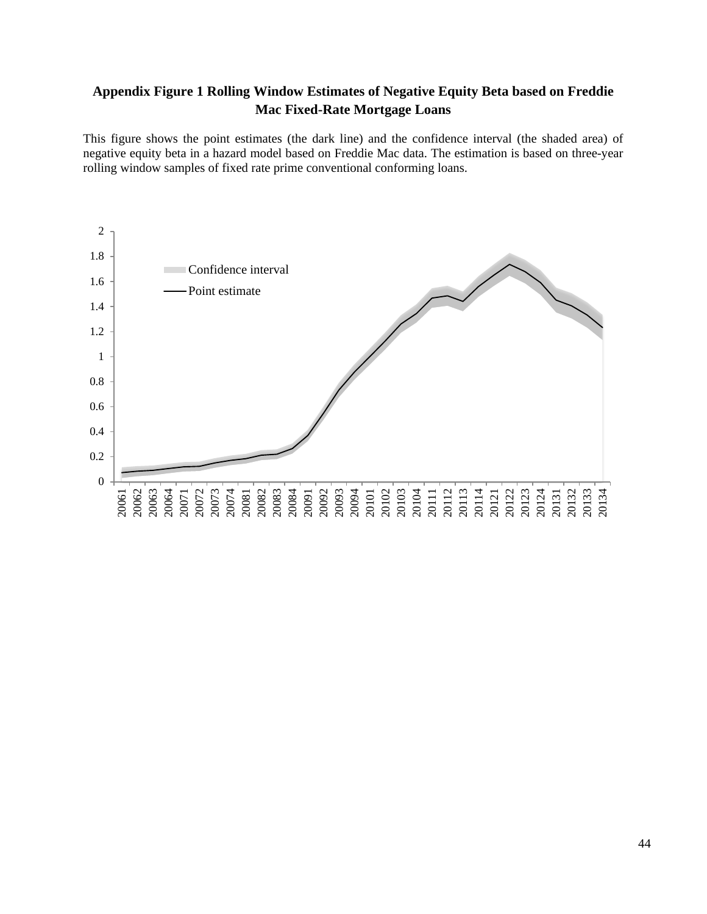**Appendix Figure 1 Rolling Window Estimates of Negative Equity Beta based on Freddie Mac Fixed-Rate Mortgage Loans**

This figure shows the point estimates (the dark line) and the confidence interval (the shaded area) of negative equity beta in a hazard model based on Freddie Mac data. The estimation is based on three-year rolling window samples of fixed rate prime conventional conforming loans.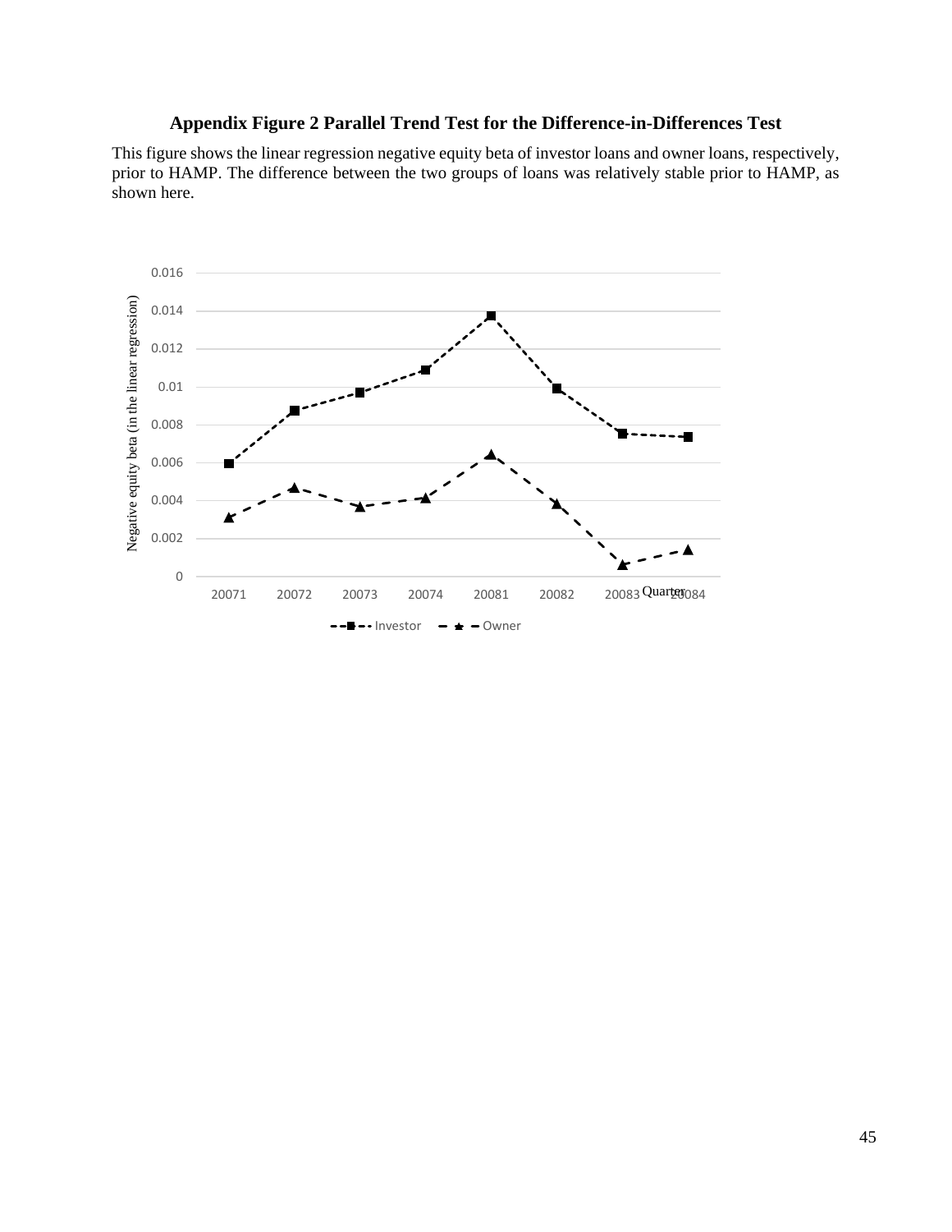**Appendix Figure 2 Parallel Trend Test for the Difference-in-Differences Test**

This figure shows the linear regression negative equity beta of investor loans and owner loans, respectively, prior to HAMP. The difference between the two groups of loans was relatively stable prior to HAMP, as shown here.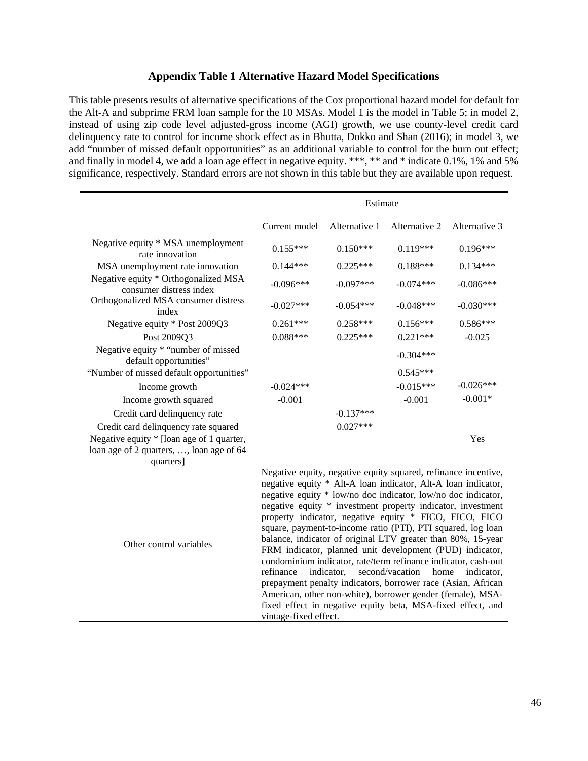### Appendix Table 1 Alternative Hazard Model Specifications

This table presents results of alternative specifications of the Cox proportional hazard model for default for the Alt-A and subprime FRM loan sample for the 10 MSAs. Model 1 is the model in Table 5; in model 2, instead of using zip code level adjusted-gross income (AGI) growth, we use county-level credit card delinquency rate to control for income shock effect as in Bhutta, Dokko and Shan (2016); in model 3, we add "number of missed default opportunities" as an additional variable to control for the burn out effect; and finally in model 4, we add a loan age effect in negative equity. ***, ** and * indicate 0.1%, 1% and 5% significance, respectively. Standard errors are not shown in this table but they are available upon request.

| | Estimate | | | |
|---|---|---|---|---|
| | Current model | Alternative 1 | Alternative 2 | Alternative 3 |
| Negative equity * MSA unemployment rate innovation | 0.155*** | 0.150*** | 0.119*** | 0.196*** |
| MSA unemployment rate innovation | 0.144*** | 0.225*** | 0.188*** | 0.134*** |
| Negative equity * Orthogonalized MSA consumer distress index | -0.096*** | -0.097*** | -0.074*** | -0.086*** |
| Orthogonalized MSA consumer distress index | -0.027*** | -0.054*** | -0.048*** | -0.030*** |
| Negative equity * Post 2009Q3 | 0.261*** | 0.258*** | 0.156*** | 0.586*** |
| Post 2009Q3 | 0.088*** | 0.225*** | 0.221*** | -0.025 |
| Negative equity * "number of missed default opportunities" | | | -0.304*** | |
| "Number of missed default opportunities" | | | 0.545*** | |
| Income growth | -0.024*** | | -0.015*** | -0.026*** |
| Income growth squared | -0.001 | | -0.001 | -0.001* |
| Credit card delinquency rate | | -0.137*** | | |
| Credit card delinquency rate squared | | 0.027*** | | |
| Negative equity * [loan age of 1 quarter, loan age of 2 quarters, …, loan age of 64 quarters] | | | | Yes |
| Other control variables | Negative equity, negative equity squared, refinance incentive, negative equity * Alt-A loan indicator, Alt-A loan indicator, negative equity * low/no doc indicator, low/no doc indicator, negative equity * investment property indicator, investment property indicator, negative equity * FICO, FICO, FICO square, payment-to-income ratio (PTI), PTI squared, log loan balance, indicator of original LTV greater than 80%, 15-year FRM indicator, planned unit development (PUD) indicator, condominium indicator, rate/term refinance indicator, cash-out refinance indicator, second/vacation home indicator, prepayment penalty indicators, borrower race (Asian, African American, other non-white), borrower gender (female), MSA-fixed effect in negative equity beta, MSA-fixed effect, and vintage-fixed effect. | | | |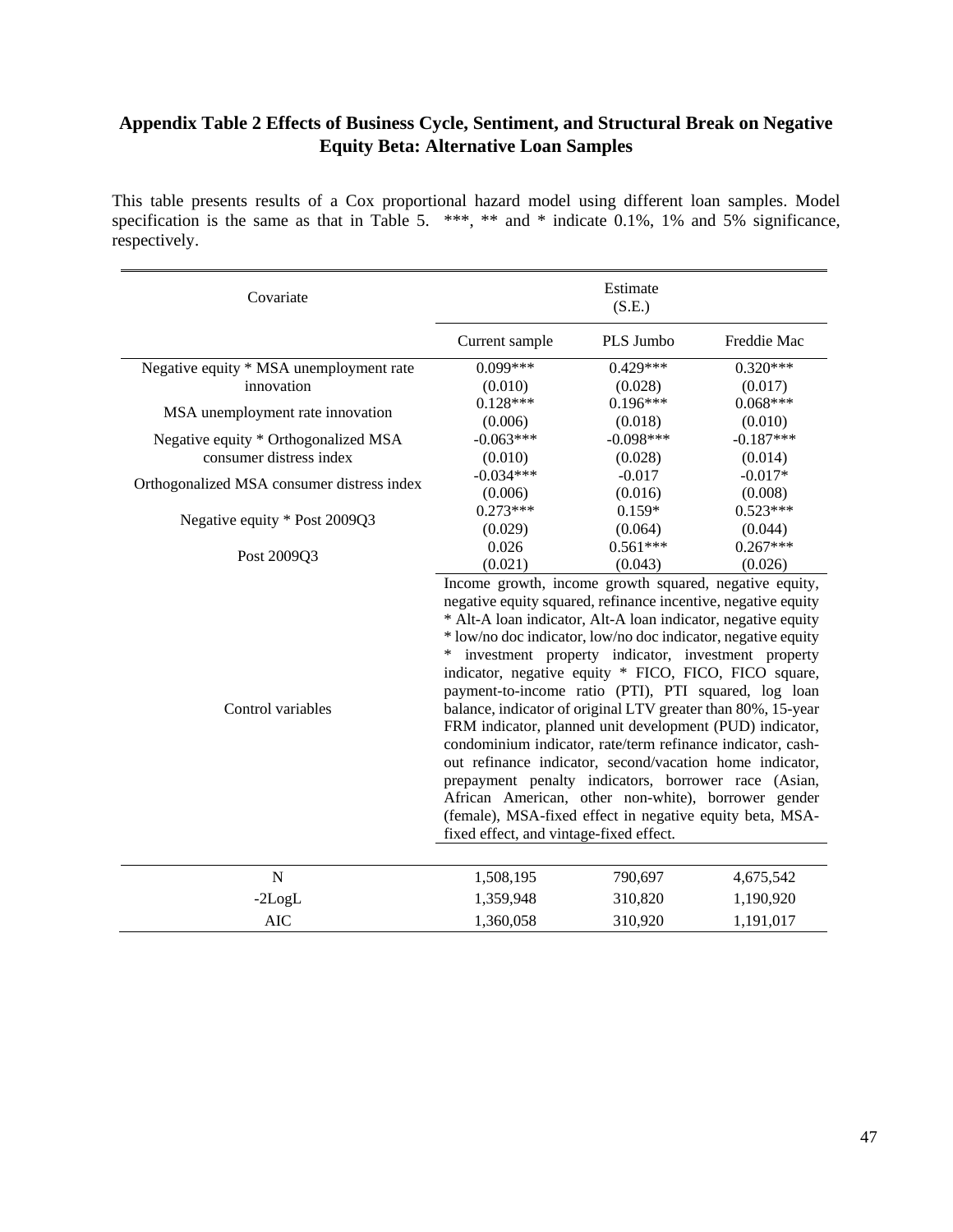**Appendix Table 2 Effects of Business Cycle, Sentiment, and Structural Break on Negative Equity Beta: Alternative Loan Samples**

This table presents results of a Cox proportional hazard model using different loan samples. Model specification is the same as that in Table 5. ***, ** and * indicate 0.1%, 1% and 5% significance, respectively.

| Covariate | Estimate (S.E.) | | |
|---|---|---|---|
| | Current sample | PLS Jumbo | Freddie Mac |
| Negative equity * MSA unemployment rate innovation | 0.099*** | 0.429*** | 0.320*** |
| | (0.010) | (0.028) | (0.017) |
| MSA unemployment rate innovation | 0.128*** | 0.196*** | 0.068*** |
| | (0.006) | (0.018) | (0.010) |
| Negative equity * Orthogonalized MSA consumer distress index | -0.063*** | -0.098*** | -0.187*** |
| | (0.010) | (0.028) | (0.014) |
| Orthogonalized MSA consumer distress index | -0.034*** | -0.017 | -0.017* |
| | (0.006) | (0.016) | (0.008) |
| Negative equity * Post 2009Q3 | 0.273*** | 0.159* | 0.523*** |
| | (0.029) | (0.064) | (0.044) |
| Post 2009Q3 | 0.026 | 0.561*** | 0.267*** |
| | (0.021) | (0.043) | (0.026) |
| Control variables | Income growth, income growth squared, negative equity, negative equity squared, refinance incentive, negative equity * Alt-A loan indicator, Alt-A loan indicator, negative equity * low/no doc indicator, low/no doc indicator, negative equity * investment property indicator, investment property indicator, negative equity * FICO, FICO, FICO square, payment-to-income ratio (PTI), PTI squared, log loan balance, indicator of original LTV greater than 80%, 15-year FRM indicator, planned unit development (PUD) indicator, condominium indicator, rate/term refinance indicator, cash-out refinance indicator, second/vacation home indicator, prepayment penalty indicators, borrower race (Asian, African American, other non-white), borrower gender (female), MSA-fixed effect in negative equity beta, MSA-fixed effect, and vintage-fixed effect. | | |
| N | 1,508,195 | 790,697 | 4,675,542 |
| -2LogL | 1,359,948 | 310,820 | 1,190,920 |
| AIC | 1,360,058 | 310,920 | 1,191,017 |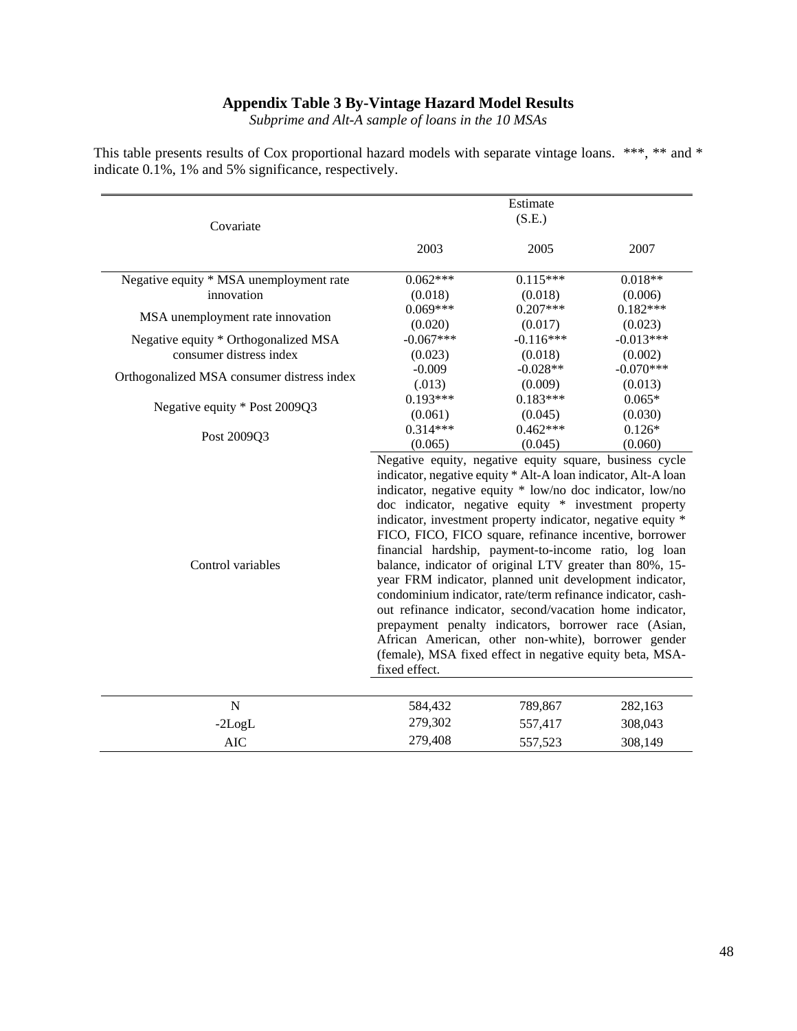# Appendix Table 3 By-Vintage Hazard Model Results

*Subprime and Alt-A sample of loans in the 10 MSAs*

This table presents results of Cox proportional hazard models with separate vintage loans. ***, ** and * indicate 0.1%, 1% and 5% significance, respectively.

| Covariate | Estimate (S.E.) | | |
|---|---|---|---|
| | 2003 | 2005 | 2007 |
| Negative equity * MSA unemployment rate innovation | 0.062*** | 0.115*** | 0.018** |
| | (0.018) | (0.018) | (0.006) |
| MSA unemployment rate innovation | 0.069*** | 0.207*** | 0.182*** |
| | (0.020) | (0.017) | (0.023) |
| Negative equity * Orthogonalized MSA consumer distress index | -0.067*** | -0.116*** | -0.013*** |
| | (0.023) | (0.018) | (0.002) |
| Orthogonalized MSA consumer distress index | -0.009 | -0.028** | -0.070*** |
| | (.013) | (0.009) | (0.013) |
| Negative equity * Post 2009Q3 | 0.193*** | 0.183*** | 0.065* |
| | (0.061) | (0.045) | (0.030) |
| Post 2009Q3 | 0.314*** | 0.462*** | 0.126* |
| | (0.065) | (0.045) | (0.060) |
| Control variables | Negative equity, negative equity square, business cycle indicator, negative equity * Alt-A loan indicator, Alt-A loan indicator, negative equity * low/no doc indicator, low/no doc indicator, negative equity * investment property indicator, investment property indicator, negative equity * FICO, FICO, FICO square, refinance incentive, borrower financial hardship, payment-to-income ratio, log loan balance, indicator of original LTV greater than 80%, 15-year FRM indicator, planned unit development indicator, condominium indicator, rate/term refinance indicator, cash-out refinance indicator, second/vacation home indicator, prepayment penalty indicators, borrower race (Asian, African American, other non-white), borrower gender (female), MSA fixed effect in negative equity beta, MSA-fixed effect. | | |
| N | 584,432 | 789,867 | 282,163 |
| -2LogL | 279,302 | 557,417 | 308,043 |
| AIC | 279,408 | 557,523 | 308,149 |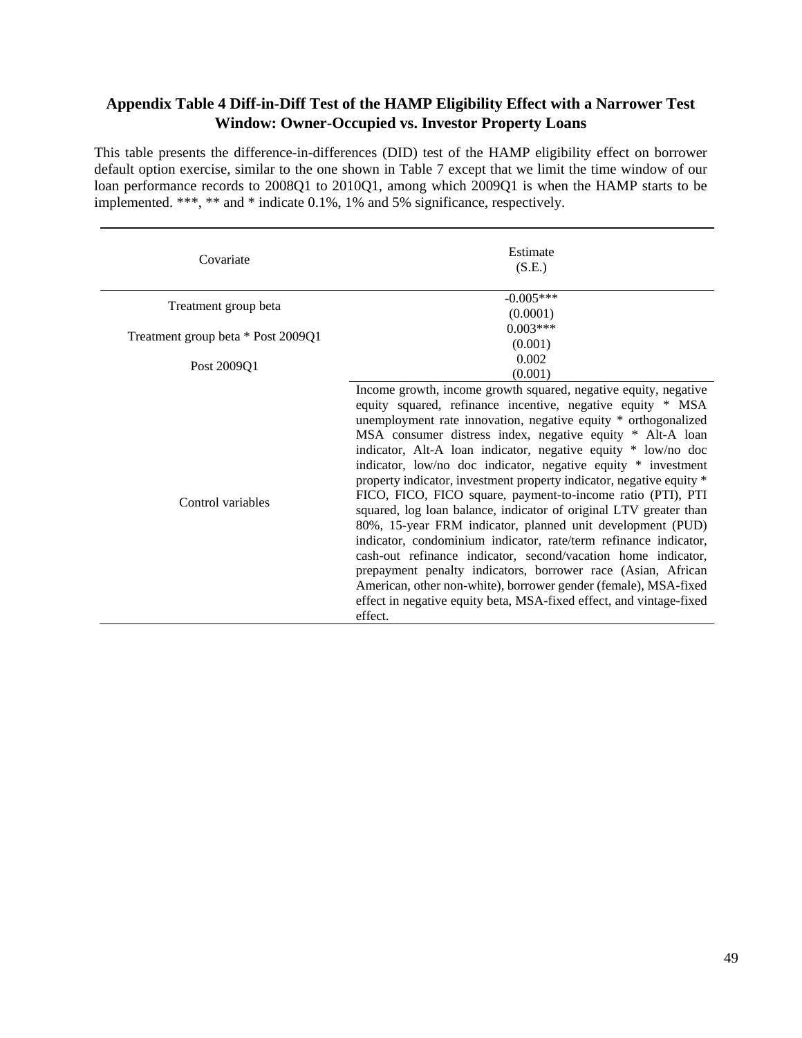### Appendix Table 4 Diff-in-Diff Test of the HAMP Eligibility Effect with a Narrower Test Window: Owner-Occupied vs. Investor Property Loans

This table presents the difference-in-differences (DID) test of the HAMP eligibility effect on borrower default option exercise, similar to the one shown in Table 7 except that we limit the time window of our loan performance records to 2008Q1 to 2010Q1, among which 2009Q1 is when the HAMP starts to be implemented. ***, ** and * indicate 0.1%, 1% and 5% significance, respectively.

| Covariate | Estimate (S.E.) |
| --- | --- |
| Treatment group beta | -0.005*** (0.0001) |
| Treatment group beta * Post 2009Q1 | 0.003*** (0.001) |
| Post 2009Q1 | 0.002 (0.001) |
| Control variables | Income growth, income growth squared, negative equity, negative equity squared, refinance incentive, negative equity * MSA unemployment rate innovation, negative equity * orthogonalized MSA consumer distress index, negative equity * Alt-A loan indicator, Alt-A loan indicator, negative equity * low/no doc indicator, low/no doc indicator, negative equity * investment property indicator, investment property indicator, negative equity * FICO, FICO, FICO square, payment-to-income ratio (PTI), PTI squared, log loan balance, indicator of original LTV greater than 80%, 15-year FRM indicator, planned unit development (PUD) indicator, condominium indicator, rate/term refinance indicator, cash-out refinance indicator, second/vacation home indicator, prepayment penalty indicators, borrower race (Asian, African American, other non-white), borrower gender (female), MSA-fixed effect in negative equity beta, MSA-fixed effect, and vintage-fixed effect. |